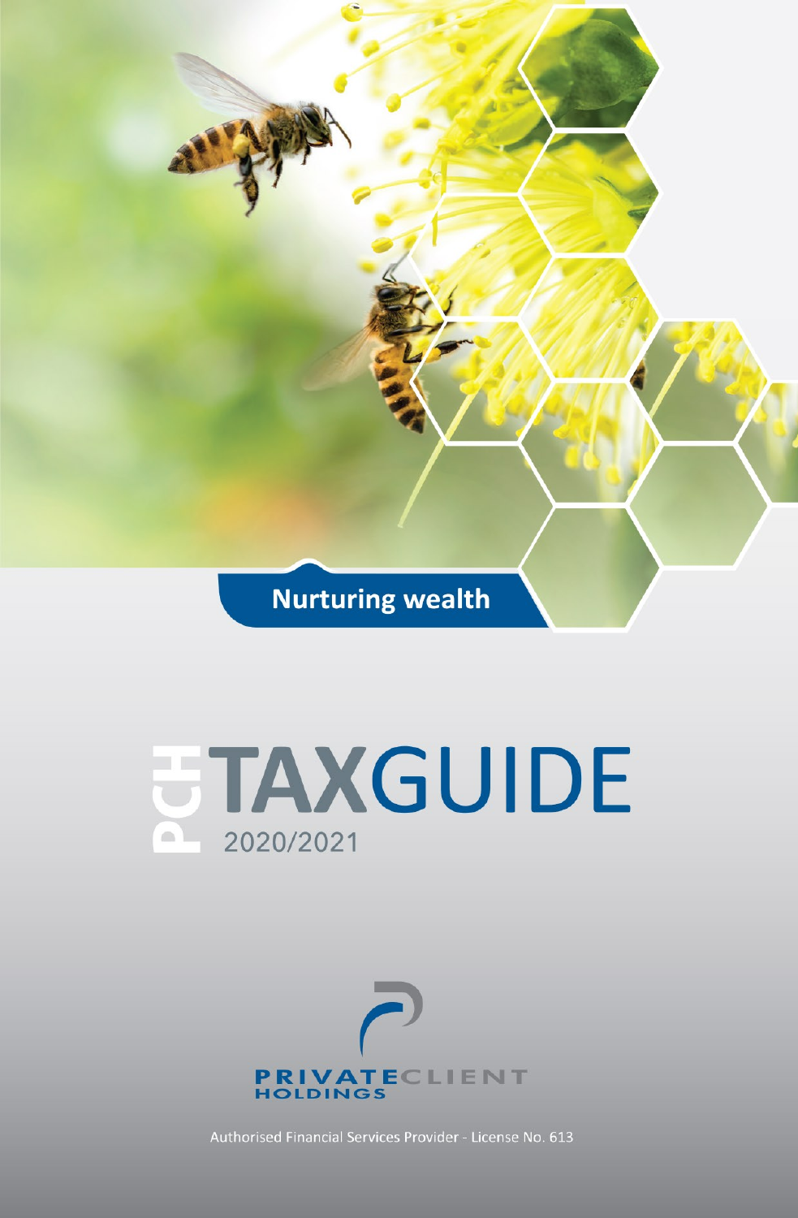Nurturing wealth

# PCH TAXGUIDE

2020/2021

PRIVATECLIENT HOLDINGS

Authorised Financial Services Provider - License No. 613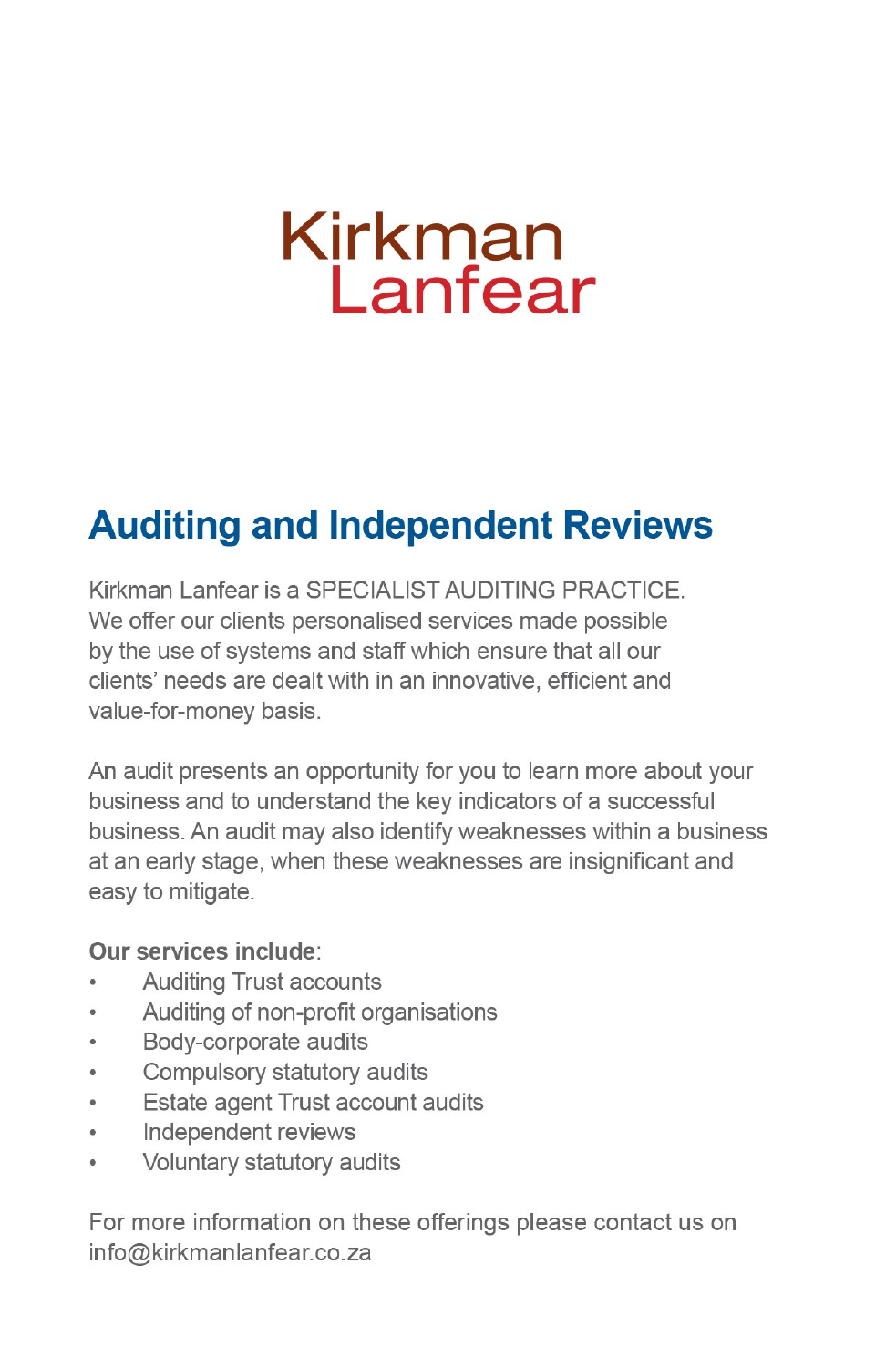Kirkman
Lanfear

## Auditing and Independent Reviews

Kirkman Lanfear is a SPECIALIST AUDITING PRACTICE. We offer our clients personalised services made possible by the use of systems and staff which ensure that all our clients' needs are dealt with in an innovative, efficient and value-for-money basis.

An audit presents an opportunity for you to learn more about your business and to understand the key indicators of a successful business. An audit may also identify weaknesses within a business at an early stage, when these weaknesses are insignificant and easy to mitigate.

**Our services include**:

- Auditing Trust accounts
- Auditing of non-profit organisations
- Body-corporate audits
- Compulsory statutory audits
- Estate agent Trust account audits
- Independent reviews
- Voluntary statutory audits

For more information on these offerings please contact us on info@kirkmanlanfear.co.za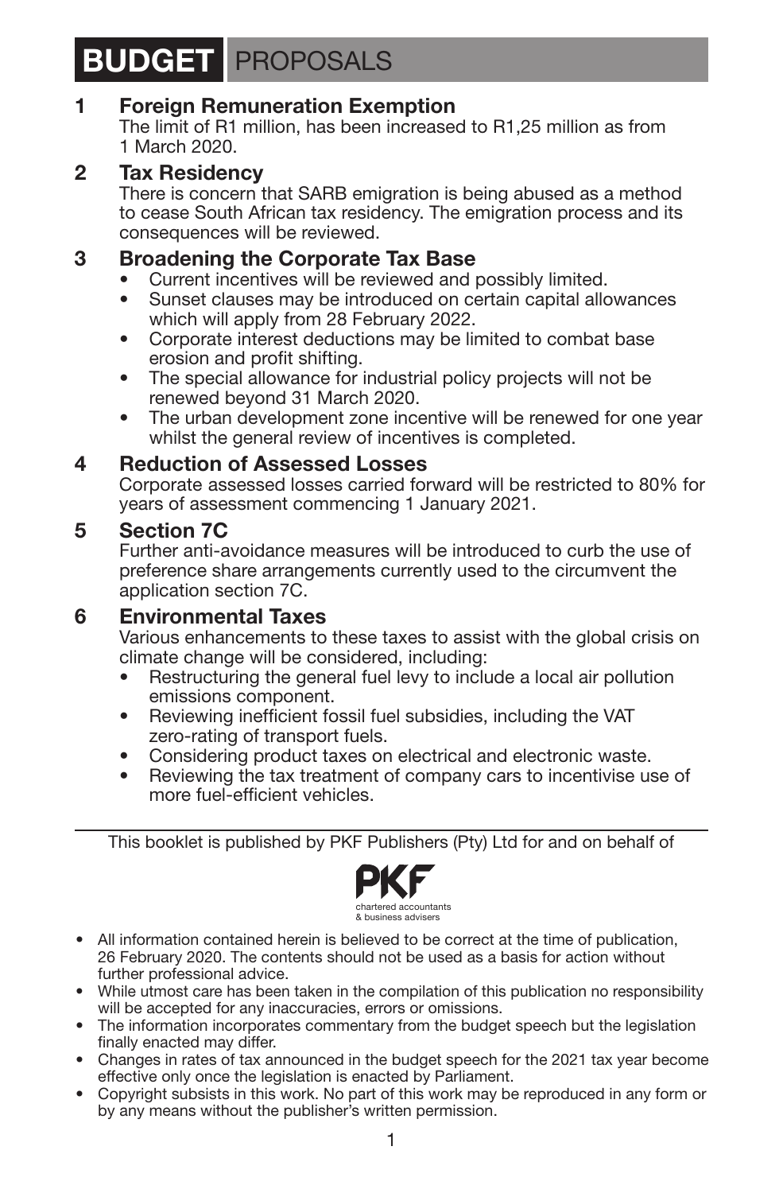# BUDGET PROPOSALS

## 1 Foreign Remuneration Exemption

The limit of R1 million, has been increased to R1,25 million as from 1 March 2020.

## 2 Tax Residency

There is concern that SARB emigration is being abused as a method to cease South African tax residency. The emigration process and its consequences will be reviewed.

## 3 Broadening the Corporate Tax Base

- Current incentives will be reviewed and possibly limited.
- Sunset clauses may be introduced on certain capital allowances which will apply from 28 February 2022.
- Corporate interest deductions may be limited to combat base erosion and profit shifting.
- The special allowance for industrial policy projects will not be renewed beyond 31 March 2020.
- The urban development zone incentive will be renewed for one year whilst the general review of incentives is completed.

## 4 Reduction of Assessed Losses

Corporate assessed losses carried forward will be restricted to 80% for years of assessment commencing 1 January 2021.

## 5 Section 7C

Further anti-avoidance measures will be introduced to curb the use of preference share arrangements currently used to the circumvent the application section 7C.

## 6 Environmental Taxes

Various enhancements to these taxes to assist with the global crisis on climate change will be considered, including:

- Restructuring the general fuel levy to include a local air pollution emissions component.
- Reviewing inefficient fossil fuel subsidies, including the VAT zero-rating of transport fuels.
- Considering product taxes on electrical and electronic waste.
- Reviewing the tax treatment of company cars to incentivise use of more fuel-efficient vehicles.

---

This booklet is published by PKF Publishers (Pty) Ltd for and on behalf of

PKF chartered accountants & business advisers

- All information contained herein is believed to be correct at the time of publication, 26 February 2020. The contents should not be used as a basis for action without further professional advice.
- While utmost care has been taken in the compilation of this publication no responsibility will be accepted for any inaccuracies, errors or omissions.
- The information incorporates commentary from the budget speech but the legislation finally enacted may differ.
- Changes in rates of tax announced in the budget speech for the 2021 tax year become effective only once the legislation is enacted by Parliament.
- Copyright subsists in this work. No part of this work may be reproduced in any form or by any means without the publisher's written permission.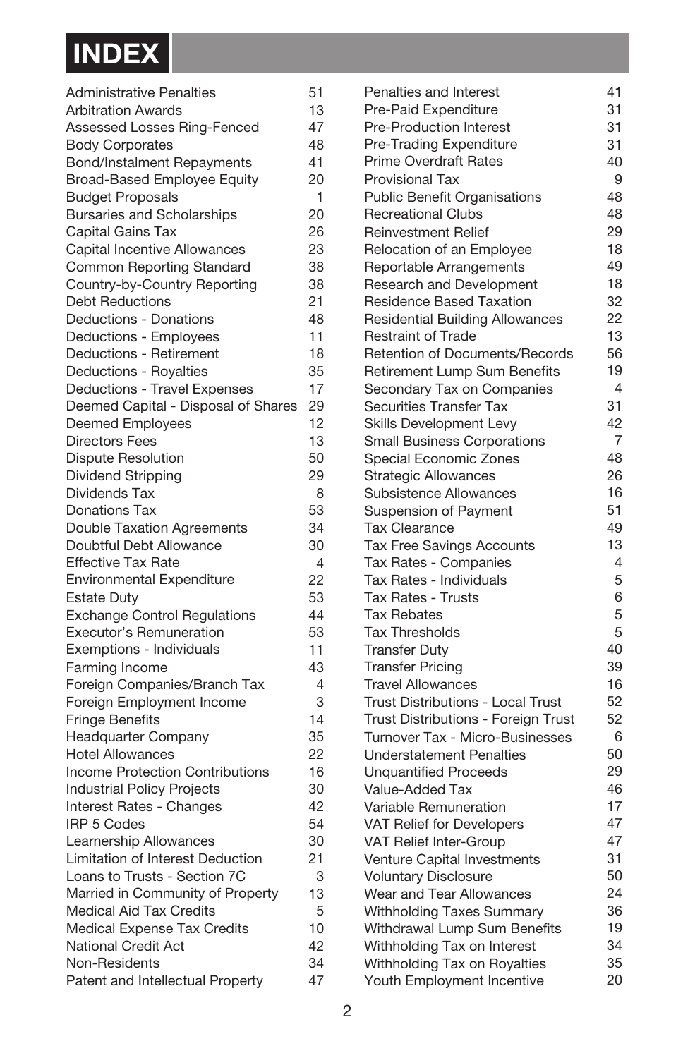# INDEX

| Topic | Page |
|---|---|
| Administrative Penalties | 51 |
| Arbitration Awards | 13 |
| Assessed Losses Ring-Fenced | 47 |
| Body Corporates | 48 |
| Bond/Instalment Repayments | 41 |
| Broad-Based Employee Equity | 20 |
| Budget Proposals | 1 |
| Bursaries and Scholarships | 20 |
| Capital Gains Tax | 26 |
| Capital Incentive Allowances | 23 |
| Common Reporting Standard | 38 |
| Country-by-Country Reporting | 38 |
| Debt Reductions | 21 |
| Deductions - Donations | 48 |
| Deductions - Employees | 11 |
| Deductions - Retirement | 18 |
| Deductions - Royalties | 35 |
| Deductions - Travel Expenses | 17 |
| Deemed Capital - Disposal of Shares | 29 |
| Deemed Employees | 12 |
| Directors Fees | 13 |
| Dispute Resolution | 50 |
| Dividend Stripping | 29 |
| Dividends Tax | 8 |
| Donations Tax | 53 |
| Double Taxation Agreements | 34 |
| Doubtful Debt Allowance | 30 |
| Effective Tax Rate | 4 |
| Environmental Expenditure | 22 |
| Estate Duty | 53 |
| Exchange Control Regulations | 44 |
| Executor's Remuneration | 53 |
| Exemptions - Individuals | 11 |
| Farming Income | 43 |
| Foreign Companies/Branch Tax | 4 |
| Foreign Employment Income | 3 |
| Fringe Benefits | 14 |
| Headquarter Company | 35 |
| Hotel Allowances | 22 |
| Income Protection Contributions | 16 |
| Industrial Policy Projects | 30 |
| Interest Rates - Changes | 42 |
| IRP 5 Codes | 54 |
| Learnership Allowances | 30 |
| Limitation of Interest Deduction | 21 |
| Loans to Trusts - Section 7C | 3 |
| Married in Community of Property | 13 |
| Medical Aid Tax Credits | 5 |
| Medical Expense Tax Credits | 10 |
| National Credit Act | 42 |
| Non-Residents | 34 |
| Patent and Intellectual Property | 47 |
| Penalties and Interest | 41 |
| Pre-Paid Expenditure | 31 |
| Pre-Production Interest | 31 |
| Pre-Trading Expenditure | 31 |
| Prime Overdraft Rates | 40 |
| Provisional Tax | 9 |
| Public Benefit Organisations | 48 |
| Recreational Clubs | 48 |
| Reinvestment Relief | 29 |
| Relocation of an Employee | 18 |
| Reportable Arrangements | 49 |
| Research and Development | 18 |
| Residence Based Taxation | 32 |
| Residential Building Allowances | 22 |
| Restraint of Trade | 13 |
| Retention of Documents/Records | 56 |
| Retirement Lump Sum Benefits | 19 |
| Secondary Tax on Companies | 4 |
| Securities Transfer Tax | 31 |
| Skills Development Levy | 42 |
| Small Business Corporations | 7 |
| Special Economic Zones | 48 |
| Strategic Allowances | 26 |
| Subsistence Allowances | 16 |
| Suspension of Payment | 51 |
| Tax Clearance | 49 |
| Tax Free Savings Accounts | 13 |
| Tax Rates - Companies | 4 |
| Tax Rates - Individuals | 5 |
| Tax Rates - Trusts | 6 |
| Tax Rebates | 5 |
| Tax Thresholds | 5 |
| Transfer Duty | 40 |
| Transfer Pricing | 39 |
| Travel Allowances | 16 |
| Trust Distributions - Local Trust | 52 |
| Trust Distributions - Foreign Trust | 52 |
| Turnover Tax - Micro-Businesses | 6 |
| Understatement Penalties | 50 |
| Unquantified Proceeds | 29 |
| Value-Added Tax | 46 |
| Variable Remuneration | 17 |
| VAT Relief for Developers | 47 |
| VAT Relief Inter-Group | 47 |
| Venture Capital Investments | 31 |
| Voluntary Disclosure | 50 |
| Wear and Tear Allowances | 24 |
| Withholding Taxes Summary | 36 |
| Withdrawal Lump Sum Benefits | 19 |
| Withholding Tax on Interest | 34 |
| Withholding Tax on Royalties | 35 |
| Youth Employment Incentive | 20 |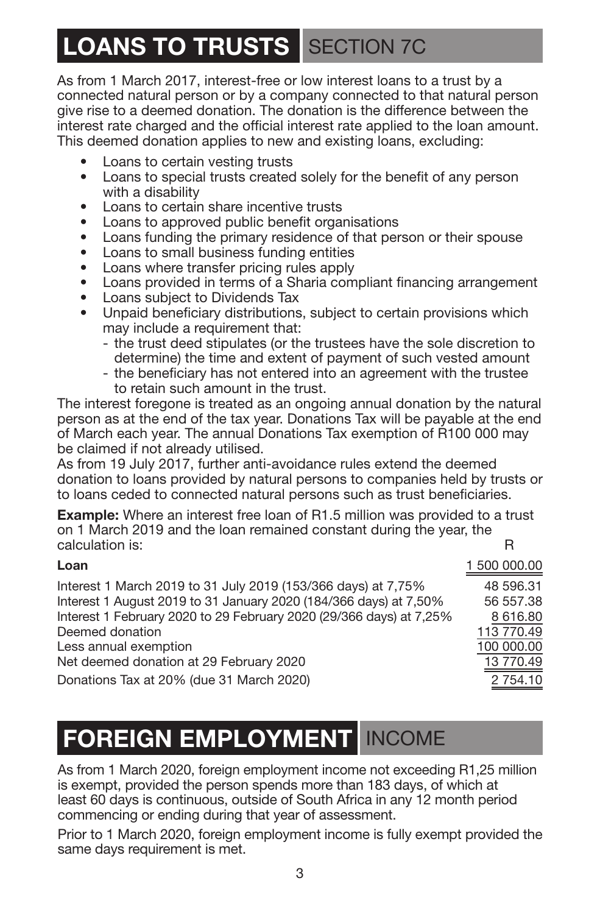# LOANS TO TRUSTS SECTION 7C

As from 1 March 2017, interest-free or low interest loans to a trust by a connected natural person or by a company connected to that natural person give rise to a deemed donation. The donation is the difference between the interest rate charged and the official interest rate applied to the loan amount. This deemed donation applies to new and existing loans, excluding:

- Loans to certain vesting trusts
- Loans to special trusts created solely for the benefit of any person with a disability
- Loans to certain share incentive trusts
- Loans to approved public benefit organisations
- Loans funding the primary residence of that person or their spouse
- Loans to small business funding entities
- Loans where transfer pricing rules apply
- Loans provided in terms of a Sharia compliant financing arrangement
- Loans subject to Dividends Tax
- Unpaid beneficiary distributions, subject to certain provisions which may include a requirement that:
  - the trust deed stipulates (or the trustees have the sole discretion to determine) the time and extent of payment of such vested amount
  - the beneficiary has not entered into an agreement with the trustee to retain such amount in the trust.

The interest foregone is treated as an ongoing annual donation by the natural person as at the end of the tax year. Donations Tax will be payable at the end of March each year. The annual Donations Tax exemption of R100 000 may be claimed if not already utilised.

As from 19 July 2017, further anti-avoidance rules extend the deemed donation to loans provided by natural persons to companies held by trusts or to loans ceded to connected natural persons such as trust beneficiaries.

**Example:** Where an interest free loan of R1.5 million was provided to a trust on 1 March 2019 and the loan remained constant during the year, the calculation is:

| | R |
|---|---|
| **Loan** | 1 500 000.00 |
| Interest 1 March 2019 to 31 July 2019 (153/366 days) at 7,75% | 48 596.31 |
| Interest 1 August 2019 to 31 January 2020 (184/366 days) at 7,50% | 56 557.38 |
| Interest 1 February 2020 to 29 February 2020 (29/366 days) at 7,25% | 8 616.80 |
| Deemed donation | 113 770.49 |
| Less annual exemption | 100 000.00 |
| Net deemed donation at 29 February 2020 | 13 770.49 |
| Donations Tax at 20% (due 31 March 2020) | 2 754.10 |

# FOREIGN EMPLOYMENT INCOME

As from 1 March 2020, foreign employment income not exceeding R1,25 million is exempt, provided the person spends more than 183 days, of which at least 60 days is continuous, outside of South Africa in any 12 month period commencing or ending during that year of assessment.

Prior to 1 March 2020, foreign employment income is fully exempt provided the same days requirement is met.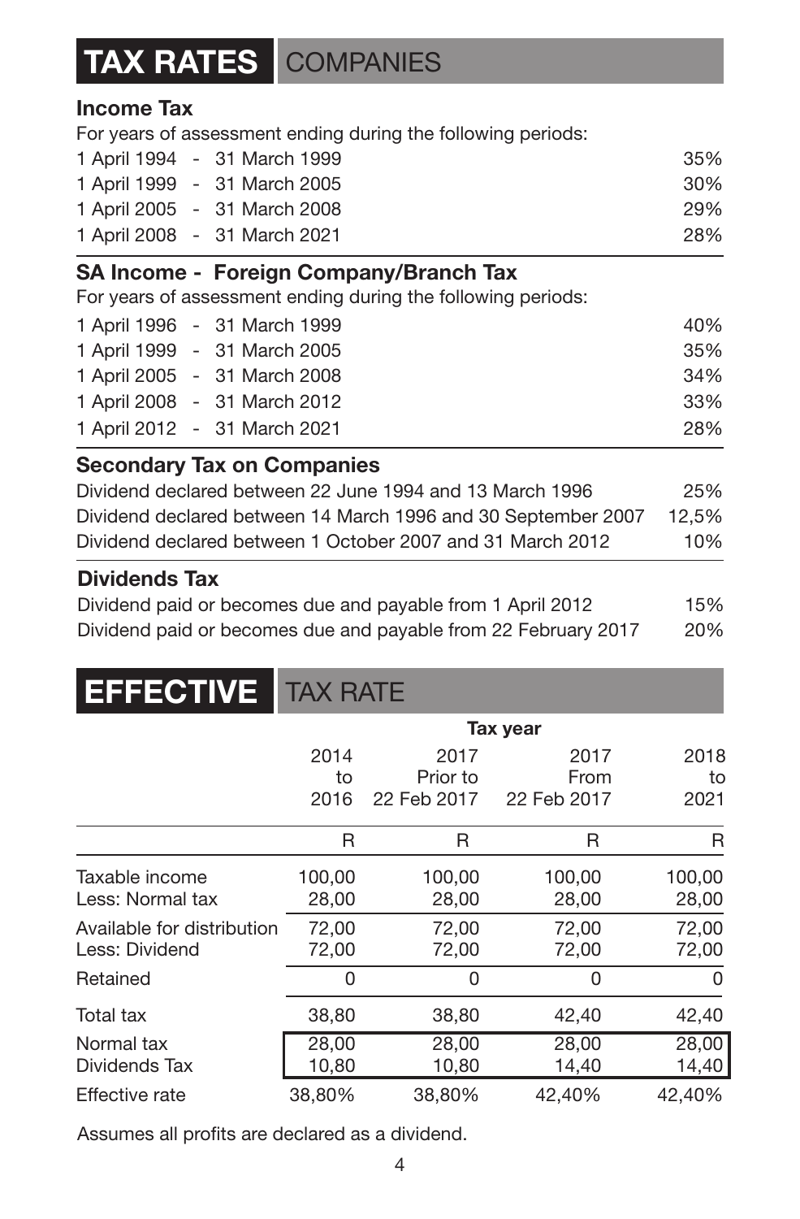# TAX RATES COMPANIES

### Income Tax

For years of assessment ending during the following periods:

| Period | Rate |
|---|---|
| 1 April 1994 - 31 March 1999 | 35% |
| 1 April 1999 - 31 March 2005 | 30% |
| 1 April 2005 - 31 March 2008 | 29% |
| 1 April 2008 - 31 March 2021 | 28% |

### SA Income - Foreign Company/Branch Tax

For years of assessment ending during the following periods:

| Period | Rate |
|---|---|
| 1 April 1996 - 31 March 1999 | 40% |
| 1 April 1999 - 31 March 2005 | 35% |
| 1 April 2005 - 31 March 2008 | 34% |
| 1 April 2008 - 31 March 2012 | 33% |
| 1 April 2012 - 31 March 2021 | 28% |

### Secondary Tax on Companies

| Dividend | Rate |
|---|---|
| Dividend declared between 22 June 1994 and 13 March 1996 | 25% |
| Dividend declared between 14 March 1996 and 30 September 2007 | 12,5% |
| Dividend declared between 1 October 2007 and 31 March 2012 | 10% |

### Dividends Tax

| Dividend | Rate |
|---|---|
| Dividend paid or becomes due and payable from 1 April 2012 | 15% |
| Dividend paid or becomes due and payable from 22 February 2017 | 20% |

# EFFECTIVE TAX RATE

| | Tax year | | | |
|---|---|---|---|---|
| | 2014 to 2016 | 2017 Prior to 22 Feb 2017 | 2017 From 22 Feb 2017 | 2018 to 2021 |
| | R | R | R | R |
| Taxable income | 100,00 | 100,00 | 100,00 | 100,00 |
| Less: Normal tax | 28,00 | 28,00 | 28,00 | 28,00 |
| Available for distribution | 72,00 | 72,00 | 72,00 | 72,00 |
| Less: Dividend | 72,00 | 72,00 | 72,00 | 72,00 |
| Retained | 0 | 0 | 0 | 0 |
| Total tax | 38,80 | 38,80 | 42,40 | 42,40 |
| Normal tax | 28,00 | 28,00 | 28,00 | 28,00 |
| Dividends Tax | 10,80 | 10,80 | 14,40 | 14,40 |
| Effective rate | 38,80% | 38,80% | 42,40% | 42,40% |

Assumes all profits are declared as a dividend.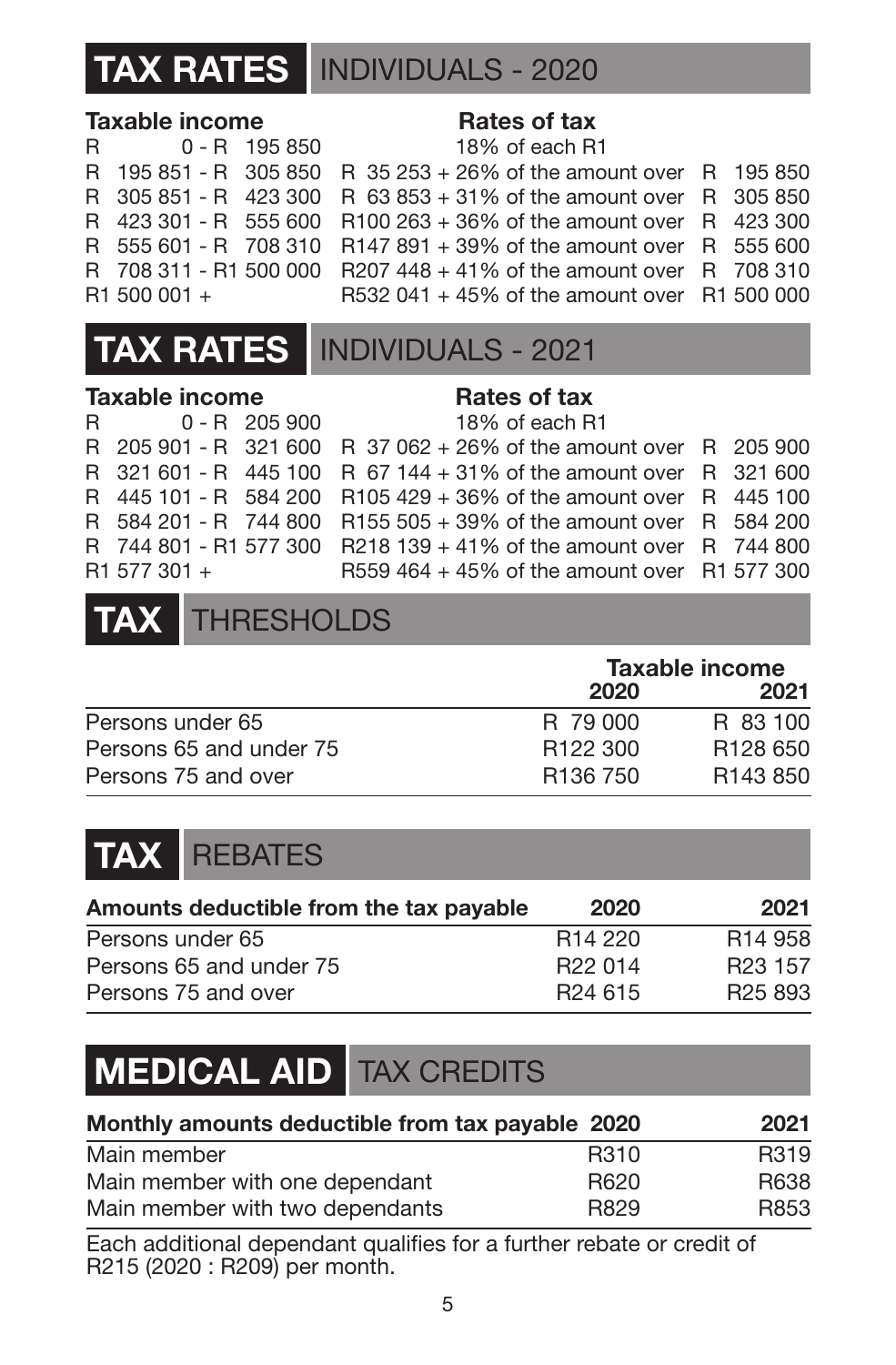## TAX RATES INDIVIDUALS - 2020

| Taxable income | Rates of tax |
|---|---|
| R 0 - R 195 850 | 18% of each R1 |
| R 195 851 - R 305 850 | R 35 253 + 26% of the amount over R 195 850 |
| R 305 851 - R 423 300 | R 63 853 + 31% of the amount over R 305 850 |
| R 423 301 - R 555 600 | R100 263 + 36% of the amount over R 423 300 |
| R 555 601 - R 708 310 | R147 891 + 39% of the amount over R 555 600 |
| R 708 311 - R1 500 000 | R207 448 + 41% of the amount over R 708 310 |
| R1 500 001 + | R532 041 + 45% of the amount over R1 500 000 |

## TAX RATES INDIVIDUALS - 2021

| Taxable income | Rates of tax |
|---|---|
| R 0 - R 205 900 | 18% of each R1 |
| R 205 901 - R 321 600 | R 37 062 + 26% of the amount over R 205 900 |
| R 321 601 - R 445 100 | R 67 144 + 31% of the amount over R 321 600 |
| R 445 101 - R 584 200 | R105 429 + 36% of the amount over R 445 100 |
| R 584 201 - R 744 800 | R155 505 + 39% of the amount over R 584 200 |
| R 744 801 - R1 577 300 | R218 139 + 41% of the amount over R 744 800 |
| R1 577 301 + | R559 464 + 45% of the amount over R1 577 300 |

## TAX THRESHOLDS

| | Taxable income | |
|---|---|---|
| | **2020** | **2021** |
| Persons under 65 | R 79 000 | R 83 100 |
| Persons 65 and under 75 | R122 300 | R128 650 |
| Persons 75 and over | R136 750 | R143 850 |

## TAX REBATES

| **Amounts deductible from the tax payable** | **2020** | **2021** |
|---|---|---|
| Persons under 65 | R14 220 | R14 958 |
| Persons 65 and under 75 | R22 014 | R23 157 |
| Persons 75 and over | R24 615 | R25 893 |

## MEDICAL AID TAX CREDITS

| **Monthly amounts deductible from tax payable** | **2020** | **2021** |
|---|---|---|
| Main member | R310 | R319 |
| Main member with one dependant | R620 | R638 |
| Main member with two dependants | R829 | R853 |

Each additional dependant qualifies for a further rebate or credit of R215 (2020 : R209) per month.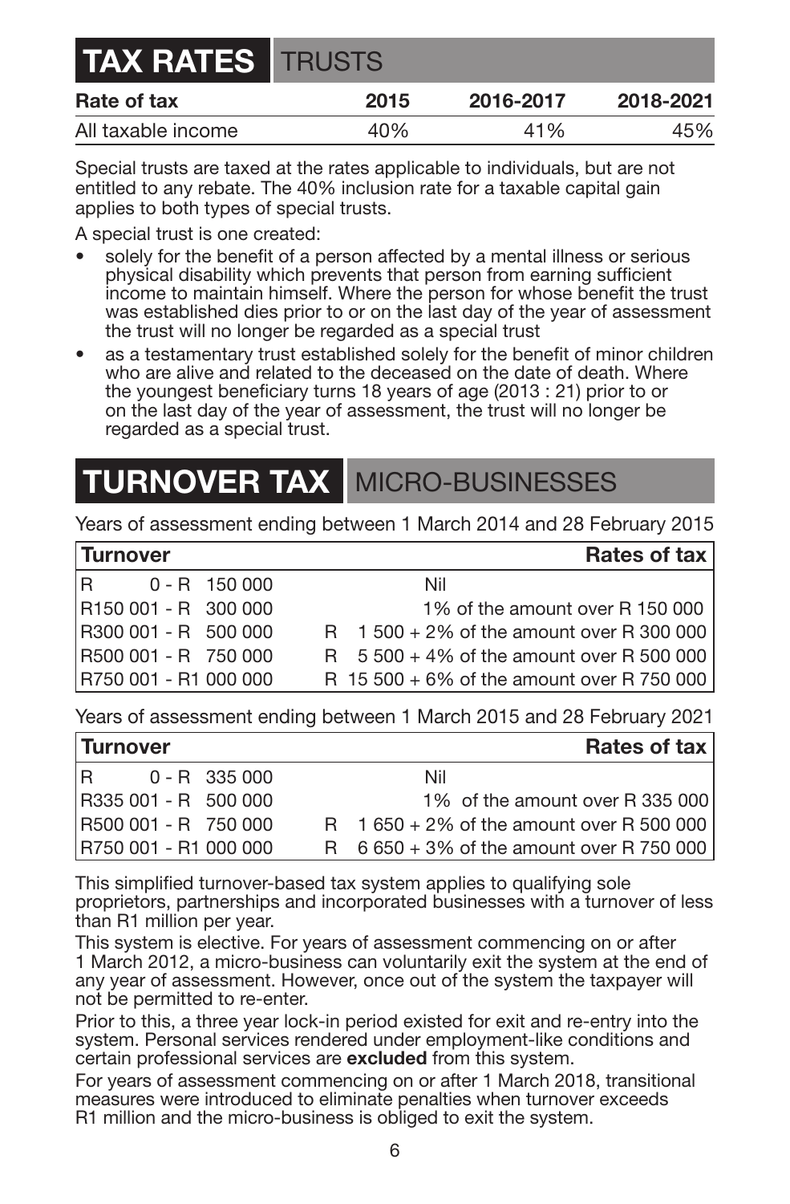# TAX RATES TRUSTS

| Rate of tax | 2015 | 2016-2017 | 2018-2021 |
|---|---|---|---|
| All taxable income | 40% | 41% | 45% |

Special trusts are taxed at the rates applicable to individuals, but are not entitled to any rebate. The 40% inclusion rate for a taxable capital gain applies to both types of special trusts.

A special trust is one created:

- solely for the benefit of a person affected by a mental illness or serious physical disability which prevents that person from earning sufficient income to maintain himself. Where the person for whose benefit the trust was established dies prior to or on the last day of the year of assessment the trust will no longer be regarded as a special trust
- as a testamentary trust established solely for the benefit of minor children who are alive and related to the deceased on the date of death. Where the youngest beneficiary turns 18 years of age (2013 : 21) prior to or on the last day of the year of assessment, the trust will no longer be regarded as a special trust.

# TURNOVER TAX MICRO-BUSINESSES

Years of assessment ending between 1 March 2014 and 28 February 2015

| Turnover | Rates of tax |
|---|---|
| R 0 - R 150 000 | Nil |
| R150 001 - R 300 000 | 1% of the amount over R 150 000 |
| R300 001 - R 500 000 | R 1 500 + 2% of the amount over R 300 000 |
| R500 001 - R 750 000 | R 5 500 + 4% of the amount over R 500 000 |
| R750 001 - R1 000 000 | R 15 500 + 6% of the amount over R 750 000 |

Years of assessment ending between 1 March 2015 and 28 February 2021

| Turnover | Rates of tax |
|---|---|
| R 0 - R 335 000 | Nil |
| R335 001 - R 500 000 | 1% of the amount over R 335 000 |
| R500 001 - R 750 000 | R 1 650 + 2% of the amount over R 500 000 |
| R750 001 - R1 000 000 | R 6 650 + 3% of the amount over R 750 000 |

This simplified turnover-based tax system applies to qualifying sole proprietors, partnerships and incorporated businesses with a turnover of less than R1 million per year.

This system is elective. For years of assessment commencing on or after 1 March 2012, a micro-business can voluntarily exit the system at the end of any year of assessment. However, once out of the system the taxpayer will not be permitted to re-enter.

Prior to this, a three year lock-in period existed for exit and re-entry into the system. Personal services rendered under employment-like conditions and certain professional services are **excluded** from this system.

For years of assessment commencing on or after 1 March 2018, transitional measures were introduced to eliminate penalties when turnover exceeds R1 million and the micro-business is obliged to exit the system.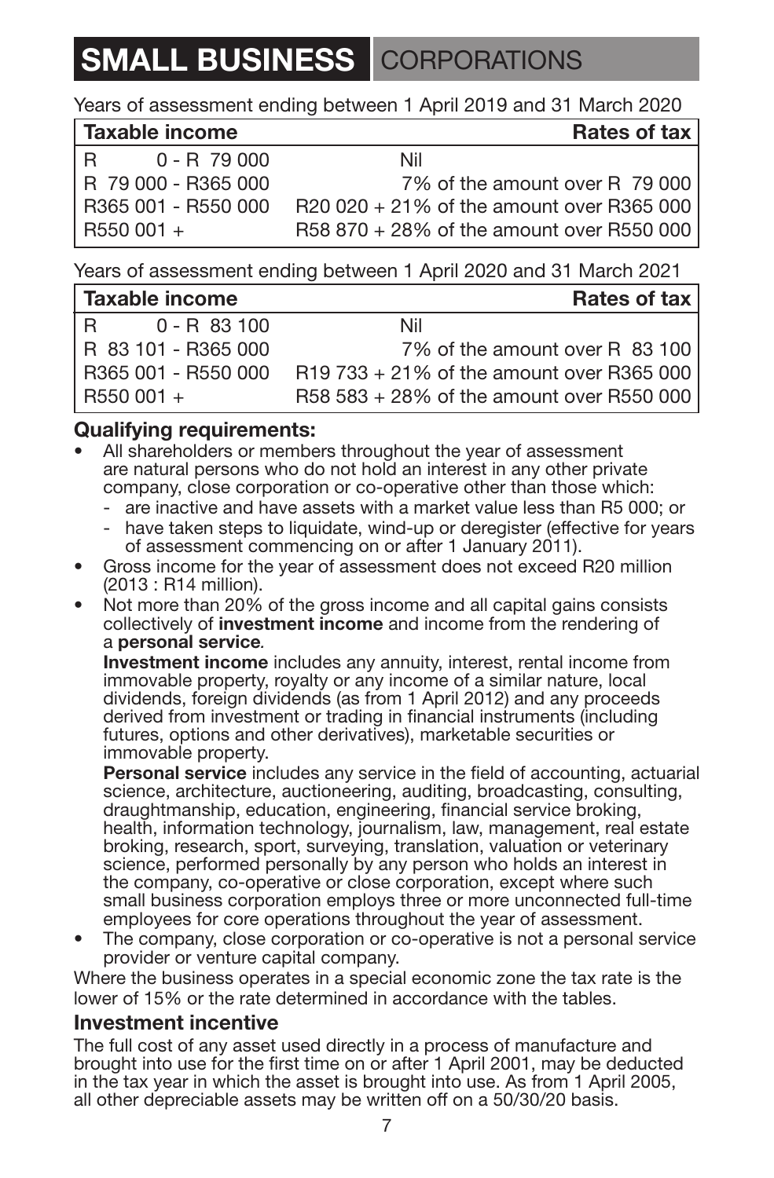# SMALL BUSINESS CORPORATIONS

Years of assessment ending between 1 April 2019 and 31 March 2020

| Taxable income | Rates of tax |
|---|---|
| R 0 - R 79 000 | Nil |
| R 79 000 - R365 000 | 7% of the amount over R 79 000 |
| R365 001 - R550 000 | R20 020 + 21% of the amount over R365 000 |
| R550 001 + | R58 870 + 28% of the amount over R550 000 |

Years of assessment ending between 1 April 2020 and 31 March 2021

| Taxable income | Rates of tax |
|---|---|
| R 0 - R 83 100 | Nil |
| R 83 101 - R365 000 | 7% of the amount over R 83 100 |
| R365 001 - R550 000 | R19 733 + 21% of the amount over R365 000 |
| R550 001 + | R58 583 + 28% of the amount over R550 000 |

## Qualifying requirements:

- All shareholders or members throughout the year of assessment are natural persons who do not hold an interest in any other private company, close corporation or co-operative other than those which:
  - are inactive and have assets with a market value less than R5 000; or
  - have taken steps to liquidate, wind-up or deregister (effective for years of assessment commencing on or after 1 January 2011).
- Gross income for the year of assessment does not exceed R20 million (2013 : R14 million).
- Not more than 20% of the gross income and all capital gains consists collectively of **investment income** and income from the rendering of a **personal service**.

  **Investment income** includes any annuity, interest, rental income from immovable property, royalty or any income of a similar nature, local dividends, foreign dividends (as from 1 April 2012) and any proceeds derived from investment or trading in financial instruments (including futures, options and other derivatives), marketable securities or immovable property.

  **Personal service** includes any service in the field of accounting, actuarial science, architecture, auctioneering, auditing, broadcasting, consulting, draughtmanship, education, engineering, financial service broking, health, information technology, journalism, law, management, real estate broking, research, sport, surveying, translation, valuation or veterinary science, performed personally by any person who holds an interest in the company, co-operative or close corporation, except where such small business corporation employs three or more unconnected full-time employees for core operations throughout the year of assessment.
- The company, close corporation or co-operative is not a personal service provider or venture capital company.

Where the business operates in a special economic zone the tax rate is the lower of 15% or the rate determined in accordance with the tables.

## Investment incentive

The full cost of any asset used directly in a process of manufacture and brought into use for the first time on or after 1 April 2001, may be deducted in the tax year in which the asset is brought into use. As from 1 April 2005, all other depreciable assets may be written off on a 50/30/20 basis.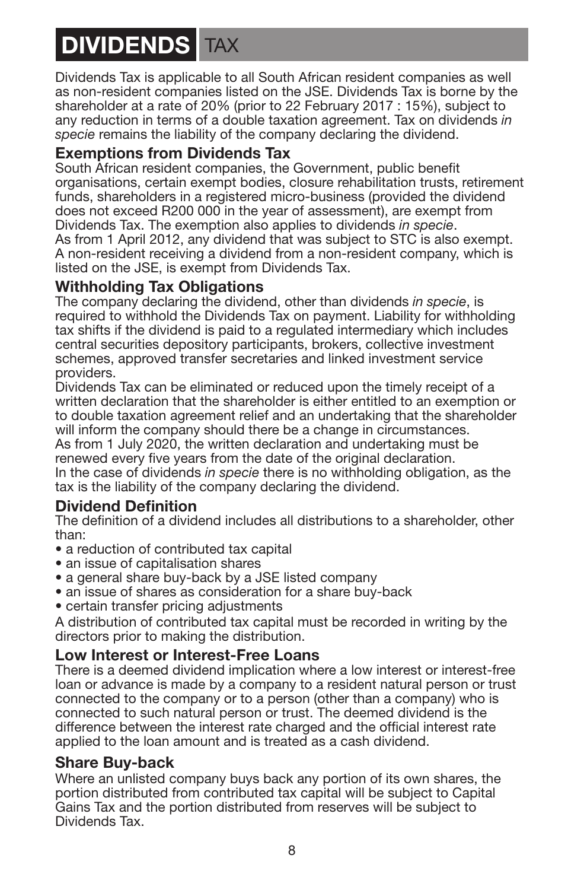# DIVIDENDS TAX

Dividends Tax is applicable to all South African resident companies as well as non-resident companies listed on the JSE. Dividends Tax is borne by the shareholder at a rate of 20% (prior to 22 February 2017 : 15%), subject to any reduction in terms of a double taxation agreement. Tax on dividends *in specie* remains the liability of the company declaring the dividend.

## Exemptions from Dividends Tax

South African resident companies, the Government, public benefit organisations, certain exempt bodies, closure rehabilitation trusts, retirement funds, shareholders in a registered micro-business (provided the dividend does not exceed R200 000 in the year of assessment), are exempt from Dividends Tax. The exemption also applies to dividends *in specie*.
As from 1 April 2012, any dividend that was subject to STC is also exempt.
A non-resident receiving a dividend from a non-resident company, which is listed on the JSE, is exempt from Dividends Tax.

## Withholding Tax Obligations

The company declaring the dividend, other than dividends *in specie*, is required to withhold the Dividends Tax on payment. Liability for withholding tax shifts if the dividend is paid to a regulated intermediary which includes central securities depository participants, brokers, collective investment schemes, approved transfer secretaries and linked investment service providers.
Dividends Tax can be eliminated or reduced upon the timely receipt of a written declaration that the shareholder is either entitled to an exemption or to double taxation agreement relief and an undertaking that the shareholder will inform the company should there be a change in circumstances.
As from 1 July 2020, the written declaration and undertaking must be renewed every five years from the date of the original declaration.
In the case of dividends *in specie* there is no withholding obligation, as the tax is the liability of the company declaring the dividend.

## Dividend Definition

The definition of a dividend includes all distributions to a shareholder, other than:

- a reduction of contributed tax capital
- an issue of capitalisation shares
- a general share buy-back by a JSE listed company
- an issue of shares as consideration for a share buy-back
- certain transfer pricing adjustments

A distribution of contributed tax capital must be recorded in writing by the directors prior to making the distribution.

## Low Interest or Interest-Free Loans

There is a deemed dividend implication where a low interest or interest-free loan or advance is made by a company to a resident natural person or trust connected to the company or to a person (other than a company) who is connected to such natural person or trust. The deemed dividend is the difference between the interest rate charged and the official interest rate applied to the loan amount and is treated as a cash dividend.

## Share Buy-back

Where an unlisted company buys back any portion of its own shares, the portion distributed from contributed tax capital will be subject to Capital Gains Tax and the portion distributed from reserves will be subject to Dividends Tax.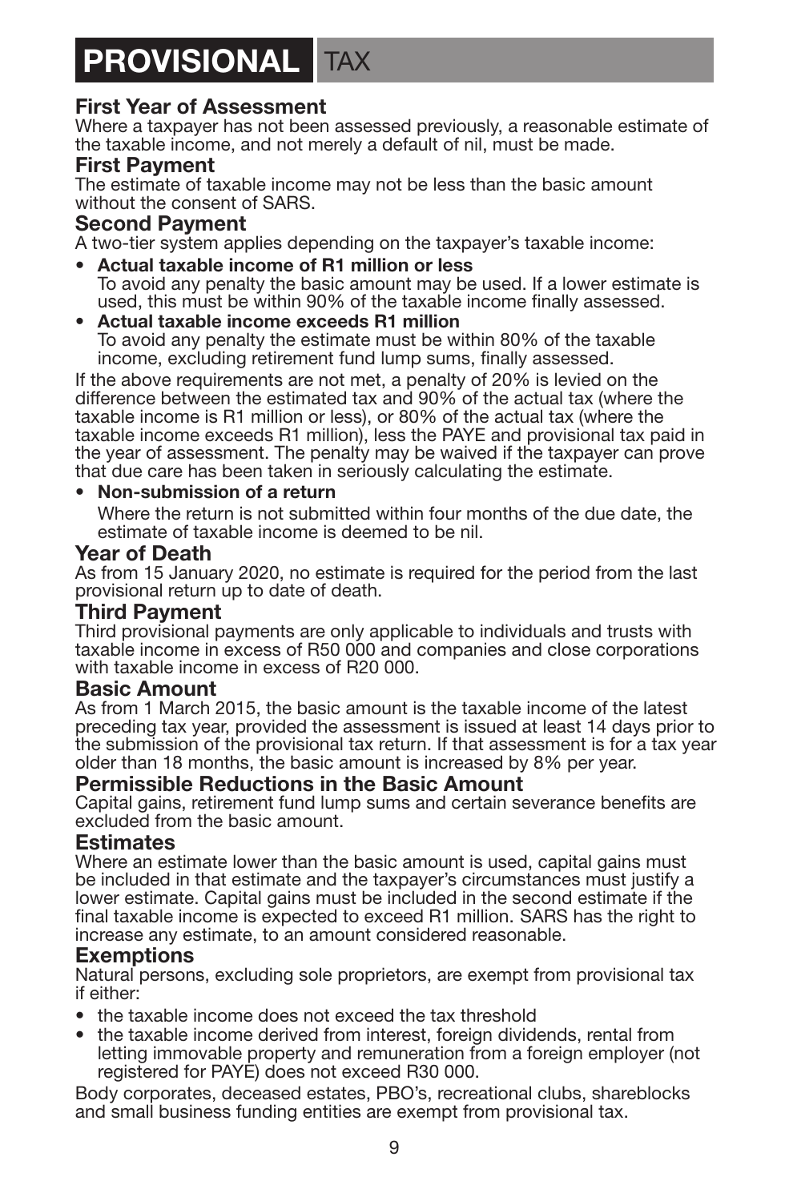# PROVISIONAL TAX

## First Year of Assessment

Where a taxpayer has not been assessed previously, a reasonable estimate of the taxable income, and not merely a default of nil, must be made.

## First Payment

The estimate of taxable income may not be less than the basic amount without the consent of SARS.

## Second Payment

A two-tier system applies depending on the taxpayer's taxable income:

- **Actual taxable income of R1 million or less**
  To avoid any penalty the basic amount may be used. If a lower estimate is used, this must be within 90% of the taxable income finally assessed.
- **Actual taxable income exceeds R1 million**
  To avoid any penalty the estimate must be within 80% of the taxable income, excluding retirement fund lump sums, finally assessed.

If the above requirements are not met, a penalty of 20% is levied on the difference between the estimated tax and 90% of the actual tax (where the taxable income is R1 million or less), or 80% of the actual tax (where the taxable income exceeds R1 million), less the PAYE and provisional tax paid in the year of assessment. The penalty may be waived if the taxpayer can prove that due care has been taken in seriously calculating the estimate.

- **Non-submission of a return**
  Where the return is not submitted within four months of the due date, the estimate of taxable income is deemed to be nil.

## Year of Death

As from 15 January 2020, no estimate is required for the period from the last provisional return up to date of death.

## Third Payment

Third provisional payments are only applicable to individuals and trusts with taxable income in excess of R50 000 and companies and close corporations with taxable income in excess of R20 000.

## Basic Amount

As from 1 March 2015, the basic amount is the taxable income of the latest preceding tax year, provided the assessment is issued at least 14 days prior to the submission of the provisional tax return. If that assessment is for a tax year older than 18 months, the basic amount is increased by 8% per year.

## Permissible Reductions in the Basic Amount

Capital gains, retirement fund lump sums and certain severance benefits are excluded from the basic amount.

## Estimates

Where an estimate lower than the basic amount is used, capital gains must be included in that estimate and the taxpayer's circumstances must justify a lower estimate. Capital gains must be included in the second estimate if the final taxable income is expected to exceed R1 million. SARS has the right to increase any estimate, to an amount considered reasonable.

## Exemptions

Natural persons, excluding sole proprietors, are exempt from provisional tax if either:

- the taxable income does not exceed the tax threshold
- the taxable income derived from interest, foreign dividends, rental from letting immovable property and remuneration from a foreign employer (not registered for PAYE) does not exceed R30 000.

Body corporates, deceased estates, PBO's, recreational clubs, shareblocks and small business funding entities are exempt from provisional tax.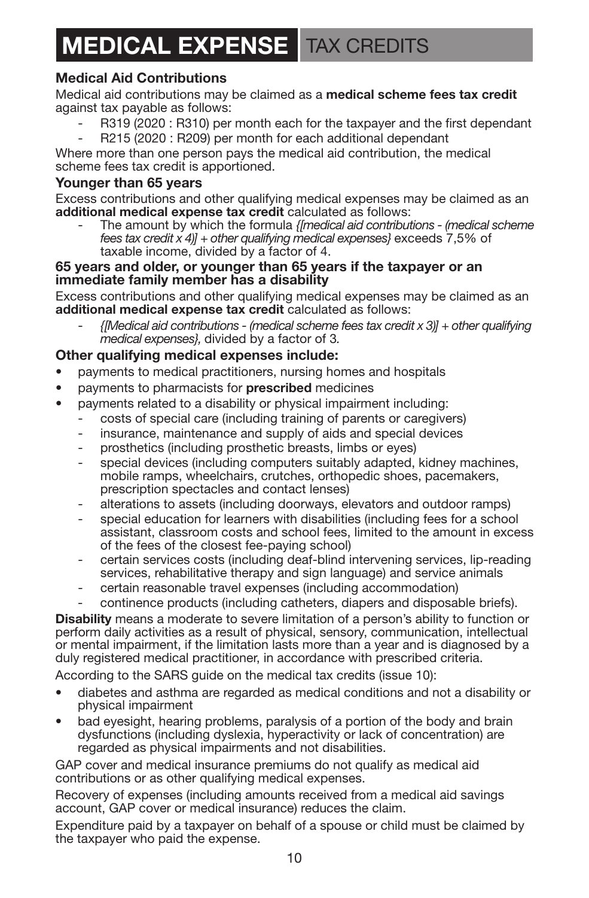# MEDICAL EXPENSE TAX CREDITS

**Medical Aid Contributions**

Medical aid contributions may be claimed as a **medical scheme fees tax credit** against tax payable as follows:

- R319 (2020 : R310) per month each for the taxpayer and the first dependant
- R215 (2020 : R209) per month for each additional dependant

Where more than one person pays the medical aid contribution, the medical scheme fees tax credit is apportioned.

**Younger than 65 years**

Excess contributions and other qualifying medical expenses may be claimed as an **additional medical expense tax credit** calculated as follows:

- The amount by which the formula *{[medical aid contributions - (medical scheme fees tax credit x 4)] + other qualifying medical expenses}* exceeds 7,5% of taxable income, divided by a factor of 4.

**65 years and older, or younger than 65 years if the taxpayer or an immediate family member has a disability**

Excess contributions and other qualifying medical expenses may be claimed as an **additional medical expense tax credit** calculated as follows:

- *{[Medical aid contributions - (medical scheme fees tax credit x 3)] + other qualifying medical expenses},* divided by a factor of 3.

**Other qualifying medical expenses include:**

- payments to medical practitioners, nursing homes and hospitals
- payments to pharmacists for **prescribed** medicines
- payments related to a disability or physical impairment including:
  - costs of special care (including training of parents or caregivers)
  - insurance, maintenance and supply of aids and special devices
  - prosthetics (including prosthetic breasts, limbs or eyes)
  - special devices (including computers suitably adapted, kidney machines, mobile ramps, wheelchairs, crutches, orthopedic shoes, pacemakers, prescription spectacles and contact lenses)
  - alterations to assets (including doorways, elevators and outdoor ramps)
  - special education for learners with disabilities (including fees for a school assistant, classroom costs and school fees, limited to the amount in excess of the fees of the closest fee-paying school)
  - certain services costs (including deaf-blind intervening services, lip-reading services, rehabilitative therapy and sign language) and service animals
  - certain reasonable travel expenses (including accommodation)
  - continence products (including catheters, diapers and disposable briefs).

**Disability** means a moderate to severe limitation of a person's ability to function or perform daily activities as a result of physical, sensory, communication, intellectual or mental impairment, if the limitation lasts more than a year and is diagnosed by a duly registered medical practitioner, in accordance with prescribed criteria.

According to the SARS guide on the medical tax credits (issue 10):

- diabetes and asthma are regarded as medical conditions and not a disability or physical impairment
- bad eyesight, hearing problems, paralysis of a portion of the body and brain dysfunctions (including dyslexia, hyperactivity or lack of concentration) are regarded as physical impairments and not disabilities.

GAP cover and medical insurance premiums do not qualify as medical aid contributions or as other qualifying medical expenses.

Recovery of expenses (including amounts received from a medical aid savings account, GAP cover or medical insurance) reduces the claim.

Expenditure paid by a taxpayer on behalf of a spouse or child must be claimed by the taxpayer who paid the expense.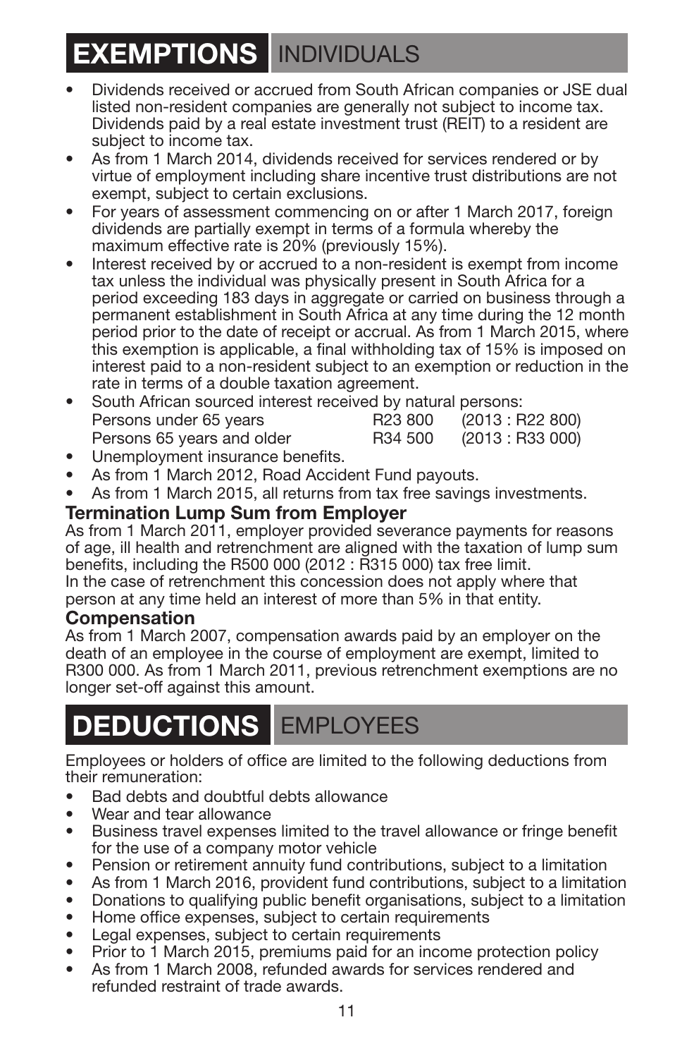# EXEMPTIONS INDIVIDUALS

- Dividends received or accrued from South African companies or JSE dual listed non-resident companies are generally not subject to income tax. Dividends paid by a real estate investment trust (REIT) to a resident are subject to income tax.
- As from 1 March 2014, dividends received for services rendered or by virtue of employment including share incentive trust distributions are not exempt, subject to certain exclusions.
- For years of assessment commencing on or after 1 March 2017, foreign dividends are partially exempt in terms of a formula whereby the maximum effective rate is 20% (previously 15%).
- Interest received by or accrued to a non-resident is exempt from income tax unless the individual was physically present in South Africa for a period exceeding 183 days in aggregate or carried on business through a permanent establishment in South Africa at any time during the 12 month period prior to the date of receipt or accrual. As from 1 March 2015, where this exemption is applicable, a final withholding tax of 15% is imposed on interest paid to a non-resident subject to an exemption or reduction in the rate in terms of a double taxation agreement.
- South African sourced interest received by natural persons:

| | | |
|---|---|---|
| Persons under 65 years | R23 800 | (2013 : R22 800) |
| Persons 65 years and older | R34 500 | (2013 : R33 000) |

- Unemployment insurance benefits.
- As from 1 March 2012, Road Accident Fund payouts.
- As from 1 March 2015, all returns from tax free savings investments.

### Termination Lump Sum from Employer

As from 1 March 2011, employer provided severance payments for reasons of age, ill health and retrenchment are aligned with the taxation of lump sum benefits, including the R500 000 (2012 : R315 000) tax free limit.
In the case of retrenchment this concession does not apply where that person at any time held an interest of more than 5% in that entity.

### Compensation

As from 1 March 2007, compensation awards paid by an employer on the death of an employee in the course of employment are exempt, limited to R300 000. As from 1 March 2011, previous retrenchment exemptions are no longer set-off against this amount.

# DEDUCTIONS EMPLOYEES

Employees or holders of office are limited to the following deductions from their remuneration:

- Bad debts and doubtful debts allowance
- Wear and tear allowance
- Business travel expenses limited to the travel allowance or fringe benefit for the use of a company motor vehicle
- Pension or retirement annuity fund contributions, subject to a limitation
- As from 1 March 2016, provident fund contributions, subject to a limitation
- Donations to qualifying public benefit organisations, subject to a limitation
- Home office expenses, subject to certain requirements
- Legal expenses, subject to certain requirements
- Prior to 1 March 2015, premiums paid for an income protection policy
- As from 1 March 2008, refunded awards for services rendered and refunded restraint of trade awards.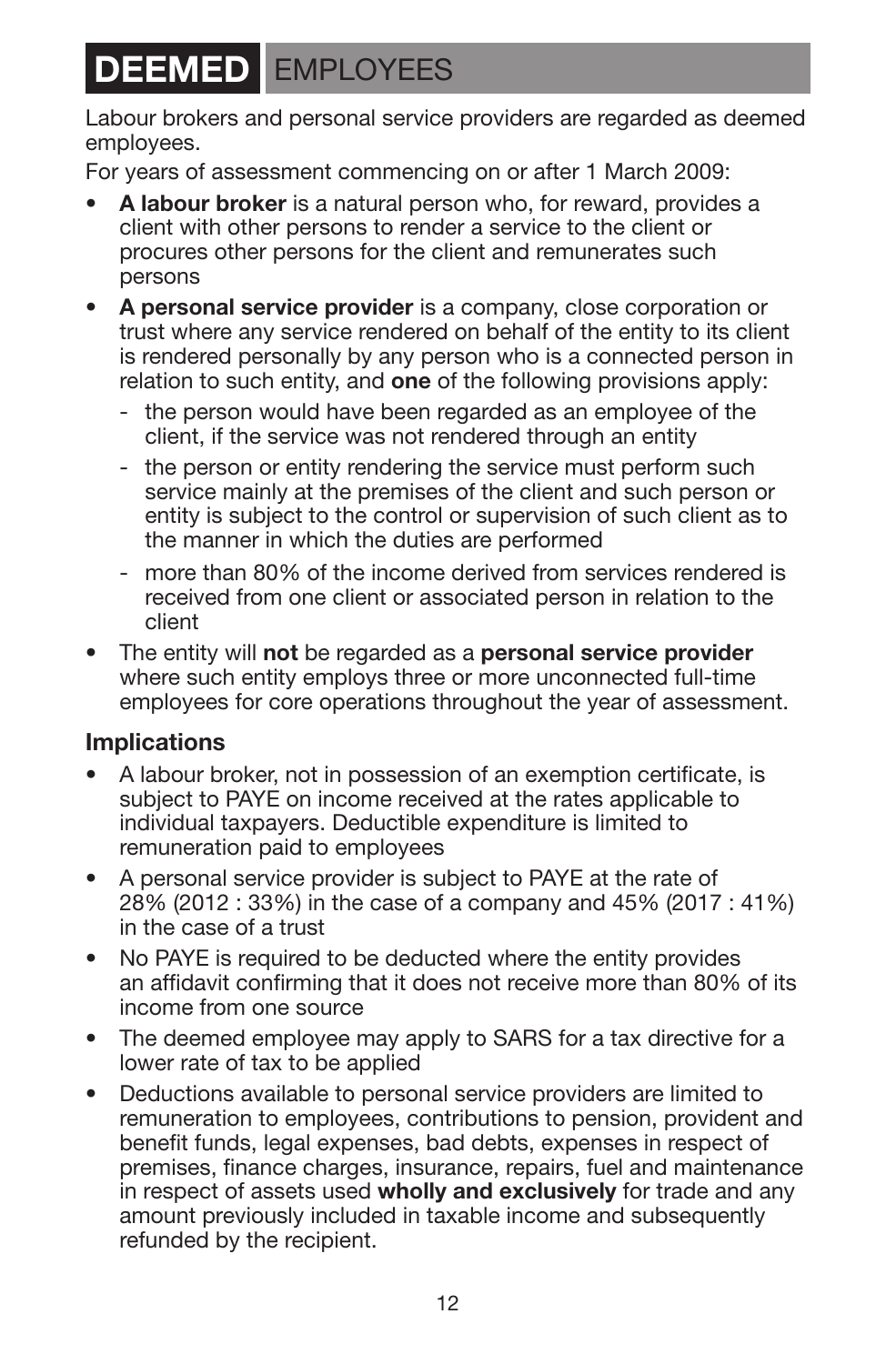# DEEMED EMPLOYEES

Labour brokers and personal service providers are regarded as deemed employees.

For years of assessment commencing on or after 1 March 2009:

- **A labour broker** is a natural person who, for reward, provides a client with other persons to render a service to the client or procures other persons for the client and remunerates such persons
- **A personal service provider** is a company, close corporation or trust where any service rendered on behalf of the entity to its client is rendered personally by any person who is a connected person in relation to such entity, and **one** of the following provisions apply:
  - the person would have been regarded as an employee of the client, if the service was not rendered through an entity
  - the person or entity rendering the service must perform such service mainly at the premises of the client and such person or entity is subject to the control or supervision of such client as to the manner in which the duties are performed
  - more than 80% of the income derived from services rendered is received from one client or associated person in relation to the client
- The entity will **not** be regarded as a **personal service provider** where such entity employs three or more unconnected full-time employees for core operations throughout the year of assessment.

## Implications

- A labour broker, not in possession of an exemption certificate, is subject to PAYE on income received at the rates applicable to individual taxpayers. Deductible expenditure is limited to remuneration paid to employees
- A personal service provider is subject to PAYE at the rate of 28% (2012 : 33%) in the case of a company and 45% (2017 : 41%) in the case of a trust
- No PAYE is required to be deducted where the entity provides an affidavit confirming that it does not receive more than 80% of its income from one source
- The deemed employee may apply to SARS for a tax directive for a lower rate of tax to be applied
- Deductions available to personal service providers are limited to remuneration to employees, contributions to pension, provident and benefit funds, legal expenses, bad debts, expenses in respect of premises, finance charges, insurance, repairs, fuel and maintenance in respect of assets used **wholly and exclusively** for trade and any amount previously included in taxable income and subsequently refunded by the recipient.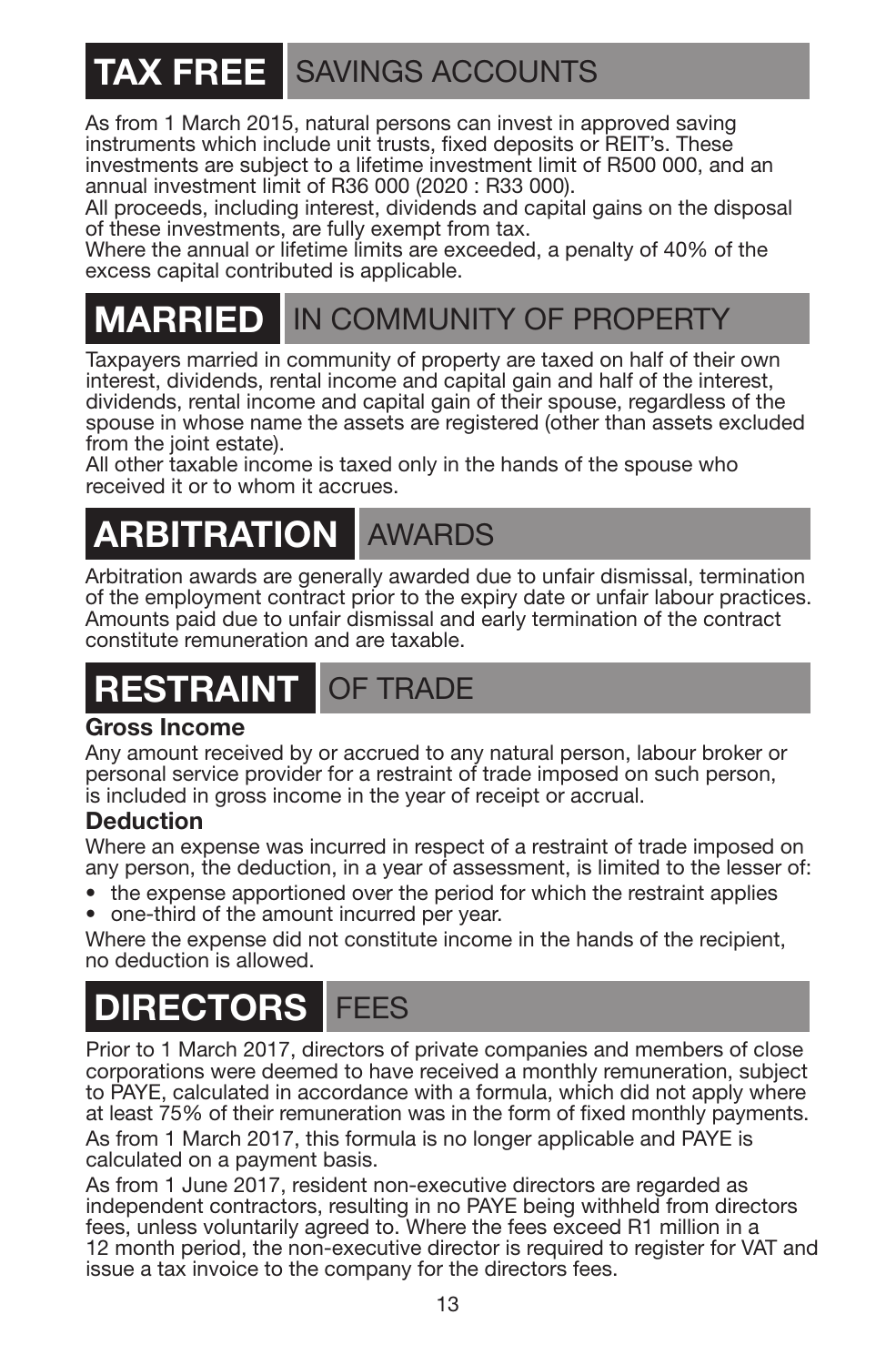## TAX FREE SAVINGS ACCOUNTS

As from 1 March 2015, natural persons can invest in approved saving instruments which include unit trusts, fixed deposits or REIT's. These investments are subject to a lifetime investment limit of R500 000, and an annual investment limit of R36 000 (2020 : R33 000).

All proceeds, including interest, dividends and capital gains on the disposal of these investments, are fully exempt from tax.

Where the annual or lifetime limits are exceeded, a penalty of 40% of the excess capital contributed is applicable.

## MARRIED IN COMMUNITY OF PROPERTY

Taxpayers married in community of property are taxed on half of their own interest, dividends, rental income and capital gain and half of the interest, dividends, rental income and capital gain of their spouse, regardless of the spouse in whose name the assets are registered (other than assets excluded from the joint estate).

All other taxable income is taxed only in the hands of the spouse who received it or to whom it accrues.

## ARBITRATION AWARDS

Arbitration awards are generally awarded due to unfair dismissal, termination of the employment contract prior to the expiry date or unfair labour practices. Amounts paid due to unfair dismissal and early termination of the contract constitute remuneration and are taxable.

## RESTRAINT OF TRADE

### Gross Income

Any amount received by or accrued to any natural person, labour broker or personal service provider for a restraint of trade imposed on such person, is included in gross income in the year of receipt or accrual.

### Deduction

Where an expense was incurred in respect of a restraint of trade imposed on any person, the deduction, in a year of assessment, is limited to the lesser of:

- the expense apportioned over the period for which the restraint applies
- one-third of the amount incurred per year.

Where the expense did not constitute income in the hands of the recipient, no deduction is allowed.

## DIRECTORS FEES

Prior to 1 March 2017, directors of private companies and members of close corporations were deemed to have received a monthly remuneration, subject to PAYE, calculated in accordance with a formula, which did not apply where at least 75% of their remuneration was in the form of fixed monthly payments.

As from 1 March 2017, this formula is no longer applicable and PAYE is calculated on a payment basis.

As from 1 June 2017, resident non-executive directors are regarded as independent contractors, resulting in no PAYE being withheld from directors fees, unless voluntarily agreed to. Where the fees exceed R1 million in a 12 month period, the non-executive director is required to register for VAT and issue a tax invoice to the company for the directors fees.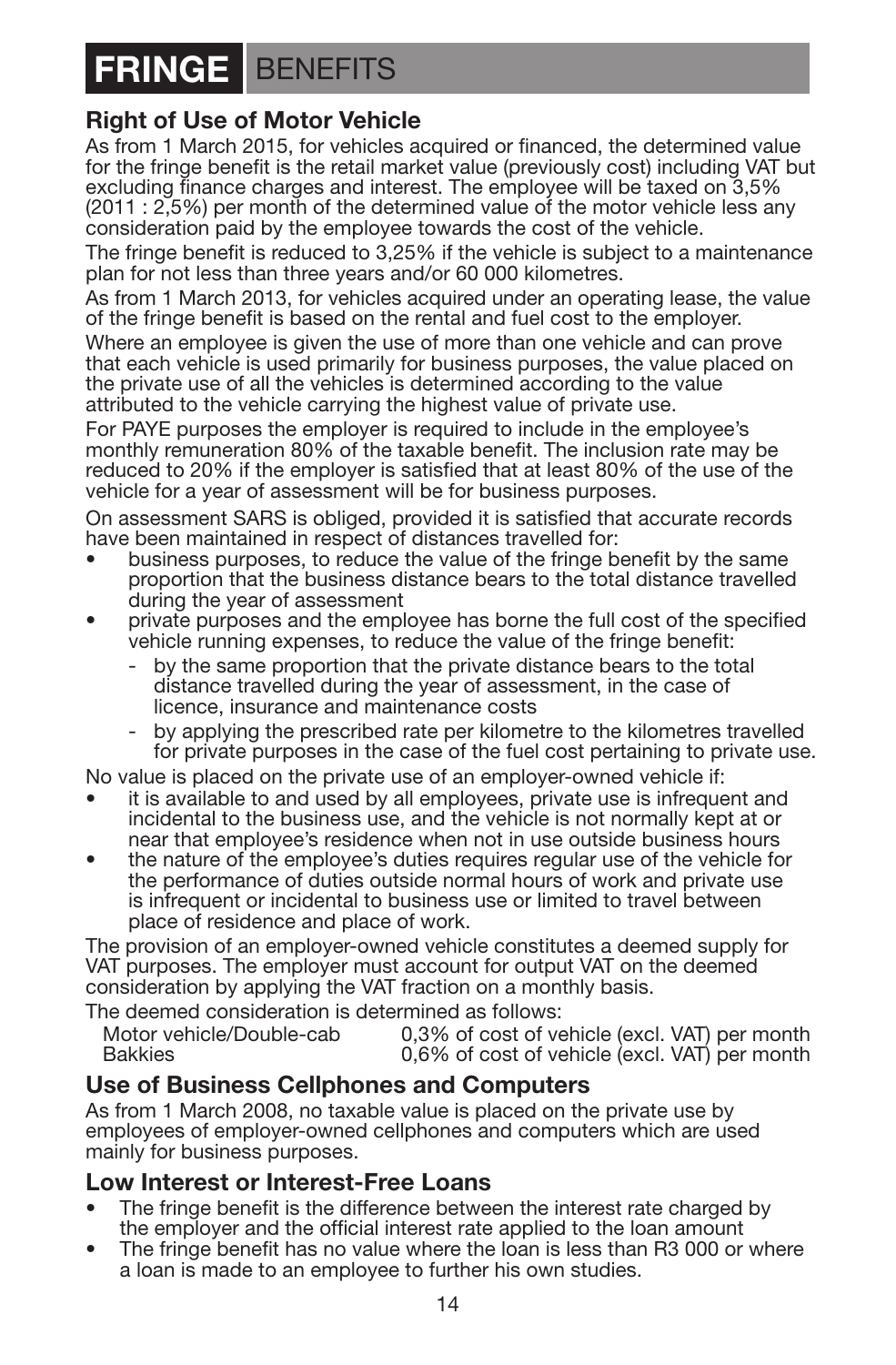# FRINGE BENEFITS

## Right of Use of Motor Vehicle

As from 1 March 2015, for vehicles acquired or financed, the determined value for the fringe benefit is the retail market value (previously cost) including VAT but excluding finance charges and interest. The employee will be taxed on 3,5% (2011 : 2,5%) per month of the determined value of the motor vehicle less any consideration paid by the employee towards the cost of the vehicle.

The fringe benefit is reduced to 3,25% if the vehicle is subject to a maintenance plan for not less than three years and/or 60 000 kilometres.

As from 1 March 2013, for vehicles acquired under an operating lease, the value of the fringe benefit is based on the rental and fuel cost to the employer.

Where an employee is given the use of more than one vehicle and can prove that each vehicle is used primarily for business purposes, the value placed on the private use of all the vehicles is determined according to the value attributed to the vehicle carrying the highest value of private use.

For PAYE purposes the employer is required to include in the employee's monthly remuneration 80% of the taxable benefit. The inclusion rate may be reduced to 20% if the employer is satisfied that at least 80% of the use of the vehicle for a year of assessment will be for business purposes.

On assessment SARS is obliged, provided it is satisfied that accurate records have been maintained in respect of distances travelled for:

- business purposes, to reduce the value of the fringe benefit by the same proportion that the business distance bears to the total distance travelled during the year of assessment
- private purposes and the employee has borne the full cost of the specified vehicle running expenses, to reduce the value of the fringe benefit:
  - by the same proportion that the private distance bears to the total distance travelled during the year of assessment, in the case of licence, insurance and maintenance costs
  - by applying the prescribed rate per kilometre to the kilometres travelled for private purposes in the case of the fuel cost pertaining to private use.

No value is placed on the private use of an employer-owned vehicle if:

- it is available to and used by all employees, private use is infrequent and incidental to the business use, and the vehicle is not normally kept at or near that employee's residence when not in use outside business hours
- the nature of the employee's duties requires regular use of the vehicle for the performance of duties outside normal hours of work and private use is infrequent or incidental to business use or limited to travel between place of residence and place of work.

The provision of an employer-owned vehicle constitutes a deemed supply for VAT purposes. The employer must account for output VAT on the deemed consideration by applying the VAT fraction on a monthly basis.

The deemed consideration is determined as follows:

| | |
|---|---|
| Motor vehicle/Double-cab | 0,3% of cost of vehicle (excl. VAT) per month |
| Bakkies | 0,6% of cost of vehicle (excl. VAT) per month |

## Use of Business Cellphones and Computers

As from 1 March 2008, no taxable value is placed on the private use by employees of employer-owned cellphones and computers which are used mainly for business purposes.

## Low Interest or Interest-Free Loans

- The fringe benefit is the difference between the interest rate charged by the employer and the official interest rate applied to the loan amount
- The fringe benefit has no value where the loan is less than R3 000 or where a loan is made to an employee to further his own studies.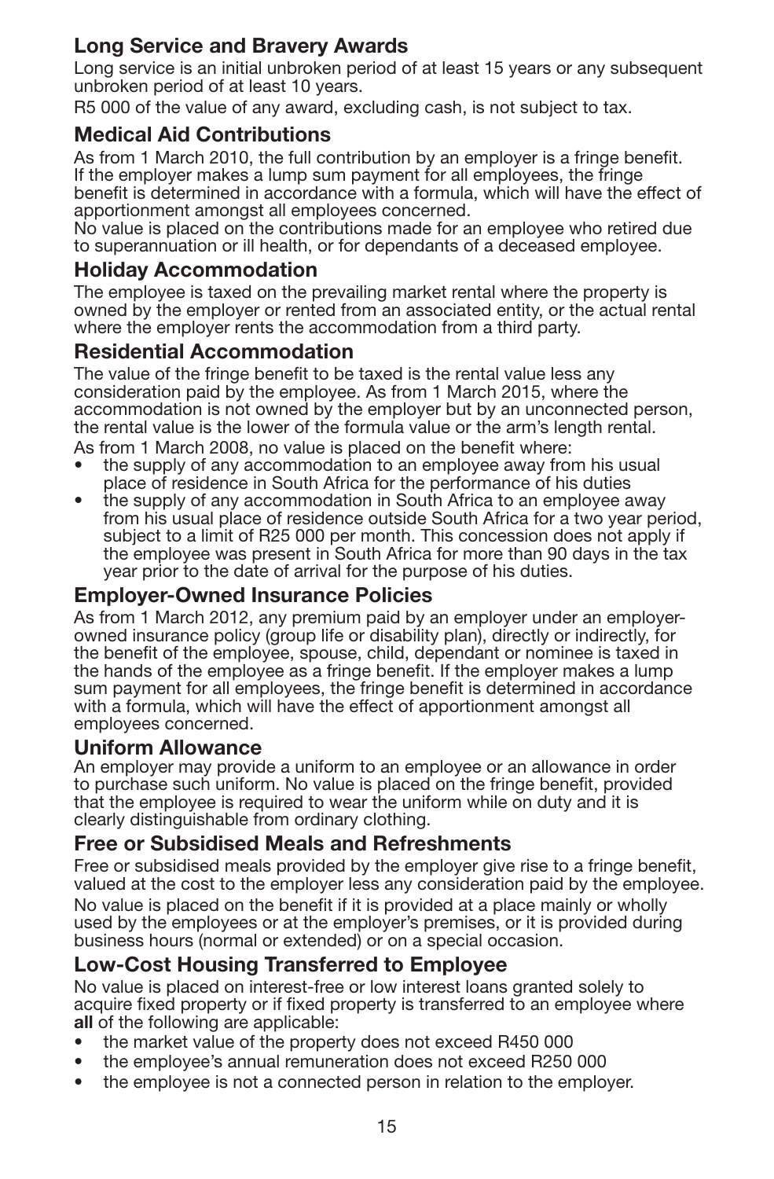## Long Service and Bravery Awards

Long service is an initial unbroken period of at least 15 years or any subsequent unbroken period of at least 10 years.

R5 000 of the value of any award, excluding cash, is not subject to tax.

## Medical Aid Contributions

As from 1 March 2010, the full contribution by an employer is a fringe benefit. If the employer makes a lump sum payment for all employees, the fringe benefit is determined in accordance with a formula, which will have the effect of apportionment amongst all employees concerned.

No value is placed on the contributions made for an employee who retired due to superannuation or ill health, or for dependants of a deceased employee.

## Holiday Accommodation

The employee is taxed on the prevailing market rental where the property is owned by the employer or rented from an associated entity, or the actual rental where the employer rents the accommodation from a third party.

## Residential Accommodation

The value of the fringe benefit to be taxed is the rental value less any consideration paid by the employee. As from 1 March 2015, where the accommodation is not owned by the employer but by an unconnected person, the rental value is the lower of the formula value or the arm's length rental.

As from 1 March 2008, no value is placed on the benefit where:

- the supply of any accommodation to an employee away from his usual place of residence in South Africa for the performance of his duties
- the supply of any accommodation in South Africa to an employee away from his usual place of residence outside South Africa for a two year period, subject to a limit of R25 000 per month. This concession does not apply if the employee was present in South Africa for more than 90 days in the tax year prior to the date of arrival for the purpose of his duties.

## Employer-Owned Insurance Policies

As from 1 March 2012, any premium paid by an employer under an employer-owned insurance policy (group life or disability plan), directly or indirectly, for the benefit of the employee, spouse, child, dependant or nominee is taxed in the hands of the employee as a fringe benefit. If the employer makes a lump sum payment for all employees, the fringe benefit is determined in accordance with a formula, which will have the effect of apportionment amongst all employees concerned.

## Uniform Allowance

An employer may provide a uniform to an employee or an allowance in order to purchase such uniform. No value is placed on the fringe benefit, provided that the employee is required to wear the uniform while on duty and it is clearly distinguishable from ordinary clothing.

## Free or Subsidised Meals and Refreshments

Free or subsidised meals provided by the employer give rise to a fringe benefit, valued at the cost to the employer less any consideration paid by the employee.

No value is placed on the benefit if it is provided at a place mainly or wholly used by the employees or at the employer's premises, or it is provided during business hours (normal or extended) or on a special occasion.

## Low-Cost Housing Transferred to Employee

No value is placed on interest-free or low interest loans granted solely to acquire fixed property or if fixed property is transferred to an employee where **all** of the following are applicable:

- the market value of the property does not exceed R450 000
- the employee's annual remuneration does not exceed R250 000
- the employee is not a connected person in relation to the employer.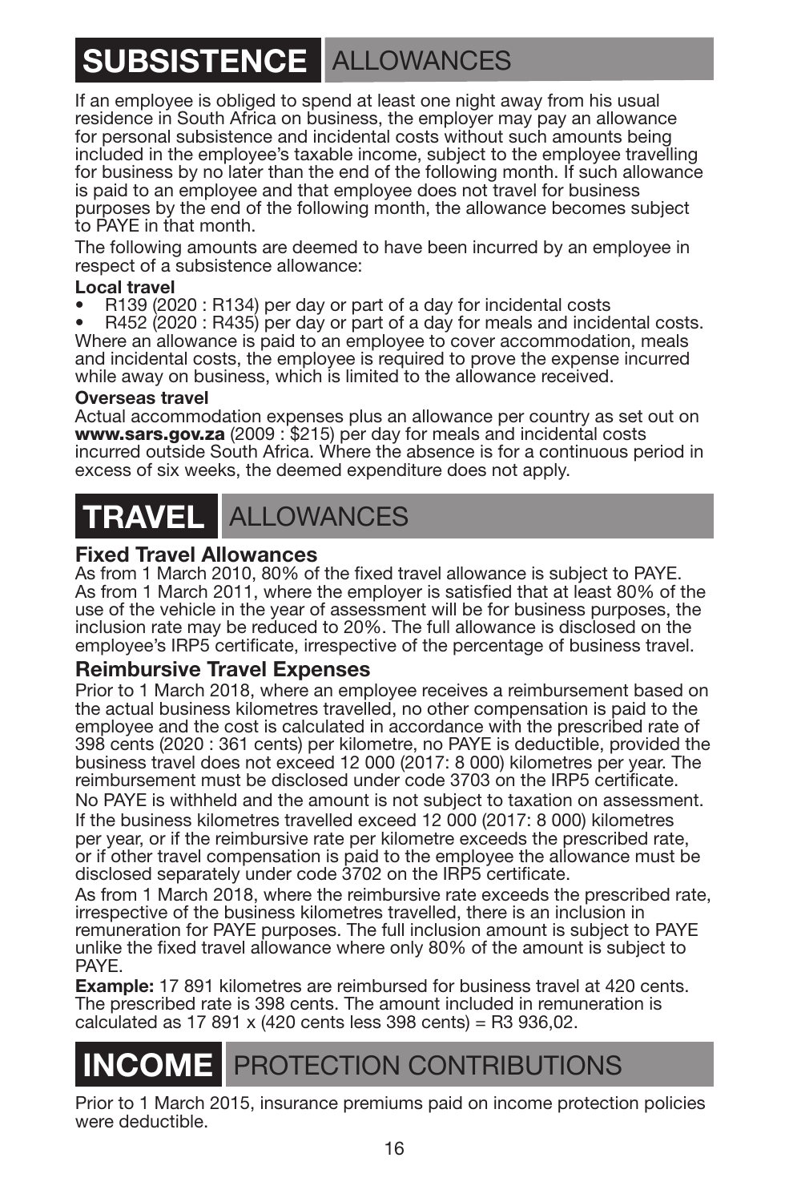# SUBSISTENCE ALLOWANCES

If an employee is obliged to spend at least one night away from his usual residence in South Africa on business, the employer may pay an allowance for personal subsistence and incidental costs without such amounts being included in the employee's taxable income, subject to the employee travelling for business by no later than the end of the following month. If such allowance is paid to an employee and that employee does not travel for business purposes by the end of the following month, the allowance becomes subject to PAYE in that month.

The following amounts are deemed to have been incurred by an employee in respect of a subsistence allowance:

**Local travel**

- R139 (2020 : R134) per day or part of a day for incidental costs
- R452 (2020 : R435) per day or part of a day for meals and incidental costs.

Where an allowance is paid to an employee to cover accommodation, meals and incidental costs, the employee is required to prove the expense incurred while away on business, which is limited to the allowance received.

**Overseas travel**

Actual accommodation expenses plus an allowance per country as set out on **www.sars.gov.za** (2009 : $215) per day for meals and incidental costs incurred outside South Africa. Where the absence is for a continuous period in excess of six weeks, the deemed expenditure does not apply.

# TRAVEL ALLOWANCES

## Fixed Travel Allowances

As from 1 March 2010, 80% of the fixed travel allowance is subject to PAYE. As from 1 March 2011, where the employer is satisfied that at least 80% of the use of the vehicle in the year of assessment will be for business purposes, the inclusion rate may be reduced to 20%. The full allowance is disclosed on the employee's IRP5 certificate, irrespective of the percentage of business travel.

## Reimbursive Travel Expenses

Prior to 1 March 2018, where an employee receives a reimbursement based on the actual business kilometres travelled, no other compensation is paid to the employee and the cost is calculated in accordance with the prescribed rate of 398 cents (2020 : 361 cents) per kilometre, no PAYE is deductible, provided the business travel does not exceed 12 000 (2017: 8 000) kilometres per year. The reimbursement must be disclosed under code 3703 on the IRP5 certificate.

No PAYE is withheld and the amount is not subject to taxation on assessment.

If the business kilometres travelled exceed 12 000 (2017: 8 000) kilometres per year, or if the reimbursive rate per kilometre exceeds the prescribed rate, or if other travel compensation is paid to the employee the allowance must be disclosed separately under code 3702 on the IRP5 certificate.

As from 1 March 2018, where the reimbursive rate exceeds the prescribed rate, irrespective of the business kilometres travelled, there is an inclusion in remuneration for PAYE purposes. The full inclusion amount is subject to PAYE unlike the fixed travel allowance where only 80% of the amount is subject to PAYE.

**Example:** 17 891 kilometres are reimbursed for business travel at 420 cents. The prescribed rate is 398 cents. The amount included in remuneration is calculated as 17 891 x (420 cents less 398 cents) = R3 936,02.

# INCOME PROTECTION CONTRIBUTIONS

Prior to 1 March 2015, insurance premiums paid on income protection policies were deductible.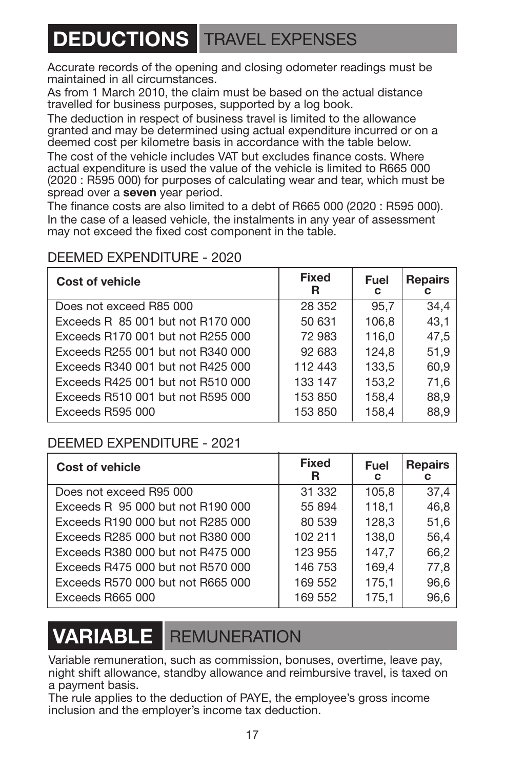# DEDUCTIONS TRAVEL EXPENSES

Accurate records of the opening and closing odometer readings must be maintained in all circumstances.

As from 1 March 2010, the claim must be based on the actual distance travelled for business purposes, supported by a log book.

The deduction in respect of business travel is limited to the allowance granted and may be determined using actual expenditure incurred or on a deemed cost per kilometre basis in accordance with the table below.

The cost of the vehicle includes VAT but excludes finance costs. Where actual expenditure is used the value of the vehicle is limited to R665 000 (2020 : R595 000) for purposes of calculating wear and tear, which must be spread over a **seven** year period.

The finance costs are also limited to a debt of R665 000 (2020 : R595 000).

In the case of a leased vehicle, the instalments in any year of assessment may not exceed the fixed cost component in the table.

## DEEMED EXPENDITURE - 2020

| Cost of vehicle | Fixed R | Fuel c | Repairs c |
|---|---|---|---|
| Does not exceed R85 000 | 28 352 | 95,7 | 34,4 |
| Exceeds R 85 001 but not R170 000 | 50 631 | 106,8 | 43,1 |
| Exceeds R170 001 but not R255 000 | 72 983 | 116,0 | 47,5 |
| Exceeds R255 001 but not R340 000 | 92 683 | 124,8 | 51,9 |
| Exceeds R340 001 but not R425 000 | 112 443 | 133,5 | 60,9 |
| Exceeds R425 001 but not R510 000 | 133 147 | 153,2 | 71,6 |
| Exceeds R510 001 but not R595 000 | 153 850 | 158,4 | 88,9 |
| Exceeds R595 000 | 153 850 | 158,4 | 88,9 |

## DEEMED EXPENDITURE - 2021

| Cost of vehicle | Fixed R | Fuel c | Repairs c |
|---|---|---|---|
| Does not exceed R95 000 | 31 332 | 105,8 | 37,4 |
| Exceeds R 95 000 but not R190 000 | 55 894 | 118,1 | 46,8 |
| Exceeds R190 000 but not R285 000 | 80 539 | 128,3 | 51,6 |
| Exceeds R285 000 but not R380 000 | 102 211 | 138,0 | 56,4 |
| Exceeds R380 000 but not R475 000 | 123 955 | 147,7 | 66,2 |
| Exceeds R475 000 but not R570 000 | 146 753 | 169,4 | 77,8 |
| Exceeds R570 000 but not R665 000 | 169 552 | 175,1 | 96,6 |
| Exceeds R665 000 | 169 552 | 175,1 | 96,6 |

# VARIABLE REMUNERATION

Variable remuneration, such as commission, bonuses, overtime, leave pay, night shift allowance, standby allowance and reimbursive travel, is taxed on a payment basis.

The rule applies to the deduction of PAYE, the employee's gross income inclusion and the employer's income tax deduction.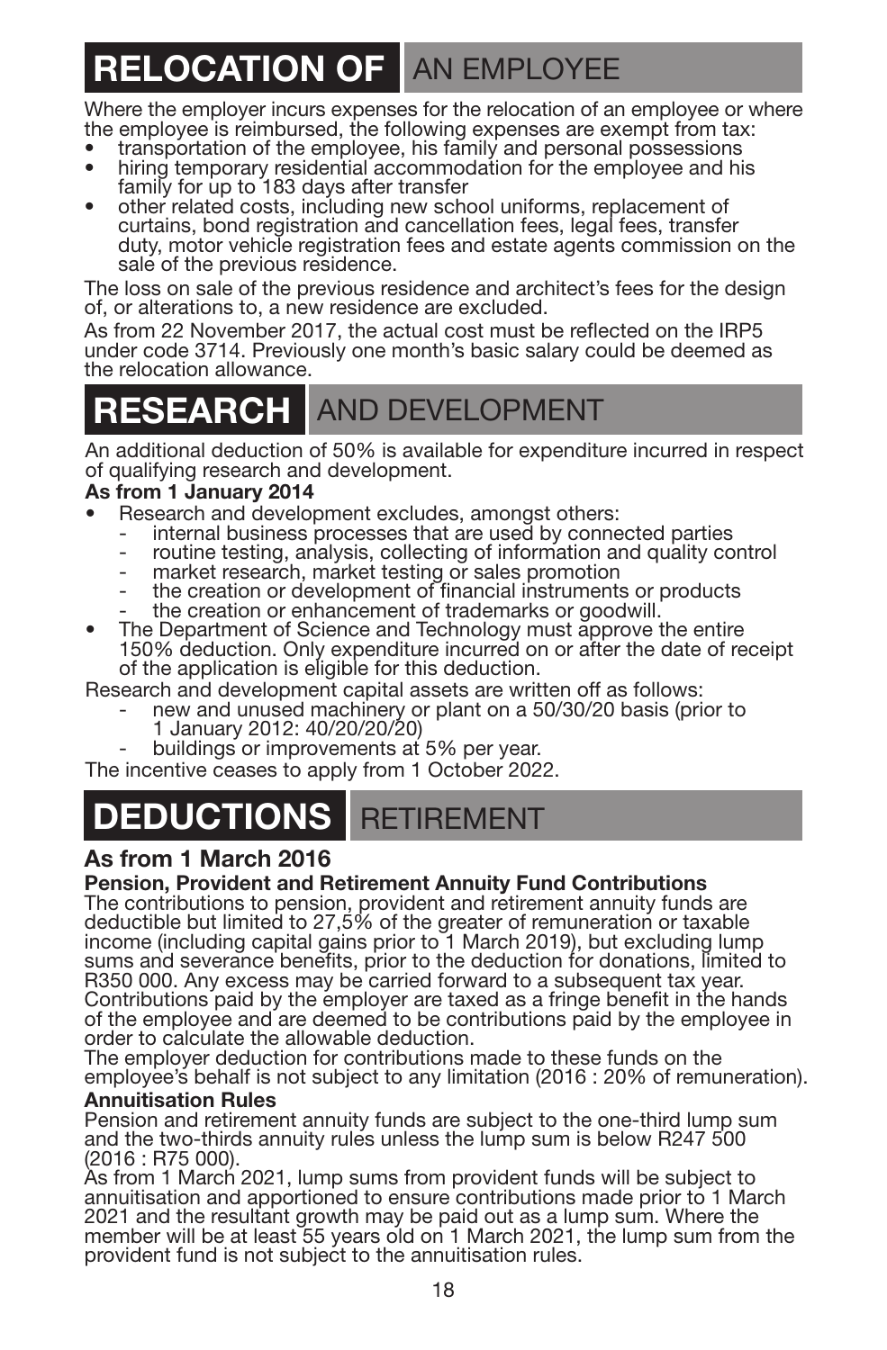## RELOCATION OF AN EMPLOYEE

Where the employer incurs expenses for the relocation of an employee or where the employee is reimbursed, the following expenses are exempt from tax:

- transportation of the employee, his family and personal possessions
- hiring temporary residential accommodation for the employee and his family for up to 183 days after transfer
- other related costs, including new school uniforms, replacement of curtains, bond registration and cancellation fees, legal fees, transfer duty, motor vehicle registration fees and estate agents commission on the sale of the previous residence.

The loss on sale of the previous residence and architect's fees for the design of, or alterations to, a new residence are excluded.

As from 22 November 2017, the actual cost must be reflected on the IRP5 under code 3714. Previously one month's basic salary could be deemed as the relocation allowance.

## RESEARCH AND DEVELOPMENT

An additional deduction of 50% is available for expenditure incurred in respect of qualifying research and development.

**As from 1 January 2014**

- Research and development excludes, amongst others:
  - internal business processes that are used by connected parties
  - routine testing, analysis, collecting of information and quality control
  - market research, market testing or sales promotion
  - the creation or development of financial instruments or products
  - the creation or enhancement of trademarks or goodwill.
- The Department of Science and Technology must approve the entire 150% deduction. Only expenditure incurred on or after the date of receipt of the application is eligible for this deduction.

Research and development capital assets are written off as follows:

- new and unused machinery or plant on a 50/30/20 basis (prior to 1 January 2012: 40/20/20/20)
- buildings or improvements at 5% per year.

The incentive ceases to apply from 1 October 2022.

## DEDUCTIONS RETIREMENT

### As from 1 March 2016

**Pension, Provident and Retirement Annuity Fund Contributions**

The contributions to pension, provident and retirement annuity funds are deductible but limited to 27,5% of the greater of remuneration or taxable income (including capital gains prior to 1 March 2019), but excluding lump sums and severance benefits, prior to the deduction for donations, limited to R350 000. Any excess may be carried forward to a subsequent tax year. Contributions paid by the employer are taxed as a fringe benefit in the hands of the employee and are deemed to be contributions paid by the employee in order to calculate the allowable deduction.

The employer deduction for contributions made to these funds on the employee's behalf is not subject to any limitation (2016 : 20% of remuneration).

**Annuitisation Rules**

Pension and retirement annuity funds are subject to the one-third lump sum and the two-thirds annuity rules unless the lump sum is below R247 500 (2016 : R75 000).

As from 1 March 2021, lump sums from provident funds will be subject to annuitisation and apportioned to ensure contributions made prior to 1 March 2021 and the resultant growth may be paid out as a lump sum. Where the member will be at least 55 years old on 1 March 2021, the lump sum from the provident fund is not subject to the annuitisation rules.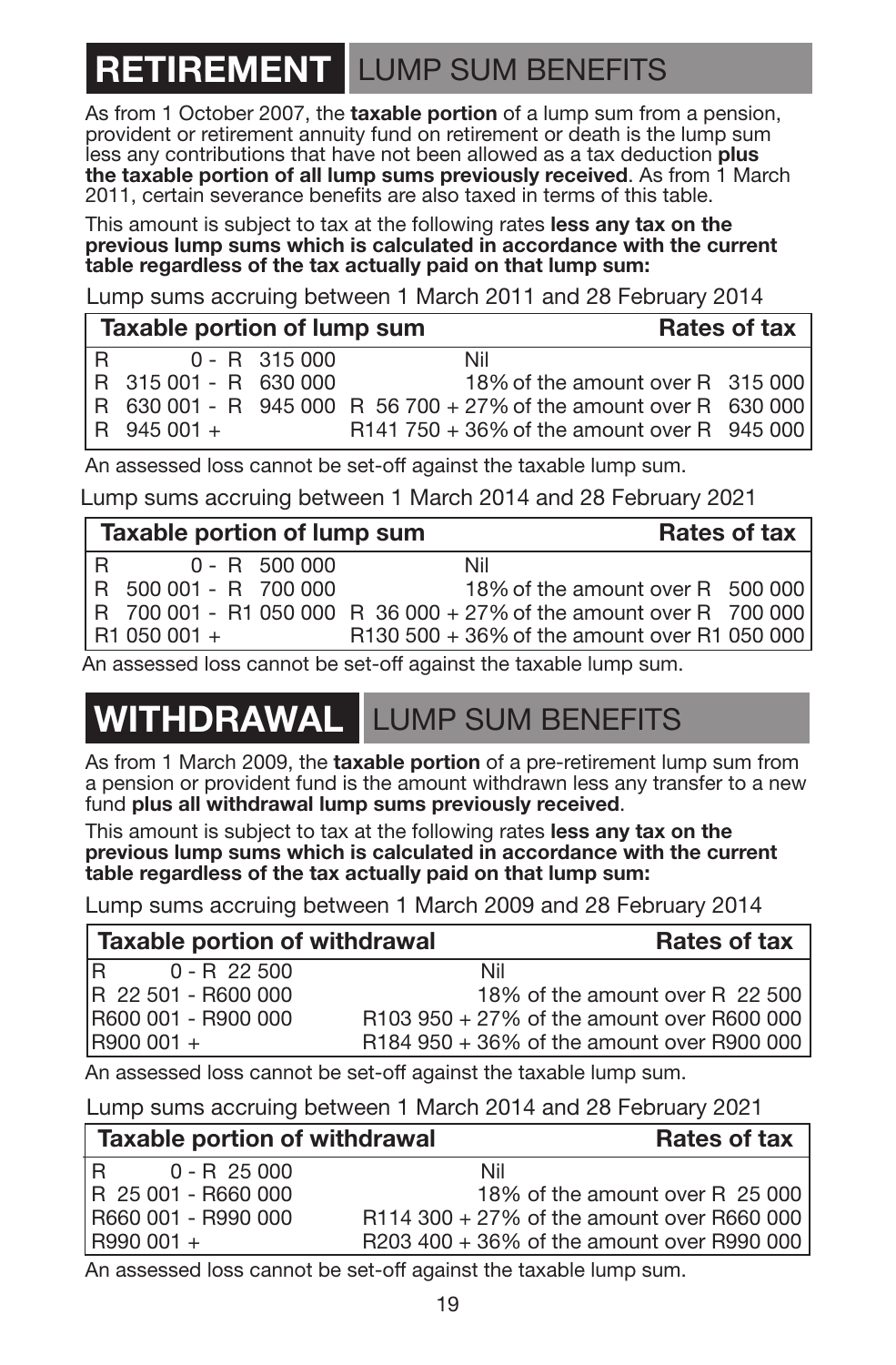# RETIREMENT LUMP SUM BENEFITS

As from 1 October 2007, the **taxable portion** of a lump sum from a pension, provident or retirement annuity fund on retirement or death is the lump sum less any contributions that have not been allowed as a tax deduction **plus the taxable portion of all lump sums previously received**. As from 1 March 2011, certain severance benefits are also taxed in terms of this table.

This amount is subject to tax at the following rates **less any tax on the previous lump sums which is calculated in accordance with the current table regardless of the tax actually paid on that lump sum:**

Lump sums accruing between 1 March 2011 and 28 February 2014

| Taxable portion of lump sum | Rates of tax |
|---|---|
| R 0 - R 315 000 | Nil |
| R 315 001 - R 630 000 | 18% of the amount over R 315 000 |
| R 630 001 - R 945 000 | R 56 700 + 27% of the amount over R 630 000 |
| R 945 001 + | R141 750 + 36% of the amount over R 945 000 |

An assessed loss cannot be set-off against the taxable lump sum.

Lump sums accruing between 1 March 2014 and 28 February 2021

| Taxable portion of lump sum | Rates of tax |
|---|---|
| R 0 - R 500 000 | Nil |
| R 500 001 - R 700 000 | 18% of the amount over R 500 000 |
| R 700 001 - R1 050 000 | R 36 000 + 27% of the amount over R 700 000 |
| R1 050 001 + | R130 500 + 36% of the amount over R1 050 000 |

An assessed loss cannot be set-off against the taxable lump sum.

# WITHDRAWAL LUMP SUM BENEFITS

As from 1 March 2009, the **taxable portion** of a pre-retirement lump sum from a pension or provident fund is the amount withdrawn less any transfer to a new fund **plus all withdrawal lump sums previously received**.

This amount is subject to tax at the following rates **less any tax on the previous lump sums which is calculated in accordance with the current table regardless of the tax actually paid on that lump sum:**

Lump sums accruing between 1 March 2009 and 28 February 2014

| Taxable portion of withdrawal | Rates of tax |
|---|---|
| R 0 - R 22 500 | Nil |
| R 22 501 - R600 000 | 18% of the amount over R 22 500 |
| R600 001 - R900 000 | R103 950 + 27% of the amount over R600 000 |
| R900 001 + | R184 950 + 36% of the amount over R900 000 |

An assessed loss cannot be set-off against the taxable lump sum.

Lump sums accruing between 1 March 2014 and 28 February 2021

| Taxable portion of withdrawal | Rates of tax |
|---|---|
| R 0 - R 25 000 | Nil |
| R 25 001 - R660 000 | 18% of the amount over R 25 000 |
| R660 001 - R990 000 | R114 300 + 27% of the amount over R660 000 |
| R990 001 + | R203 400 + 36% of the amount over R990 000 |

An assessed loss cannot be set-off against the taxable lump sum.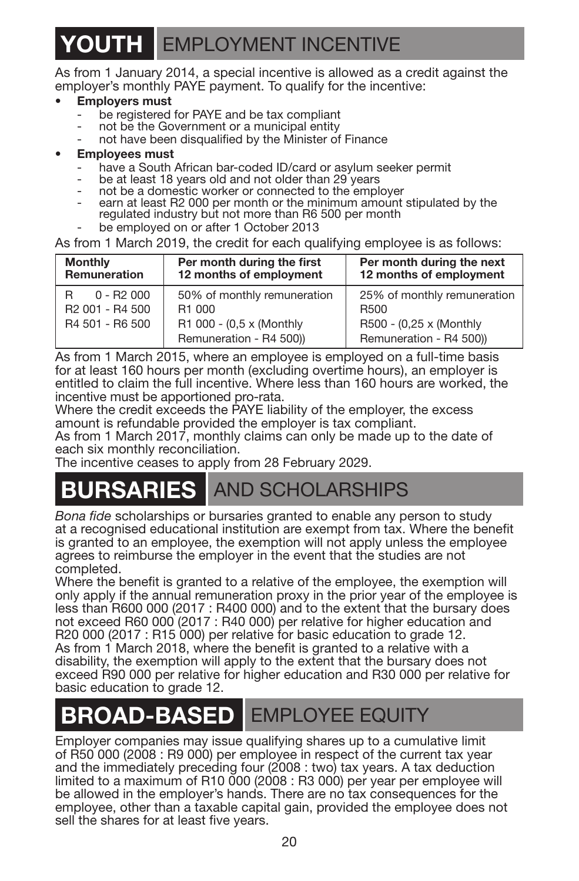# YOUTH EMPLOYMENT INCENTIVE

As from 1 January 2014, a special incentive is allowed as a credit against the employer's monthly PAYE payment. To qualify for the incentive:

- **Employers must**
  - be registered for PAYE and be tax compliant
  - not be the Government or a municipal entity
  - not have been disqualified by the Minister of Finance
- **Employees must**
  - have a South African bar-coded ID/card or asylum seeker permit
  - be at least 18 years old and not older than 29 years
  - not be a domestic worker or connected to the employer
  - earn at least R2 000 per month or the minimum amount stipulated by the regulated industry but not more than R6 500 per month
  - be employed on or after 1 October 2013

As from 1 March 2019, the credit for each qualifying employee is as follows:

| Monthly Remuneration | Per month during the first 12 months of employment | Per month during the next 12 months of employment |
|---|---|---|
| R 0 - R2 000 | 50% of monthly remuneration | 25% of monthly remuneration |
| R2 001 - R4 500 | R1 000 | R500 |
| R4 501 - R6 500 | R1 000 - (0,5 x (Monthly Remuneration - R4 500)) | R500 - (0,25 x (Monthly Remuneration - R4 500)) |

As from 1 March 2015, where an employee is employed on a full-time basis for at least 160 hours per month (excluding overtime hours), an employer is entitled to claim the full incentive. Where less than 160 hours are worked, the incentive must be apportioned pro-rata.
Where the credit exceeds the PAYE liability of the employer, the excess amount is refundable provided the employer is tax compliant.
As from 1 March 2017, monthly claims can only be made up to the date of each six monthly reconciliation.
The incentive ceases to apply from 28 February 2029.

# BURSARIES AND SCHOLARSHIPS

*Bona fide* scholarships or bursaries granted to enable any person to study at a recognised educational institution are exempt from tax. Where the benefit is granted to an employee, the exemption will not apply unless the employee agrees to reimburse the employer in the event that the studies are not completed.
Where the benefit is granted to a relative of the employee, the exemption will only apply if the annual remuneration proxy in the prior year of the employee is less than R600 000 (2017 : R400 000) and to the extent that the bursary does not exceed R60 000 (2017 : R40 000) per relative for higher education and R20 000 (2017 : R15 000) per relative for basic education to grade 12.
As from 1 March 2018, where the benefit is granted to a relative with a disability, the exemption will apply to the extent that the bursary does not exceed R90 000 per relative for higher education and R30 000 per relative for basic education to grade 12.

# BROAD-BASED EMPLOYEE EQUITY

Employer companies may issue qualifying shares up to a cumulative limit of R50 000 (2008 : R9 000) per employee in respect of the current tax year and the immediately preceding four (2008 : two) tax years. A tax deduction limited to a maximum of R10 000 (2008 : R3 000) per year per employee will be allowed in the employer's hands. There are no tax consequences for the employee, other than a taxable capital gain, provided the employee does not sell the shares for at least five years.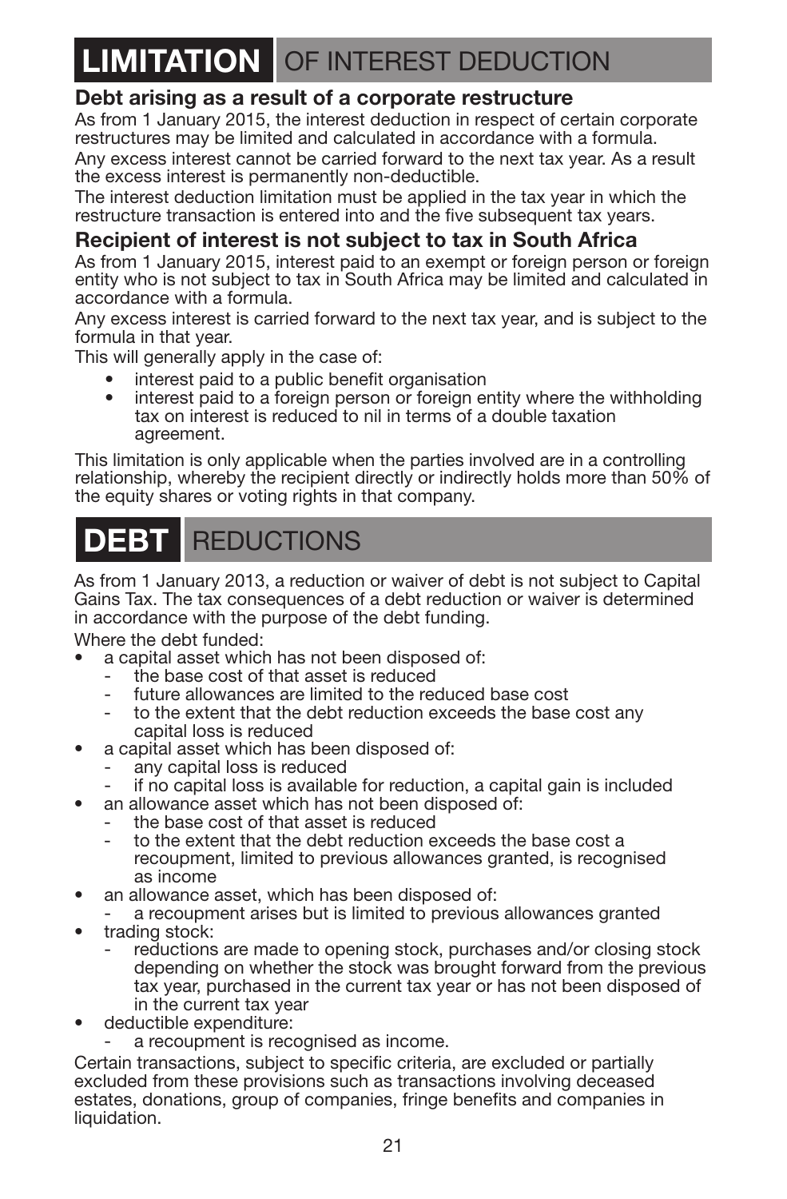# LIMITATION OF INTEREST DEDUCTION

### Debt arising as a result of a corporate restructure

As from 1 January 2015, the interest deduction in respect of certain corporate restructures may be limited and calculated in accordance with a formula.

Any excess interest cannot be carried forward to the next tax year. As a result the excess interest is permanently non-deductible.

The interest deduction limitation must be applied in the tax year in which the restructure transaction is entered into and the five subsequent tax years.

### Recipient of interest is not subject to tax in South Africa

As from 1 January 2015, interest paid to an exempt or foreign person or foreign entity who is not subject to tax in South Africa may be limited and calculated in accordance with a formula.

Any excess interest is carried forward to the next tax year, and is subject to the formula in that year.

This will generally apply in the case of:

- interest paid to a public benefit organisation
- interest paid to a foreign person or foreign entity where the withholding tax on interest is reduced to nil in terms of a double taxation agreement.

This limitation is only applicable when the parties involved are in a controlling relationship, whereby the recipient directly or indirectly holds more than 50% of the equity shares or voting rights in that company.

# DEBT REDUCTIONS

As from 1 January 2013, a reduction or waiver of debt is not subject to Capital Gains Tax. The tax consequences of a debt reduction or waiver is determined in accordance with the purpose of the debt funding.

Where the debt funded:

- a capital asset which has not been disposed of:
  - the base cost of that asset is reduced
  - future allowances are limited to the reduced base cost
  - to the extent that the debt reduction exceeds the base cost any capital loss is reduced
- a capital asset which has been disposed of:
  - any capital loss is reduced
  - if no capital loss is available for reduction, a capital gain is included
- an allowance asset which has not been disposed of:
  - the base cost of that asset is reduced
  - to the extent that the debt reduction exceeds the base cost a recoupment, limited to previous allowances granted, is recognised as income
- an allowance asset, which has been disposed of:
  - a recoupment arises but is limited to previous allowances granted
- trading stock:
  - reductions are made to opening stock, purchases and/or closing stock depending on whether the stock was brought forward from the previous tax year, purchased in the current tax year or has not been disposed of in the current tax year
- deductible expenditure:
  - a recoupment is recognised as income.

Certain transactions, subject to specific criteria, are excluded or partially excluded from these provisions such as transactions involving deceased estates, donations, group of companies, fringe benefits and companies in liquidation.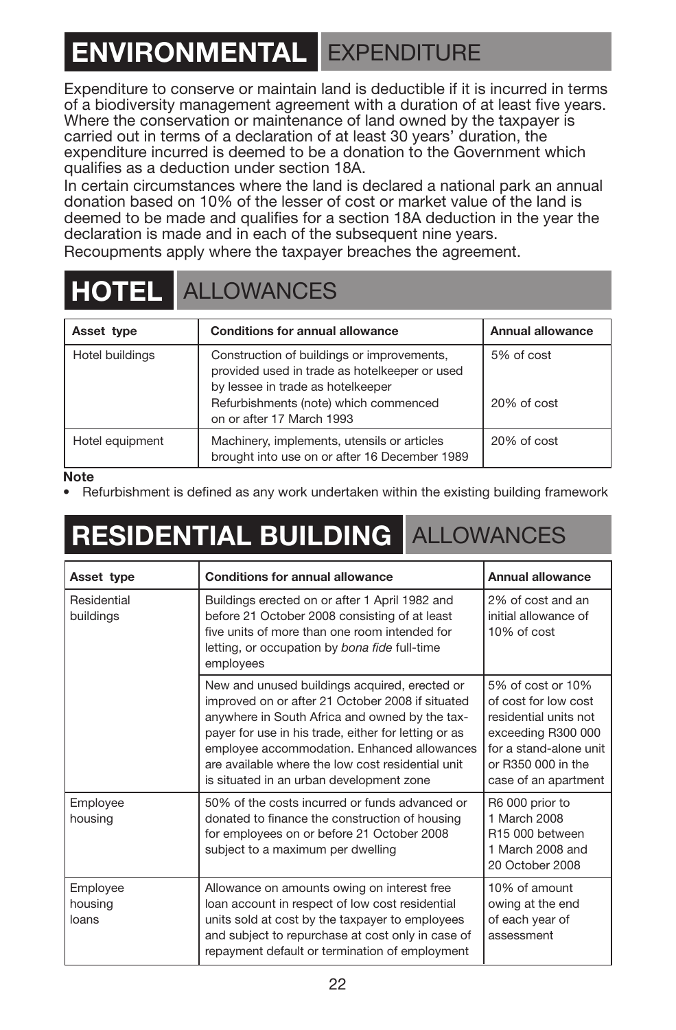# ENVIRONMENTAL EXPENDITURE

Expenditure to conserve or maintain land is deductible if it is incurred in terms of a biodiversity management agreement with a duration of at least five years. Where the conservation or maintenance of land owned by the taxpayer is carried out in terms of a declaration of at least 30 years' duration, the expenditure incurred is deemed to be a donation to the Government which qualifies as a deduction under section 18A.

In certain circumstances where the land is declared a national park an annual donation based on 10% of the lesser of cost or market value of the land is deemed to be made and qualifies for a section 18A deduction in the year the declaration is made and in each of the subsequent nine years.

Recoupments apply where the taxpayer breaches the agreement.

# HOTEL ALLOWANCES

| Asset type | Conditions for annual allowance | Annual allowance |
|---|---|---|
| Hotel buildings | Construction of buildings or improvements, provided used in trade as hotelkeeper or used by lessee in trade as hotelkeeper | 5% of cost |
| | Refurbishments (note) which commenced on or after 17 March 1993 | 20% of cost |
| Hotel equipment | Machinery, implements, utensils or articles brought into use on or after 16 December 1989 | 20% of cost |

**Note**

- Refurbishment is defined as any work undertaken within the existing building framework

# RESIDENTIAL BUILDING ALLOWANCES

| Asset type | Conditions for annual allowance | Annual allowance |
|---|---|---|
| Residential buildings | Buildings erected on or after 1 April 1982 and before 21 October 2008 consisting of at least five units of more than one room intended for letting, or occupation by *bona fide* full-time employees | 2% of cost and an initial allowance of 10% of cost |
| | New and unused buildings acquired, erected or improved on or after 21 October 2008 if situated anywhere in South Africa and owned by the taxpayer for use in his trade, either for letting or as employee accommodation. Enhanced allowances are available where the low cost residential unit is situated in an urban development zone | 5% of cost or 10% of cost for low cost residential units not exceeding R300 000 for a stand-alone unit or R350 000 in the case of an apartment |
| Employee housing | 50% of the costs incurred or funds advanced or donated to finance the construction of housing for employees on or before 21 October 2008 subject to a maximum per dwelling | R6 000 prior to 1 March 2008<br>R15 000 between 1 March 2008 and 20 October 2008 |
| Employee housing loans | Allowance on amounts owing on interest free loan account in respect of low cost residential units sold at cost by the taxpayer to employees and subject to repurchase at cost only in case of repayment default or termination of employment | 10% of amount owing at the end of each year of assessment |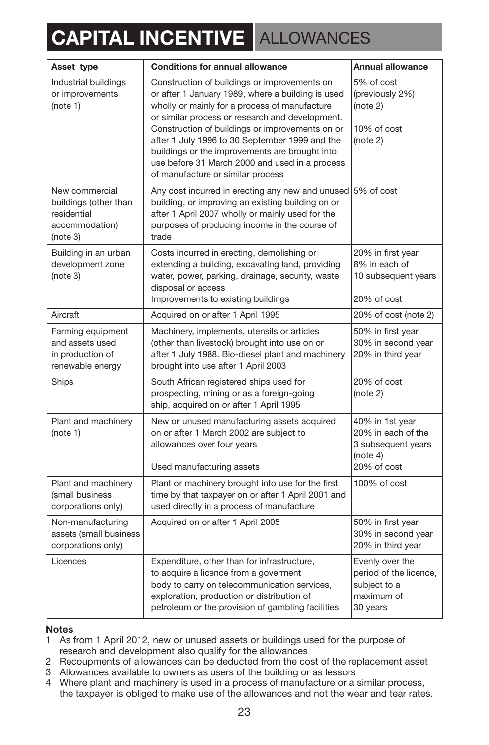# CAPITAL INCENTIVE ALLOWANCES

| Asset type | Conditions for annual allowance | Annual allowance |
|---|---|---|
| Industrial buildings or improvements (note 1) | Construction of buildings or improvements on or after 1 January 1989, where a building is used wholly or mainly for a process of manufacture or similar process or research and development.<br>Construction of buildings or improvements on or after 1 July 1996 to 30 September 1999 and the buildings or the improvements are brought into use before 31 March 2000 and used in a process of manufacture or similar process | 5% of cost (previously 2%) (note 2)<br><br>10% of cost (note 2) |
| New commercial buildings (other than residential accommodation) (note 3) | Any cost incurred in erecting any new and unused building, or improving an existing building on or after 1 April 2007 wholly or mainly used for the purposes of producing income in the course of trade | 5% of cost |
| Building in an urban development zone (note 3) | Costs incurred in erecting, demolishing or extending a building, excavating land, providing water, power, parking, drainage, security, waste disposal or access<br>Improvements to existing buildings | 20% in first year<br>8% in each of 10 subsequent years<br><br>20% of cost |
| Aircraft | Acquired on or after 1 April 1995 | 20% of cost (note 2) |
| Farming equipment and assets used in production of renewable energy | Machinery, implements, utensils or articles (other than livestock) brought into use on or after 1 July 1988. Bio-diesel plant and machinery brought into use after 1 April 2003 | 50% in first year<br>30% in second year<br>20% in third year |
| Ships | South African registered ships used for prospecting, mining or as a foreign-going ship, acquired on or after 1 April 1995 | 20% of cost (note 2) |
| Plant and machinery (note 1) | New or unused manufacturing assets acquired on or after 1 March 2002 are subject to allowances over four years<br><br>Used manufacturing assets | 40% in 1st year<br>20% in each of the 3 subsequent years (note 4)<br>20% of cost |
| Plant and machinery (small business corporations only) | Plant or machinery brought into use for the first time by that taxpayer on or after 1 April 2001 and used directly in a process of manufacture | 100% of cost |
| Non-manufacturing assets (small business corporations only) | Acquired on or after 1 April 2005 | 50% in first year<br>30% in second year<br>20% in third year |
| Licences | Expenditure, other than for infrastructure, to acquire a licence from a goverment body to carry on telecommunication services, exploration, production or distribution of petroleum or the provision of gambling facilities | Evenly over the period of the licence, subject to a maximum of 30 years |

**Notes**

1. As from 1 April 2012, new or unused assets or buildings used for the purpose of research and development also qualify for the allowances
2. Recoupments of allowances can be deducted from the cost of the replacement asset
3. Allowances available to owners as users of the building or as lessors
4. Where plant and machinery is used in a process of manufacture or a similar process, the taxpayer is obliged to make use of the allowances and not the wear and tear rates.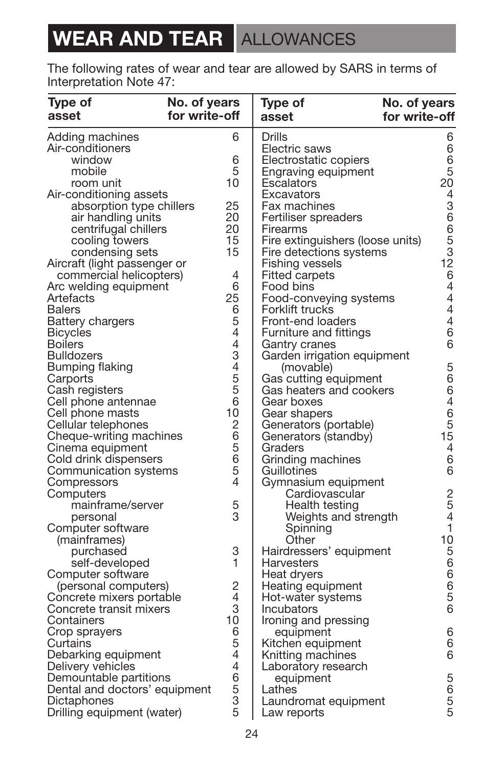# WEAR AND TEAR ALLOWANCES

The following rates of wear and tear are allowed by SARS in terms of Interpretation Note 47:

| Type of asset | No. of years for write-off |
|---|---|
| Adding machines | 6 |
| Air-conditioners | |
| window | 6 |
| mobile | 5 |
| room unit | 10 |
| Air-conditioning assets | |
| absorption type chillers | 25 |
| air handling units | 20 |
| centrifugal chillers | 20 |
| cooling towers | 15 |
| condensing sets | 15 |
| Aircraft (light passenger or commercial helicopters) | 4 |
| Arc welding equipment | 6 |
| Artefacts | 25 |
| Balers | 6 |
| Battery chargers | 5 |
| Bicycles | 4 |
| Boilers | 4 |
| Bulldozers | 3 |
| Bumping flaking | 4 |
| Carports | 5 |
| Cash registers | 5 |
| Cell phone antennae | 6 |
| Cell phone masts | 10 |
| Cellular telephones | 2 |
| Cheque-writing machines | 6 |
| Cinema equipment | 5 |
| Cold drink dispensers | 6 |
| Communication systems | 5 |
| Compressors | 4 |
| Computers | |
| mainframe/server | 5 |
| personal | 3 |
| Computer software (mainframes) | |
| purchased | 3 |
| self-developed | 1 |
| Computer software (personal computers) | 2 |
| Concrete mixers portable | 4 |
| Concrete transit mixers | 3 |
| Containers | 10 |
| Crop sprayers | 6 |
| Curtains | 5 |
| Debarking equipment | 4 |
| Delivery vehicles | 4 |
| Demountable partitions | 6 |
| Dental and doctors' equipment | 5 |
| Dictaphones | 3 |
| Drilling equipment (water) | 5 |
| Drills | 6 |
| Electric saws | 6 |
| Electrostatic copiers | 6 |
| Engraving equipment | 5 |
| Escalators | 20 |
| Excavators | 4 |
| Fax machines | 3 |
| Fertiliser spreaders | 6 |
| Firearms | 6 |
| Fire extinguishers (loose units) | 5 |
| Fire detections systems | 3 |
| Fishing vessels | 12 |
| Fitted carpets | 6 |
| Food bins | 4 |
| Food-conveying systems | 4 |
| Forklift trucks | 4 |
| Front-end loaders | 4 |
| Furniture and fittings | 6 |
| Gantry cranes | 6 |
| Garden irrigation equipment (movable) | 5 |
| Gas cutting equipment | 6 |
| Gas heaters and cookers | 6 |
| Gear boxes | 4 |
| Gear shapers | 6 |
| Generators (portable) | 5 |
| Generators (standby) | 15 |
| Graders | 4 |
| Grinding machines | 6 |
| Guillotines | 6 |
| Gymnasium equipment | |
| Cardiovascular | 2 |
| Health testing | 5 |
| Weights and strength | 4 |
| Spinning | 1 |
| Other | 10 |
| Hairdressers' equipment | 5 |
| Harvesters | 6 |
| Heat dryers | 6 |
| Heating equipment | 6 |
| Hot-water systems | 5 |
| Incubators | 6 |
| Ironing and pressing equipment | 6 |
| Kitchen equipment | 6 |
| Knitting machines | 6 |
| Laboratory research equipment | 5 |
| Lathes | 6 |
| Laundromat equipment | 5 |
| Law reports | 5 |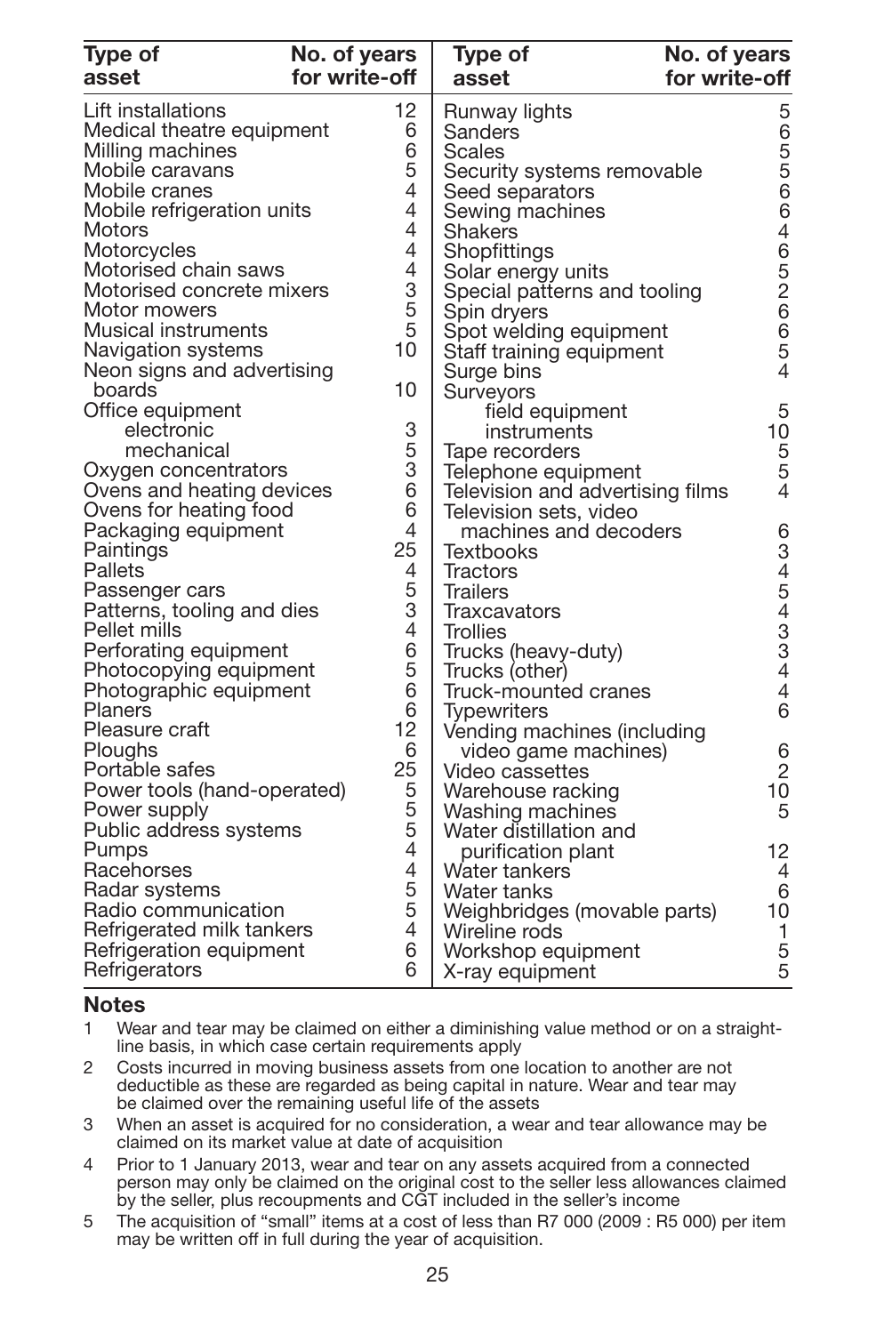| Type of asset | No. of years for write-off | Type of asset | No. of years for write-off |
|---|---|---|---|
| Lift installations | 12 | Runway lights | 5 |
| Medical theatre equipment | 6 | Sanders | 6 |
| Milling machines | 6 | Scales | 5 |
| Mobile caravans | 5 | Security systems removable | 5 |
| Mobile cranes | 4 | Seed separators | 6 |
| Mobile refrigeration units | 4 | Sewing machines | 6 |
| Motors | 4 | Shakers | 4 |
| Motorcycles | 4 | Shopfittings | 6 |
| Motorised chain saws | 4 | Solar energy units | 5 |
| Motorised concrete mixers | 3 | Special patterns and tooling | 2 |
| Motor mowers | 5 | Spin dryers | 6 |
| Musical instruments | 5 | Spot welding equipment | 6 |
| Navigation systems | 10 | Staff training equipment | 5 |
| Neon signs and advertising boards | 10 | Surge bins | 4 |
| Office equipment | | Surveyors | |
| electronic | 3 | field equipment | 5 |
| mechanical | 5 | instruments | 10 |
| Oxygen concentrators | 3 | Tape recorders | 5 |
| Ovens and heating devices | 6 | Telephone equipment | 5 |
| Ovens for heating food | 6 | Television and advertising films | 4 |
| Packaging equipment | 4 | Television sets, video machines and decoders | 6 |
| Paintings | 25 | Textbooks | 3 |
| Pallets | 4 | Tractors | 4 |
| Passenger cars | 5 | Trailers | 5 |
| Patterns, tooling and dies | 3 | Traxcavators | 4 |
| Pellet mills | 4 | Trollies | 3 |
| Perforating equipment | 6 | Trucks (heavy-duty) | 3 |
| Photocopying equipment | 5 | Trucks (other) | 4 |
| Photographic equipment | 6 | Truck-mounted cranes | 4 |
| Planers | 6 | Typewriters | 6 |
| Pleasure craft | 12 | Vending machines (including video game machines) | 6 |
| Ploughs | 6 | Video cassettes | 2 |
| Portable safes | 25 | Warehouse racking | 10 |
| Power tools (hand-operated) | 5 | Washing machines | 5 |
| Power supply | 5 | Water distillation and purification plant | 12 |
| Public address systems | 5 | Water tankers | 4 |
| Pumps | 4 | Water tanks | 6 |
| Racehorses | 4 | Weighbridges (movable parts) | 10 |
| Radar systems | 5 | Wireline rods | 1 |
| Radio communication | 5 | Workshop equipment | 5 |
| Refrigerated milk tankers | 4 | X-ray equipment | 5 |
| Refrigeration equipment | 6 | | |
| Refrigerators | 6 | | |

## Notes

1. Wear and tear may be claimed on either a diminishing value method or on a straight-line basis, in which case certain requirements apply
2. Costs incurred in moving business assets from one location to another are not deductible as these are regarded as being capital in nature. Wear and tear may be claimed over the remaining useful life of the assets
3. When an asset is acquired for no consideration, a wear and tear allowance may be claimed on its market value at date of acquisition
4. Prior to 1 January 2013, wear and tear on any assets acquired from a connected person may only be claimed on the original cost to the seller less allowances claimed by the seller, plus recoupments and CGT included in the seller's income
5. The acquisition of "small" items at a cost of less than R7 000 (2009 : R5 000) per item may be written off in full during the year of acquisition.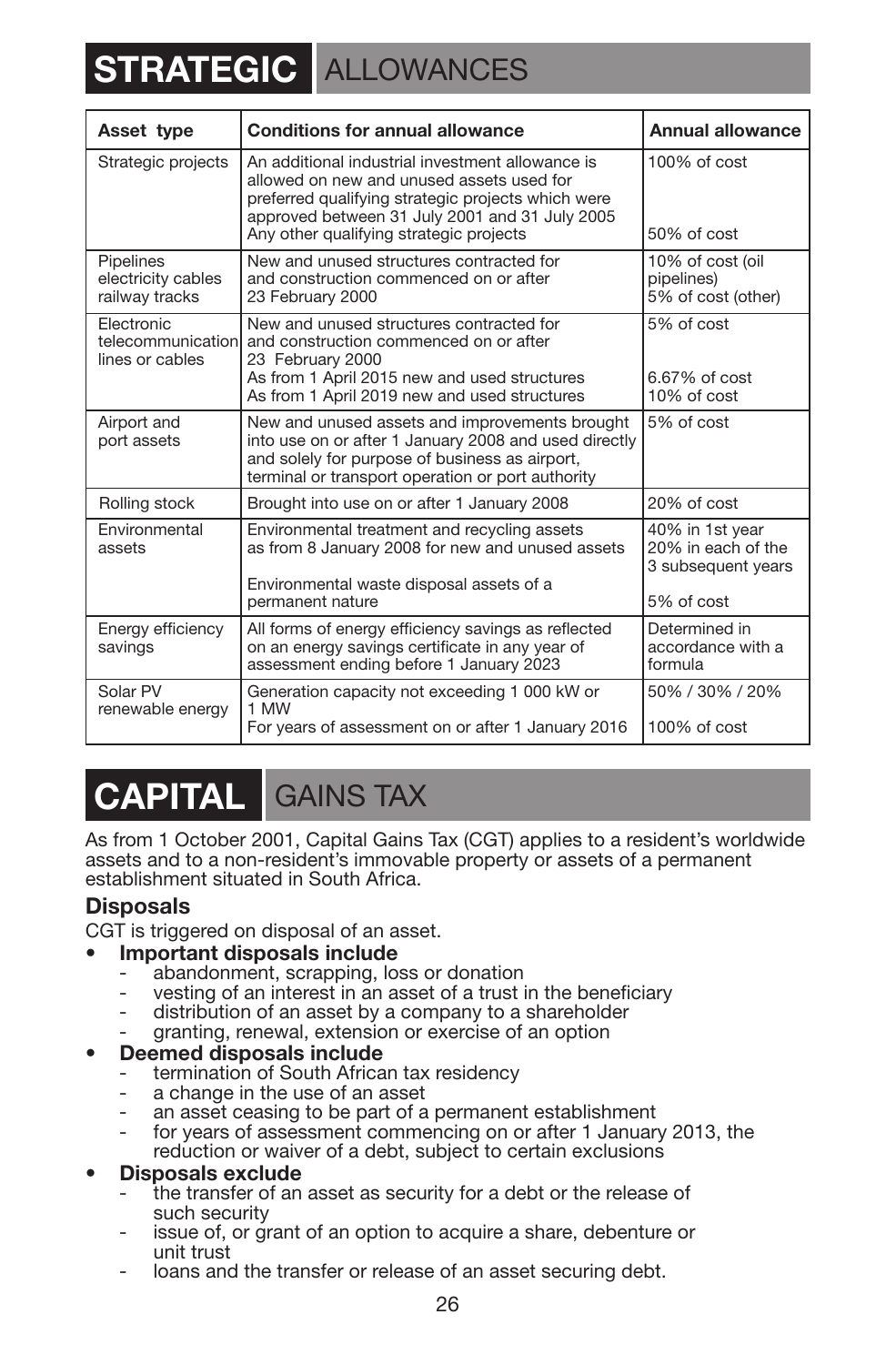# STRATEGIC ALLOWANCES

| Asset type | Conditions for annual allowance | Annual allowance |
|---|---|---|
| Strategic projects | An additional industrial investment allowance is allowed on new and unused assets used for preferred qualifying strategic projects which were approved between 31 July 2001 and 31 July 2005<br>Any other qualifying strategic projects | 100% of cost<br><br>50% of cost |
| Pipelines electricity cables railway tracks | New and unused structures contracted for and construction commenced on or after 23 February 2000 | 10% of cost (oil pipelines)<br>5% of cost (other) |
| Electronic telecommunication lines or cables | New and unused structures contracted for and construction commenced on or after 23 February 2000<br>As from 1 April 2015 new and used structures<br>As from 1 April 2019 new and used structures | 5% of cost<br><br>6.67% of cost<br>10% of cost |
| Airport and port assets | New and unused assets and improvements brought into use on or after 1 January 2008 and used directly and solely for purpose of business as airport, terminal or transport operation or port authority | 5% of cost |
| Rolling stock | Brought into use on or after 1 January 2008 | 20% of cost |
| Environmental assets | Environmental treatment and recycling assets as from 8 January 2008 for new and unused assets<br><br>Environmental waste disposal assets of a permanent nature | 40% in 1st year<br>20% in each of the 3 subsequent years<br><br>5% of cost |
| Energy efficiency savings | All forms of energy efficiency savings as reflected on an energy savings certificate in any year of assessment ending before 1 January 2023 | Determined in accordance with a formula |
| Solar PV renewable energy | Generation capacity not exceeding 1 000 kW or 1 MW<br>For years of assessment on or after 1 January 2016 | 50% / 30% / 20%<br><br>100% of cost |

# CAPITAL GAINS TAX

As from 1 October 2001, Capital Gains Tax (CGT) applies to a resident's worldwide assets and to a non-resident's immovable property or assets of a permanent establishment situated in South Africa.

## Disposals

CGT is triggered on disposal of an asset.

- **Important disposals include**
  - abandonment, scrapping, loss or donation
  - vesting of an interest in an asset of a trust in the beneficiary
  - distribution of an asset by a company to a shareholder
  - granting, renewal, extension or exercise of an option
- **Deemed disposals include**
  - termination of South African tax residency
  - a change in the use of an asset
  - an asset ceasing to be part of a permanent establishment
  - for years of assessment commencing on or after 1 January 2013, the reduction or waiver of a debt, subject to certain exclusions
- **Disposals exclude**
  - the transfer of an asset as security for a debt or the release of such security
  - issue of, or grant of an option to acquire a share, debenture or unit trust
  - loans and the transfer or release of an asset securing debt.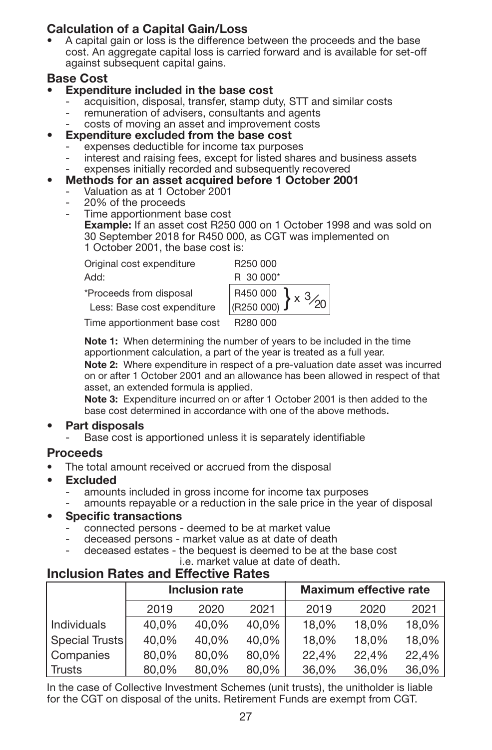## Calculation of a Capital Gain/Loss

- A capital gain or loss is the difference between the proceeds and the base cost. An aggregate capital loss is carried forward and is available for set-off against subsequent capital gains.

## Base Cost

- **Expenditure included in the base cost**
  - acquisition, disposal, transfer, stamp duty, STT and similar costs
  - remuneration of advisers, consultants and agents
  - costs of moving an asset and improvement costs
- **Expenditure excluded from the base cost**
  - expenses deductible for income tax purposes
  - interest and raising fees, except for listed shares and business assets
  - expenses initially recorded and subsequently recovered
- **Methods for an asset acquired before 1 October 2001**
  - Valuation as at 1 October 2001
  - 20% of the proceeds
  - Time apportionment base cost

    **Example:** If an asset cost R250 000 on 1 October 1998 and was sold on 30 September 2018 for R450 000, as CGT was implemented on 1 October 2001, the base cost is:

    | | |
    |---|---|
    | Original cost expenditure | R250 000 |
    | Add: | R 30 000* |
    | *Proceeds from disposal | R450 000 } x 3/20 |
    | Less: Base cost expenditure | (R250 000) |
    | Time apportionment base cost | R280 000 |

    **Note 1:** When determining the number of years to be included in the time apportionment calculation, a part of the year is treated as a full year.

    **Note 2:** Where expenditure in respect of a pre-valuation date asset was incurred on or after 1 October 2001 and an allowance has been allowed in respect of that asset, an extended formula is applied.

    **Note 3:** Expenditure incurred on or after 1 October 2001 is then added to the base cost determined in accordance with one of the above methods.

- **Part disposals**
  - Base cost is apportioned unless it is separately identifiable

## Proceeds

- The total amount received or accrued from the disposal
- **Excluded**
  - amounts included in gross income for income tax purposes
  - amounts repayable or a reduction in the sale price in the year of disposal
- **Specific transactions**
  - connected persons - deemed to be at market value
  - deceased persons - market value as at date of death
  - deceased estates - the bequest is deemed to be at the base cost i.e. market value at date of death.

## Inclusion Rates and Effective Rates

| | Inclusion rate | | | Maximum effective rate | | |
|---|---|---|---|---|---|---|
| | 2019 | 2020 | 2021 | 2019 | 2020 | 2021 |
| Individuals | 40,0% | 40,0% | 40,0% | 18,0% | 18,0% | 18,0% |
| Special Trusts | 40,0% | 40,0% | 40,0% | 18,0% | 18,0% | 18,0% |
| Companies | 80,0% | 80,0% | 80,0% | 22,4% | 22,4% | 22,4% |
| Trusts | 80,0% | 80,0% | 80,0% | 36,0% | 36,0% | 36,0% |

In the case of Collective Investment Schemes (unit trusts), the unitholder is liable for the CGT on disposal of the units. Retirement Funds are exempt from CGT.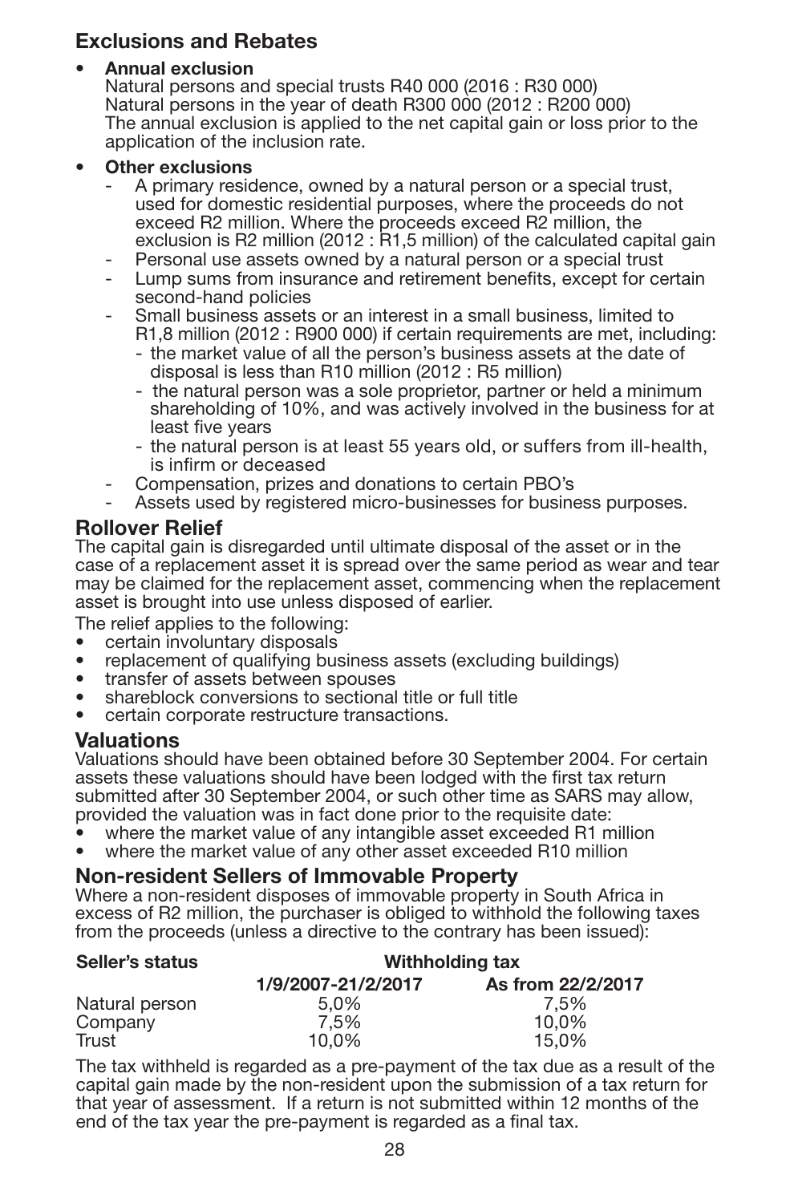## Exclusions and Rebates

- **Annual exclusion**
  Natural persons and special trusts R40 000 (2016 : R30 000)
  Natural persons in the year of death R300 000 (2012 : R200 000)
  The annual exclusion is applied to the net capital gain or loss prior to the application of the inclusion rate.

- **Other exclusions**
  - A primary residence, owned by a natural person or a special trust, used for domestic residential purposes, where the proceeds do not exceed R2 million. Where the proceeds exceed R2 million, the exclusion is R2 million (2012 : R1,5 million) of the calculated capital gain
  - Personal use assets owned by a natural person or a special trust
  - Lump sums from insurance and retirement benefits, except for certain second-hand policies
  - Small business assets or an interest in a small business, limited to R1,8 million (2012 : R900 000) if certain requirements are met, including:
    - the market value of all the person's business assets at the date of disposal is less than R10 million (2012 : R5 million)
    - the natural person was a sole proprietor, partner or held a minimum shareholding of 10%, and was actively involved in the business for at least five years
    - the natural person is at least 55 years old, or suffers from ill-health, is infirm or deceased
  - Compensation, prizes and donations to certain PBO's
  - Assets used by registered micro-businesses for business purposes.

## Rollover Relief

The capital gain is disregarded until ultimate disposal of the asset or in the case of a replacement asset it is spread over the same period as wear and tear may be claimed for the replacement asset, commencing when the replacement asset is brought into use unless disposed of earlier.

The relief applies to the following:

- certain involuntary disposals
- replacement of qualifying business assets (excluding buildings)
- transfer of assets between spouses
- shareblock conversions to sectional title or full title
- certain corporate restructure transactions.

## Valuations

Valuations should have been obtained before 30 September 2004. For certain assets these valuations should have been lodged with the first tax return submitted after 30 September 2004, or such other time as SARS may allow, provided the valuation was in fact done prior to the requisite date:

- where the market value of any intangible asset exceeded R1 million
- where the market value of any other asset exceeded R10 million

## Non-resident Sellers of Immovable Property

Where a non-resident disposes of immovable property in South Africa in excess of R2 million, the purchaser is obliged to withhold the following taxes from the proceeds (unless a directive to the contrary has been issued):

| Seller's status | Withholding tax | |
|---|---|---|
| | 1/9/2007-21/2/2017 | As from 22/2/2017 |
| Natural person | 5,0% | 7,5% |
| Company | 7,5% | 10,0% |
| Trust | 10,0% | 15,0% |

The tax withheld is regarded as a pre-payment of the tax due as a result of the capital gain made by the non-resident upon the submission of a tax return for that year of assessment. If a return is not submitted within 12 months of the end of the tax year the pre-payment is regarded as a final tax.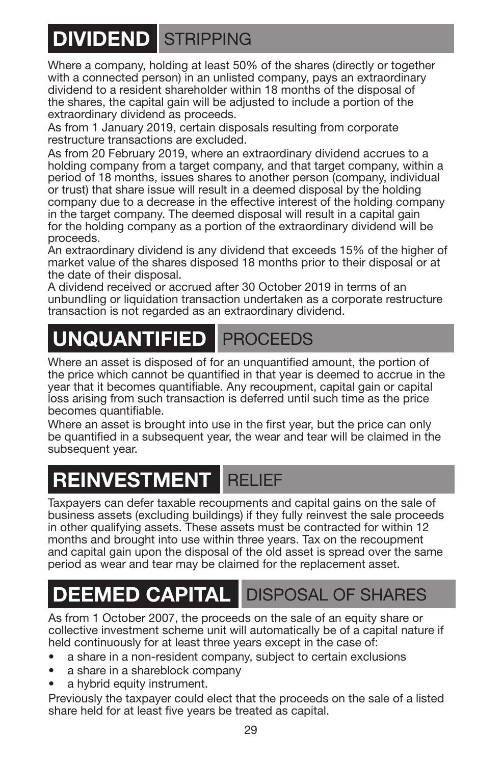## DIVIDEND STRIPPING

Where a company, holding at least 50% of the shares (directly or together with a connected person) in an unlisted company, pays an extraordinary dividend to a resident shareholder within 18 months of the disposal of the shares, the capital gain will be adjusted to include a portion of the extraordinary dividend as proceeds.

As from 1 January 2019, certain disposals resulting from corporate restructure transactions are excluded.

As from 20 February 2019, where an extraordinary dividend accrues to a holding company from a target company, and that target company, within a period of 18 months, issues shares to another person (company, individual or trust) that share issue will result in a deemed disposal by the holding company due to a decrease in the effective interest of the holding company in the target company. The deemed disposal will result in a capital gain for the holding company as a portion of the extraordinary dividend will be proceeds.

An extraordinary dividend is any dividend that exceeds 15% of the higher of market value of the shares disposed 18 months prior to their disposal or at the date of their disposal.

A dividend received or accrued after 30 October 2019 in terms of an unbundling or liquidation transaction undertaken as a corporate restructure transaction is not regarded as an extraordinary dividend.

## UNQUANTIFIED PROCEEDS

Where an asset is disposed of for an unquantified amount, the portion of the price which cannot be quantified in that year is deemed to accrue in the year that it becomes quantifiable. Any recoupment, capital gain or capital loss arising from such transaction is deferred until such time as the price becomes quantifiable.

Where an asset is brought into use in the first year, but the price can only be quantified in a subsequent year, the wear and tear will be claimed in the subsequent year.

## REINVESTMENT RELIEF

Taxpayers can defer taxable recoupments and capital gains on the sale of business assets (excluding buildings) if they fully reinvest the sale proceeds in other qualifying assets. These assets must be contracted for within 12 months and brought into use within three years. Tax on the recoupment and capital gain upon the disposal of the old asset is spread over the same period as wear and tear may be claimed for the replacement asset.

## DEEMED CAPITAL DISPOSAL OF SHARES

As from 1 October 2007, the proceeds on the sale of an equity share or collective investment scheme unit will automatically be of a capital nature if held continuously for at least three years except in the case of:

- a share in a non-resident company, subject to certain exclusions
- a share in a shareblock company
- a hybrid equity instrument.

Previously the taxpayer could elect that the proceeds on the sale of a listed share held for at least five years be treated as capital.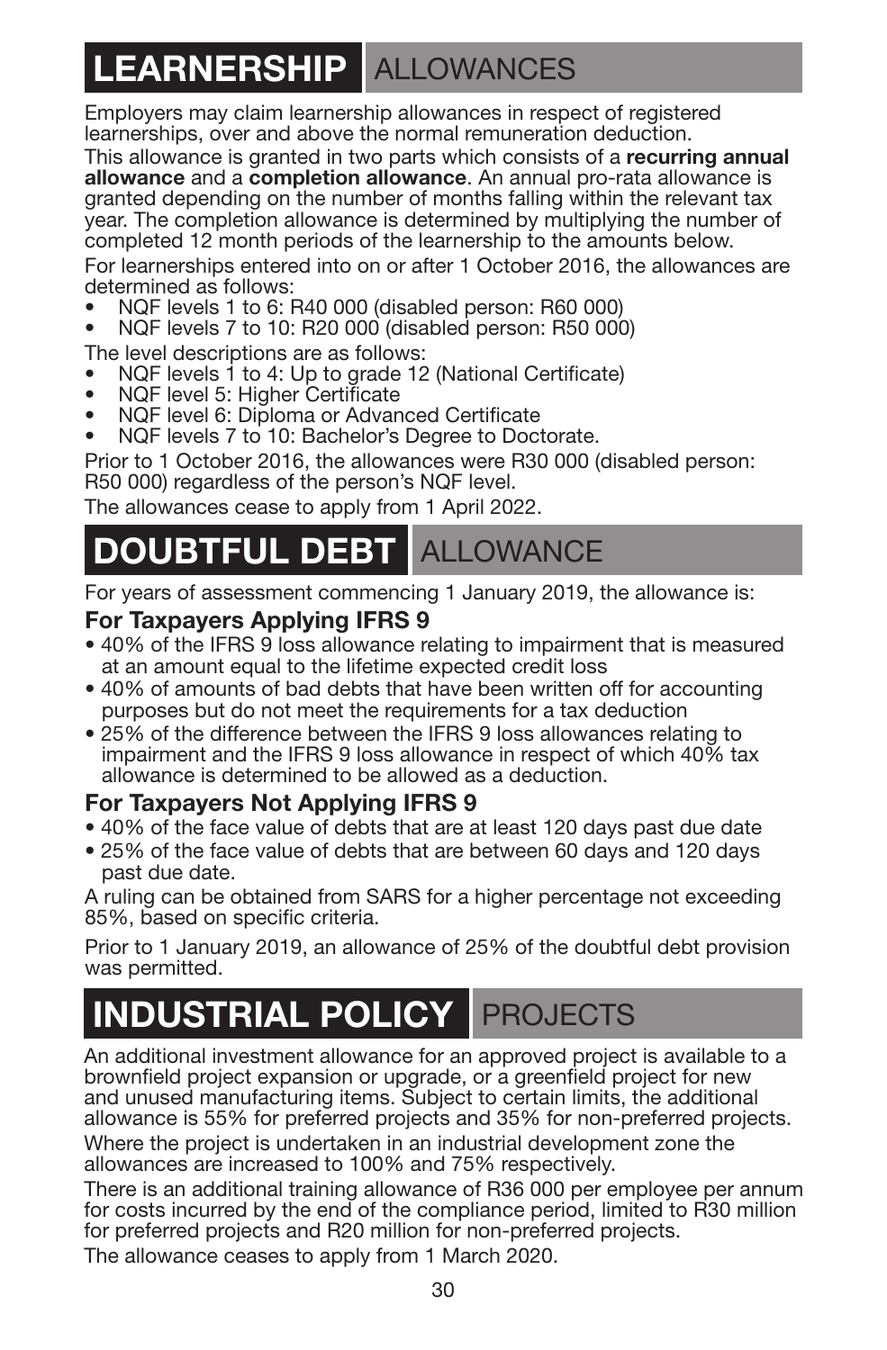# LEARNERSHIP ALLOWANCES

Employers may claim learnership allowances in respect of registered learnerships, over and above the normal remuneration deduction.

This allowance is granted in two parts which consists of a **recurring annual allowance** and a **completion allowance**. An annual pro-rata allowance is granted depending on the number of months falling within the relevant tax year. The completion allowance is determined by multiplying the number of completed 12 month periods of the learnership to the amounts below.

For learnerships entered into on or after 1 October 2016, the allowances are determined as follows:

- NQF levels 1 to 6: R40 000 (disabled person: R60 000)
- NQF levels 7 to 10: R20 000 (disabled person: R50 000)

The level descriptions are as follows:

- NQF levels 1 to 4: Up to grade 12 (National Certificate)
- NQF level 5: Higher Certificate
- NQF level 6: Diploma or Advanced Certificate
- NQF levels 7 to 10: Bachelor's Degree to Doctorate.

Prior to 1 October 2016, the allowances were R30 000 (disabled person: R50 000) regardless of the person's NQF level.

The allowances cease to apply from 1 April 2022.

# DOUBTFUL DEBT ALLOWANCE

For years of assessment commencing 1 January 2019, the allowance is:

### For Taxpayers Applying IFRS 9

- 40% of the IFRS 9 loss allowance relating to impairment that is measured at an amount equal to the lifetime expected credit loss
- 40% of amounts of bad debts that have been written off for accounting purposes but do not meet the requirements for a tax deduction
- 25% of the difference between the IFRS 9 loss allowances relating to impairment and the IFRS 9 loss allowance in respect of which 40% tax allowance is determined to be allowed as a deduction.

### For Taxpayers Not Applying IFRS 9

- 40% of the face value of debts that are at least 120 days past due date
- 25% of the face value of debts that are between 60 days and 120 days past due date.

A ruling can be obtained from SARS for a higher percentage not exceeding 85%, based on specific criteria.

Prior to 1 January 2019, an allowance of 25% of the doubtful debt provision was permitted.

# INDUSTRIAL POLICY PROJECTS

An additional investment allowance for an approved project is available to a brownfield project expansion or upgrade, or a greenfield project for new and unused manufacturing items. Subject to certain limits, the additional allowance is 55% for preferred projects and 35% for non-preferred projects.

Where the project is undertaken in an industrial development zone the allowances are increased to 100% and 75% respectively.

There is an additional training allowance of R36 000 per employee per annum for costs incurred by the end of the compliance period, limited to R30 million for preferred projects and R20 million for non-preferred projects.

The allowance ceases to apply from 1 March 2020.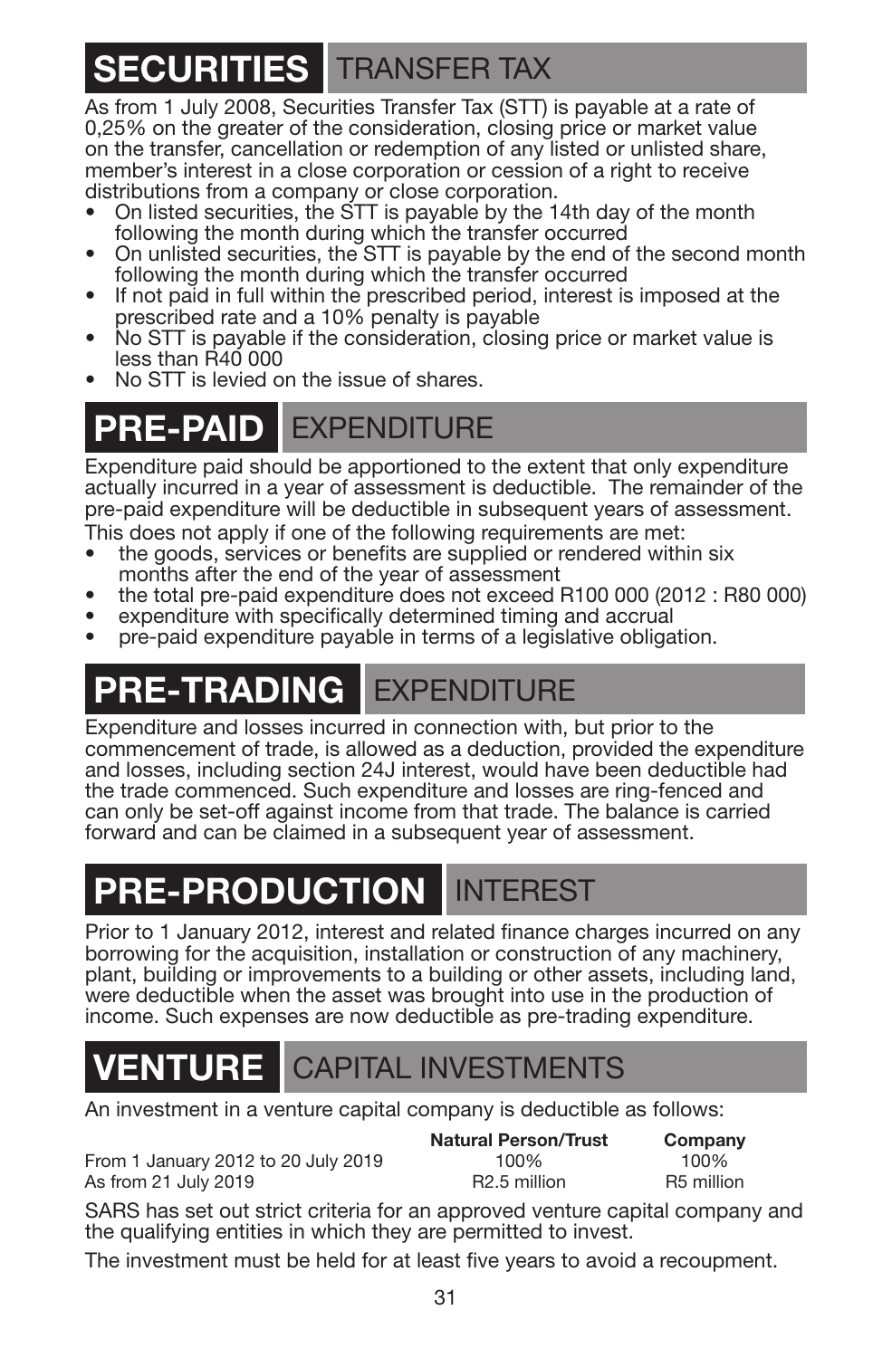## SECURITIES TRANSFER TAX

As from 1 July 2008, Securities Transfer Tax (STT) is payable at a rate of 0,25% on the greater of the consideration, closing price or market value on the transfer, cancellation or redemption of any listed or unlisted share, member's interest in a close corporation or cession of a right to receive distributions from a company or close corporation.

- On listed securities, the STT is payable by the 14th day of the month following the month during which the transfer occurred
- On unlisted securities, the STT is payable by the end of the second month following the month during which the transfer occurred
- If not paid in full within the prescribed period, interest is imposed at the prescribed rate and a 10% penalty is payable
- No STT is payable if the consideration, closing price or market value is less than R40 000
- No STT is levied on the issue of shares.

## PRE-PAID EXPENDITURE

Expenditure paid should be apportioned to the extent that only expenditure actually incurred in a year of assessment is deductible. The remainder of the pre-paid expenditure will be deductible in subsequent years of assessment. This does not apply if one of the following requirements are met:

- the goods, services or benefits are supplied or rendered within six months after the end of the year of assessment
- the total pre-paid expenditure does not exceed R100 000 (2012 : R80 000)
- expenditure with specifically determined timing and accrual
- pre-paid expenditure payable in terms of a legislative obligation.

## PRE-TRADING EXPENDITURE

Expenditure and losses incurred in connection with, but prior to the commencement of trade, is allowed as a deduction, provided the expenditure and losses, including section 24J interest, would have been deductible had the trade commenced. Such expenditure and losses are ring-fenced and can only be set-off against income from that trade. The balance is carried forward and can be claimed in a subsequent year of assessment.

## PRE-PRODUCTION INTEREST

Prior to 1 January 2012, interest and related finance charges incurred on any borrowing for the acquisition, installation or construction of any machinery, plant, building or improvements to a building or other assets, including land, were deductible when the asset was brought into use in the production of income. Such expenses are now deductible as pre-trading expenditure.

## VENTURE CAPITAL INVESTMENTS

An investment in a venture capital company is deductible as follows:

| | Natural Person/Trust | Company |
|---|---|---|
| From 1 January 2012 to 20 July 2019 | 100% | 100% |
| As from 21 July 2019 | R2.5 million | R5 million |

SARS has set out strict criteria for an approved venture capital company and the qualifying entities in which they are permitted to invest.

The investment must be held for at least five years to avoid a recoupment.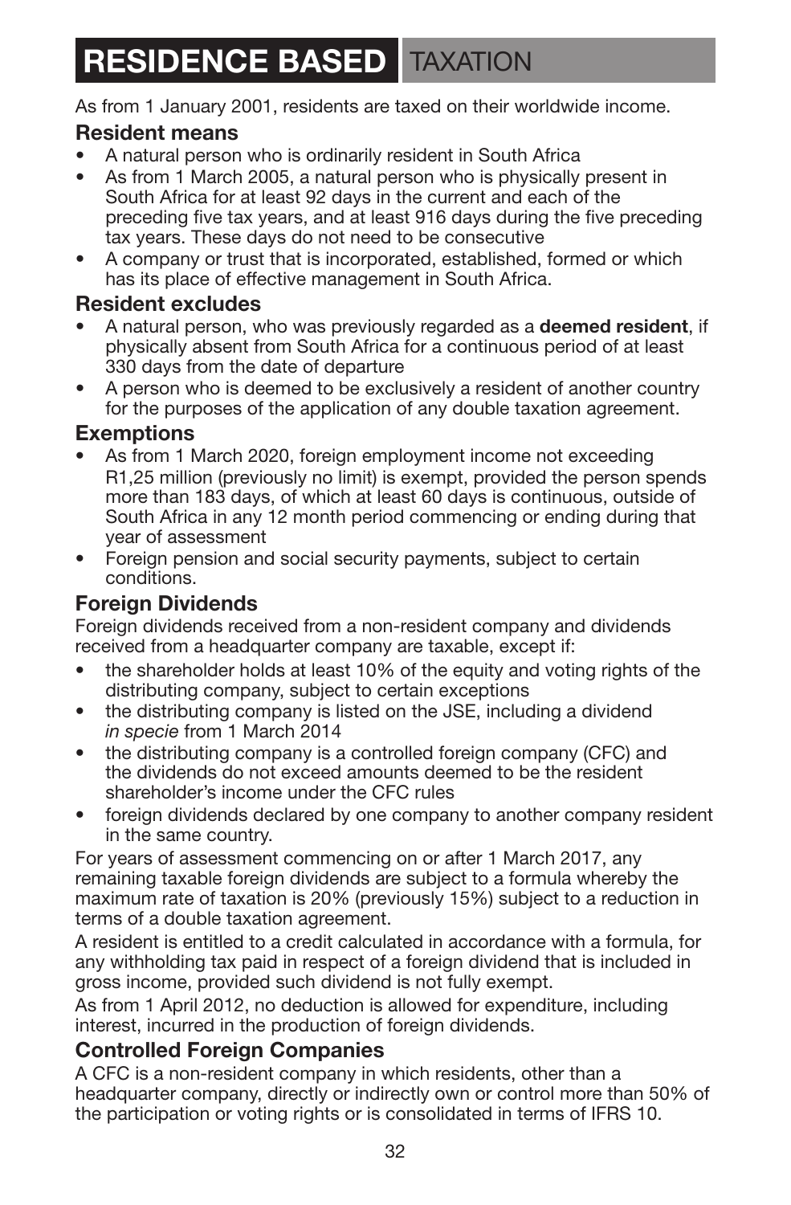# RESIDENCE BASED TAXATION

As from 1 January 2001, residents are taxed on their worldwide income.

### Resident means

- A natural person who is ordinarily resident in South Africa
- As from 1 March 2005, a natural person who is physically present in South Africa for at least 92 days in the current and each of the preceding five tax years, and at least 916 days during the five preceding tax years. These days do not need to be consecutive
- A company or trust that is incorporated, established, formed or which has its place of effective management in South Africa.

### Resident excludes

- A natural person, who was previously regarded as a **deemed resident**, if physically absent from South Africa for a continuous period of at least 330 days from the date of departure
- A person who is deemed to be exclusively a resident of another country for the purposes of the application of any double taxation agreement.

### Exemptions

- As from 1 March 2020, foreign employment income not exceeding R1,25 million (previously no limit) is exempt, provided the person spends more than 183 days, of which at least 60 days is continuous, outside of South Africa in any 12 month period commencing or ending during that year of assessment
- Foreign pension and social security payments, subject to certain conditions.

### Foreign Dividends

Foreign dividends received from a non-resident company and dividends received from a headquarter company are taxable, except if:

- the shareholder holds at least 10% of the equity and voting rights of the distributing company, subject to certain exceptions
- the distributing company is listed on the JSE, including a dividend *in specie* from 1 March 2014
- the distributing company is a controlled foreign company (CFC) and the dividends do not exceed amounts deemed to be the resident shareholder's income under the CFC rules
- foreign dividends declared by one company to another company resident in the same country.

For years of assessment commencing on or after 1 March 2017, any remaining taxable foreign dividends are subject to a formula whereby the maximum rate of taxation is 20% (previously 15%) subject to a reduction in terms of a double taxation agreement.

A resident is entitled to a credit calculated in accordance with a formula, for any withholding tax paid in respect of a foreign dividend that is included in gross income, provided such dividend is not fully exempt.

As from 1 April 2012, no deduction is allowed for expenditure, including interest, incurred in the production of foreign dividends.

### Controlled Foreign Companies

A CFC is a non-resident company in which residents, other than a headquarter company, directly or indirectly own or control more than 50% of the participation or voting rights or is consolidated in terms of IFRS 10.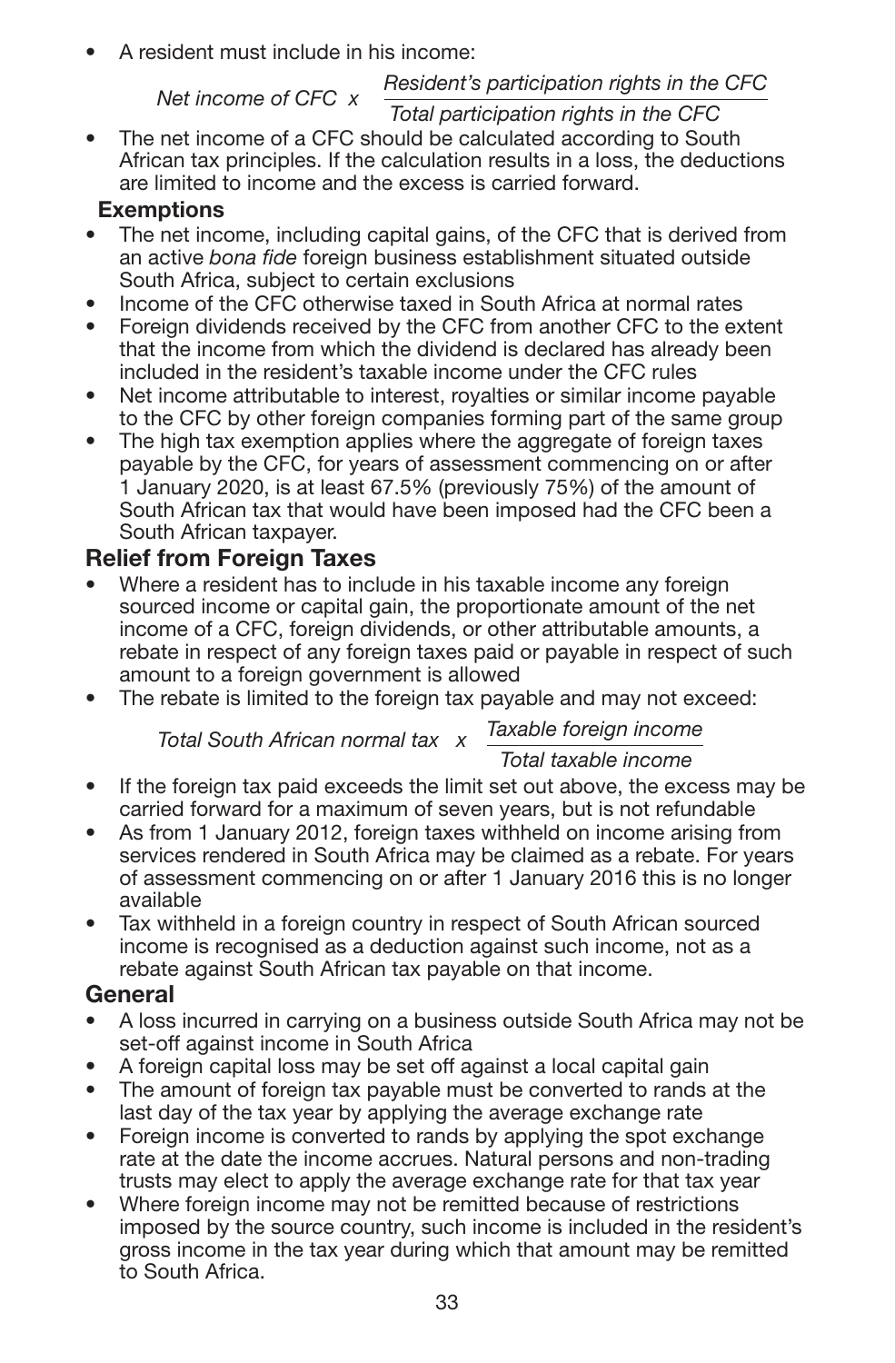- A resident must include in his income:

$$\text{Net income of CFC} \times \frac{\text{Resident's participation rights in the CFC}}{\text{Total participation rights in the CFC}}$$

- The net income of a CFC should be calculated according to South African tax principles. If the calculation results in a loss, the deductions are limited to income and the excess is carried forward.

**Exemptions**

- The net income, including capital gains, of the CFC that is derived from an active *bona fide* foreign business establishment situated outside South Africa, subject to certain exclusions
- Income of the CFC otherwise taxed in South Africa at normal rates
- Foreign dividends received by the CFC from another CFC to the extent that the income from which the dividend is declared has already been included in the resident's taxable income under the CFC rules
- Net income attributable to interest, royalties or similar income payable to the CFC by other foreign companies forming part of the same group
- The high tax exemption applies where the aggregate of foreign taxes payable by the CFC, for years of assessment commencing on or after 1 January 2020, is at least 67.5% (previously 75%) of the amount of South African tax that would have been imposed had the CFC been a South African taxpayer.

## Relief from Foreign Taxes

- Where a resident has to include in his taxable income any foreign sourced income or capital gain, the proportionate amount of the net income of a CFC, foreign dividends, or other attributable amounts, a rebate in respect of any foreign taxes paid or payable in respect of such amount to a foreign government is allowed
- The rebate is limited to the foreign tax payable and may not exceed:

$$\text{Total South African normal tax} \times \frac{\text{Taxable foreign income}}{\text{Total taxable income}}$$

- If the foreign tax paid exceeds the limit set out above, the excess may be carried forward for a maximum of seven years, but is not refundable
- As from 1 January 2012, foreign taxes withheld on income arising from services rendered in South Africa may be claimed as a rebate. For years of assessment commencing on or after 1 January 2016 this is no longer available
- Tax withheld in a foreign country in respect of South African sourced income is recognised as a deduction against such income, not as a rebate against South African tax payable on that income.

## General

- A loss incurred in carrying on a business outside South Africa may not be set-off against income in South Africa
- A foreign capital loss may be set off against a local capital gain
- The amount of foreign tax payable must be converted to rands at the last day of the tax year by applying the average exchange rate
- Foreign income is converted to rands by applying the spot exchange rate at the date the income accrues. Natural persons and non-trading trusts may elect to apply the average exchange rate for that tax year
- Where foreign income may not be remitted because of restrictions imposed by the source country, such income is included in the resident's gross income in the tax year during which that amount may be remitted to South Africa.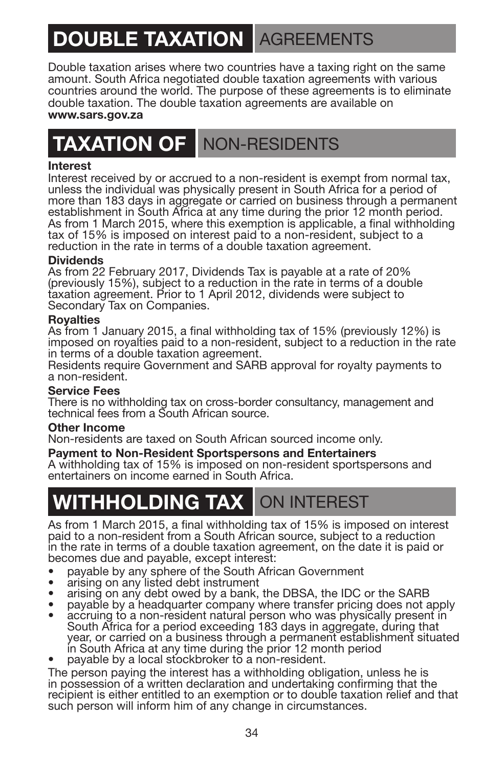# DOUBLE TAXATION AGREEMENTS

Double taxation arises where two countries have a taxing right on the same amount. South Africa negotiated double taxation agreements with various countries around the world. The purpose of these agreements is to eliminate double taxation. The double taxation agreements are available on **www.sars.gov.za**

# TAXATION OF NON-RESIDENTS

**Interest**
Interest received by or accrued to a non-resident is exempt from normal tax, unless the individual was physically present in South Africa for a period of more than 183 days in aggregate or carried on business through a permanent establishment in South Africa at any time during the prior 12 month period. As from 1 March 2015, where this exemption is applicable, a final withholding tax of 15% is imposed on interest paid to a non-resident, subject to a reduction in the rate in terms of a double taxation agreement.

**Dividends**
As from 22 February 2017, Dividends Tax is payable at a rate of 20% (previously 15%), subject to a reduction in the rate in terms of a double taxation agreement. Prior to 1 April 2012, dividends were subject to Secondary Tax on Companies.

**Royalties**
As from 1 January 2015, a final withholding tax of 15% (previously 12%) is imposed on royalties paid to a non-resident, subject to a reduction in the rate in terms of a double taxation agreement.
Residents require Government and SARB approval for royalty payments to a non-resident.

**Service Fees**
There is no withholding tax on cross-border consultancy, management and technical fees from a South African source.

**Other Income**
Non-residents are taxed on South African sourced income only.

**Payment to Non-Resident Sportspersons and Entertainers**
A withholding tax of 15% is imposed on non-resident sportspersons and entertainers on income earned in South Africa.

# WITHHOLDING TAX ON INTEREST

As from 1 March 2015, a final withholding tax of 15% is imposed on interest paid to a non-resident from a South African source, subject to a reduction in the rate in terms of a double taxation agreement, on the date it is paid or becomes due and payable, except interest:

- payable by any sphere of the South African Government
- arising on any listed debt instrument
- arising on any debt owed by a bank, the DBSA, the IDC or the SARB
- payable by a headquarter company where transfer pricing does not apply
- accruing to a non-resident natural person who was physically present in South Africa for a period exceeding 183 days in aggregate, during that year, or carried on a business through a permanent establishment situated in South Africa at any time during the prior 12 month period
- payable by a local stockbroker to a non-resident.

The person paying the interest has a withholding obligation, unless he is in possession of a written declaration and undertaking confirming that the recipient is either entitled to an exemption or to double taxation relief and that such person will inform him of any change in circumstances.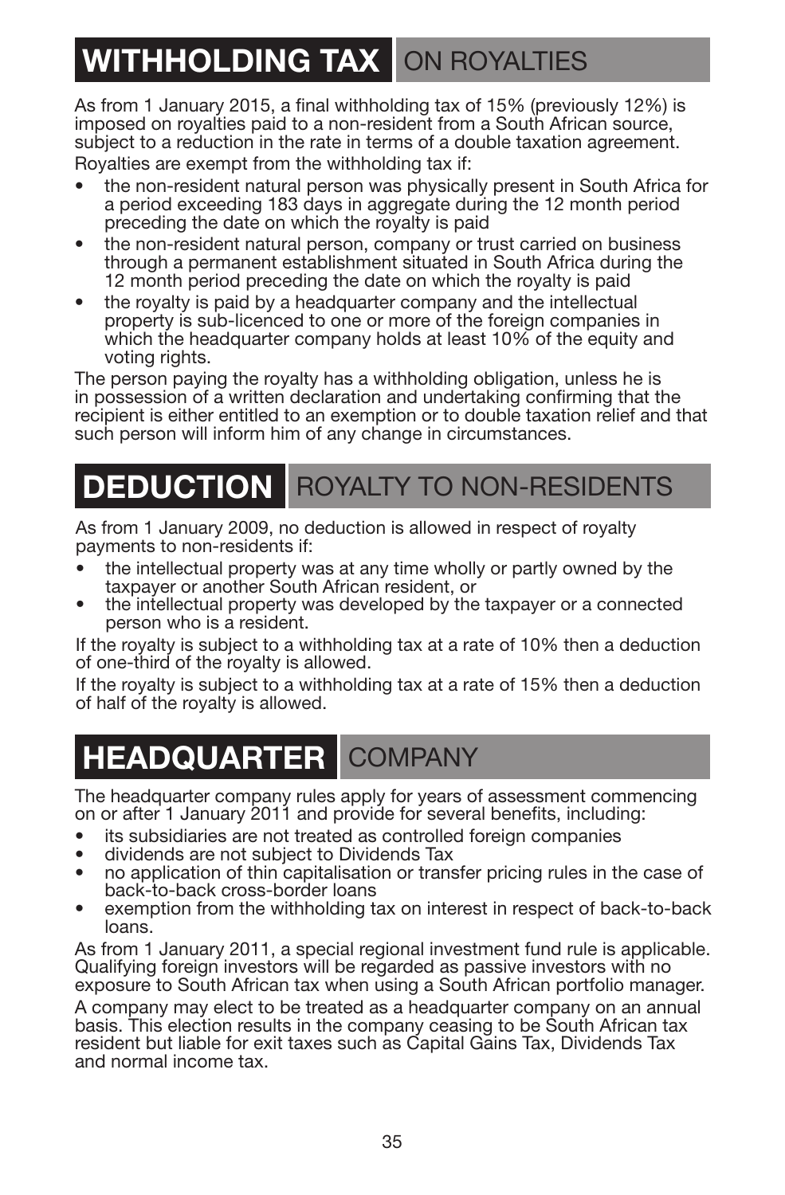# WITHHOLDING TAX ON ROYALTIES

As from 1 January 2015, a final withholding tax of 15% (previously 12%) is imposed on royalties paid to a non-resident from a South African source, subject to a reduction in the rate in terms of a double taxation agreement.

Royalties are exempt from the withholding tax if:

- the non-resident natural person was physically present in South Africa for a period exceeding 183 days in aggregate during the 12 month period preceding the date on which the royalty is paid
- the non-resident natural person, company or trust carried on business through a permanent establishment situated in South Africa during the 12 month period preceding the date on which the royalty is paid
- the royalty is paid by a headquarter company and the intellectual property is sub-licenced to one or more of the foreign companies in which the headquarter company holds at least 10% of the equity and voting rights.

The person paying the royalty has a withholding obligation, unless he is in possession of a written declaration and undertaking confirming that the recipient is either entitled to an exemption or to double taxation relief and that such person will inform him of any change in circumstances.

# DEDUCTION ROYALTY TO NON-RESIDENTS

As from 1 January 2009, no deduction is allowed in respect of royalty payments to non-residents if:

- the intellectual property was at any time wholly or partly owned by the taxpayer or another South African resident, or
- the intellectual property was developed by the taxpayer or a connected person who is a resident.

If the royalty is subject to a withholding tax at a rate of 10% then a deduction of one-third of the royalty is allowed.

If the royalty is subject to a withholding tax at a rate of 15% then a deduction of half of the royalty is allowed.

# HEADQUARTER COMPANY

The headquarter company rules apply for years of assessment commencing on or after 1 January 2011 and provide for several benefits, including:

- its subsidiaries are not treated as controlled foreign companies
- dividends are not subject to Dividends Tax
- no application of thin capitalisation or transfer pricing rules in the case of back-to-back cross-border loans
- exemption from the withholding tax on interest in respect of back-to-back loans.

As from 1 January 2011, a special regional investment fund rule is applicable. Qualifying foreign investors will be regarded as passive investors with no exposure to South African tax when using a South African portfolio manager.

A company may elect to be treated as a headquarter company on an annual basis. This election results in the company ceasing to be South African tax resident but liable for exit taxes such as Capital Gains Tax, Dividends Tax and normal income tax.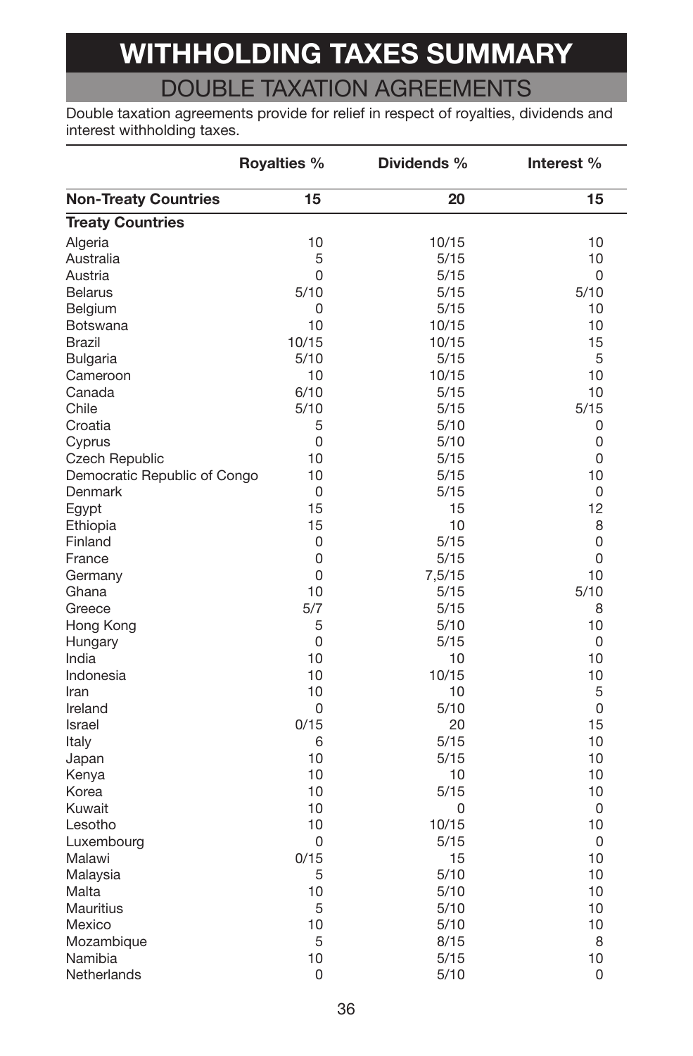# WITHHOLDING TAXES SUMMARY

## DOUBLE TAXATION AGREEMENTS

Double taxation agreements provide for relief in respect of royalties, dividends and interest withholding taxes.

| | Royalties % | Dividends % | Interest % |
|---|---|---|---|
| **Non-Treaty Countries** | **15** | **20** | **15** |
| **Treaty Countries** | | | |
| Algeria | 10 | 10/15 | 10 |
| Australia | 5 | 5/15 | 10 |
| Austria | 0 | 5/15 | 0 |
| Belarus | 5/10 | 5/15 | 5/10 |
| Belgium | 0 | 5/15 | 10 |
| Botswana | 10 | 10/15 | 10 |
| Brazil | 10/15 | 10/15 | 15 |
| Bulgaria | 5/10 | 5/15 | 5 |
| Cameroon | 10 | 10/15 | 10 |
| Canada | 6/10 | 5/15 | 10 |
| Chile | 5/10 | 5/15 | 5/15 |
| Croatia | 5 | 5/10 | 0 |
| Cyprus | 0 | 5/10 | 0 |
| Czech Republic | 10 | 5/15 | 0 |
| Democratic Republic of Congo | 10 | 5/15 | 10 |
| Denmark | 0 | 5/15 | 0 |
| Egypt | 15 | 15 | 12 |
| Ethiopia | 15 | 10 | 8 |
| Finland | 0 | 5/15 | 0 |
| France | 0 | 5/15 | 0 |
| Germany | 0 | 7,5/15 | 10 |
| Ghana | 10 | 5/15 | 5/10 |
| Greece | 5/7 | 5/15 | 8 |
| Hong Kong | 5 | 5/10 | 10 |
| Hungary | 0 | 5/15 | 0 |
| India | 10 | 10 | 10 |
| Indonesia | 10 | 10/15 | 10 |
| Iran | 10 | 10 | 5 |
| Ireland | 0 | 5/10 | 0 |
| Israel | 0/15 | 20 | 15 |
| Italy | 6 | 5/15 | 10 |
| Japan | 10 | 5/15 | 10 |
| Kenya | 10 | 10 | 10 |
| Korea | 10 | 5/15 | 10 |
| Kuwait | 10 | 0 | 0 |
| Lesotho | 10 | 10/15 | 10 |
| Luxembourg | 0 | 5/15 | 0 |
| Malawi | 0/15 | 15 | 10 |
| Malaysia | 5 | 5/10 | 10 |
| Malta | 10 | 5/10 | 10 |
| Mauritius | 5 | 5/10 | 10 |
| Mexico | 10 | 5/10 | 10 |
| Mozambique | 5 | 8/15 | 8 |
| Namibia | 10 | 5/15 | 10 |
| Netherlands | 0 | 5/10 | 0 |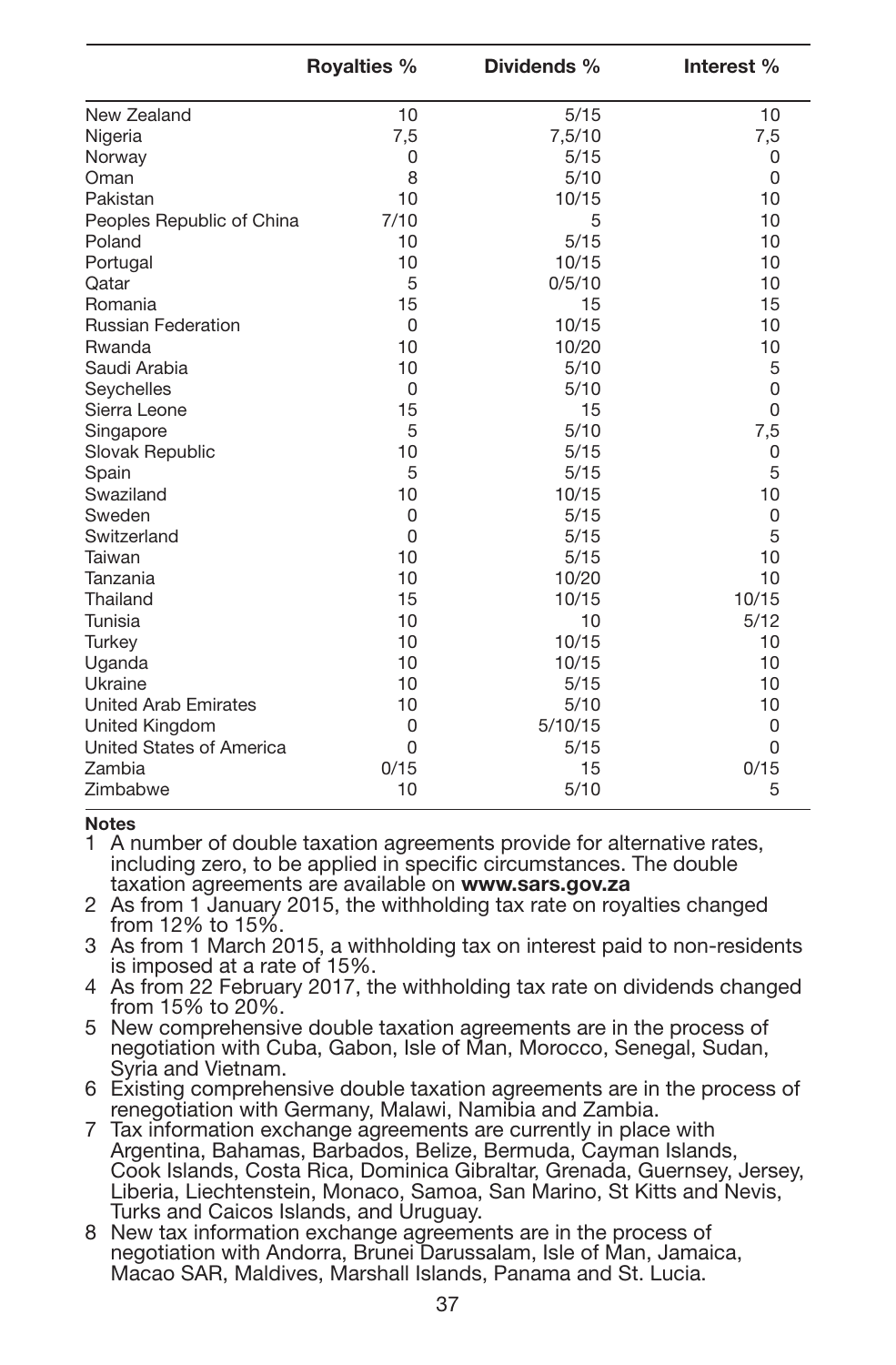| | Royalties % | Dividends % | Interest % |
|---|---|---|---|
| New Zealand | 10 | 5/15 | 10 |
| Nigeria | 7,5 | 7,5/10 | 7,5 |
| Norway | 0 | 5/15 | 0 |
| Oman | 8 | 5/10 | 0 |
| Pakistan | 10 | 10/15 | 10 |
| Peoples Republic of China | 7/10 | 5 | 10 |
| Poland | 10 | 5/15 | 10 |
| Portugal | 10 | 10/15 | 10 |
| Qatar | 5 | 0/5/10 | 10 |
| Romania | 15 | 15 | 15 |
| Russian Federation | 0 | 10/15 | 10 |
| Rwanda | 10 | 10/20 | 10 |
| Saudi Arabia | 10 | 5/10 | 5 |
| Seychelles | 0 | 5/10 | 0 |
| Sierra Leone | 15 | 15 | 0 |
| Singapore | 5 | 5/10 | 7,5 |
| Slovak Republic | 10 | 5/15 | 0 |
| Spain | 5 | 5/15 | 5 |
| Swaziland | 10 | 10/15 | 10 |
| Sweden | 0 | 5/15 | 0 |
| Switzerland | 0 | 5/15 | 5 |
| Taiwan | 10 | 5/15 | 10 |
| Tanzania | 10 | 10/20 | 10 |
| Thailand | 15 | 10/15 | 10/15 |
| Tunisia | 10 | 10 | 5/12 |
| Turkey | 10 | 10/15 | 10 |
| Uganda | 10 | 10/15 | 10 |
| Ukraine | 10 | 5/15 | 10 |
| United Arab Emirates | 10 | 5/10 | 10 |
| United Kingdom | 0 | 5/10/15 | 0 |
| United States of America | 0 | 5/15 | 0 |
| Zambia | 0/15 | 15 | 0/15 |
| Zimbabwe | 10 | 5/10 | 5 |

**Notes**

1. A number of double taxation agreements provide for alternative rates, including zero, to be applied in specific circumstances. The double taxation agreements are available on **www.sars.gov.za**
2. As from 1 January 2015, the withholding tax rate on royalties changed from 12% to 15%.
3. As from 1 March 2015, a withholding tax on interest paid to non-residents is imposed at a rate of 15%.
4. As from 22 February 2017, the withholding tax rate on dividends changed from 15% to 20%.
5. New comprehensive double taxation agreements are in the process of negotiation with Cuba, Gabon, Isle of Man, Morocco, Senegal, Sudan, Syria and Vietnam.
6. Existing comprehensive double taxation agreements are in the process of renegotiation with Germany, Malawi, Namibia and Zambia.
7. Tax information exchange agreements are currently in place with Argentina, Bahamas, Barbados, Belize, Bermuda, Cayman Islands, Cook Islands, Costa Rica, Dominica Gibraltar, Grenada, Guernsey, Jersey, Liberia, Liechtenstein, Monaco, Samoa, San Marino, St Kitts and Nevis, Turks and Caicos Islands, and Uruguay.
8. New tax information exchange agreements are in the process of negotiation with Andorra, Brunei Darussalam, Isle of Man, Jamaica, Macao SAR, Maldives, Marshall Islands, Panama and St. Lucia.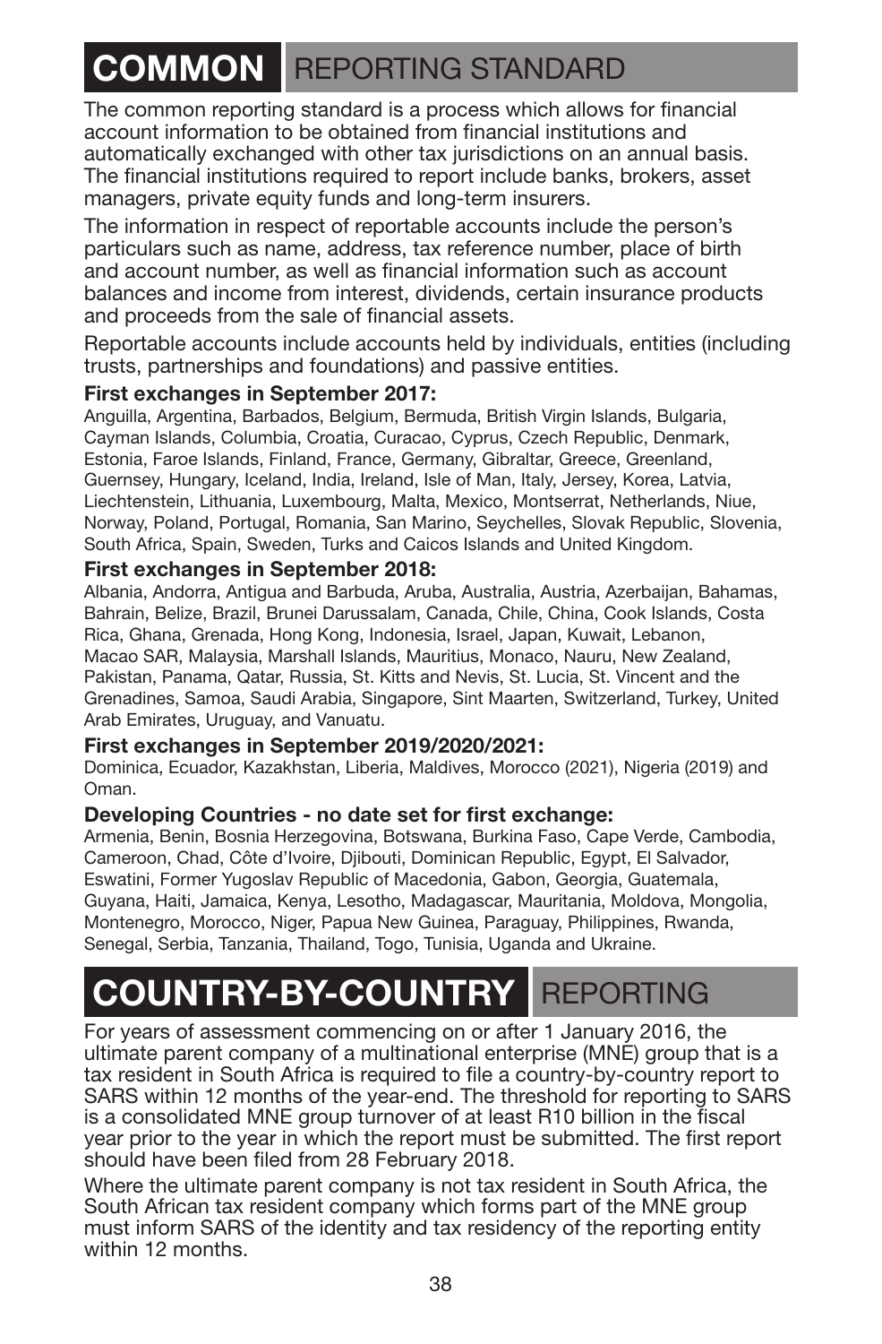# COMMON REPORTING STANDARD

The common reporting standard is a process which allows for financial account information to be obtained from financial institutions and automatically exchanged with other tax jurisdictions on an annual basis. The financial institutions required to report include banks, brokers, asset managers, private equity funds and long-term insurers.

The information in respect of reportable accounts include the person's particulars such as name, address, tax reference number, place of birth and account number, as well as financial information such as account balances and income from interest, dividends, certain insurance products and proceeds from the sale of financial assets.

Reportable accounts include accounts held by individuals, entities (including trusts, partnerships and foundations) and passive entities.

**First exchanges in September 2017:**
Anguilla, Argentina, Barbados, Belgium, Bermuda, British Virgin Islands, Bulgaria, Cayman Islands, Columbia, Croatia, Curacao, Cyprus, Czech Republic, Denmark, Estonia, Faroe Islands, Finland, France, Germany, Gibraltar, Greece, Greenland, Guernsey, Hungary, Iceland, India, Ireland, Isle of Man, Italy, Jersey, Korea, Latvia, Liechtenstein, Lithuania, Luxembourg, Malta, Mexico, Montserrat, Netherlands, Niue, Norway, Poland, Portugal, Romania, San Marino, Seychelles, Slovak Republic, Slovenia, South Africa, Spain, Sweden, Turks and Caicos Islands and United Kingdom.

**First exchanges in September 2018:**
Albania, Andorra, Antigua and Barbuda, Aruba, Australia, Austria, Azerbaijan, Bahamas, Bahrain, Belize, Brazil, Brunei Darussalam, Canada, Chile, China, Cook Islands, Costa Rica, Ghana, Grenada, Hong Kong, Indonesia, Israel, Japan, Kuwait, Lebanon, Macao SAR, Malaysia, Marshall Islands, Mauritius, Monaco, Nauru, New Zealand, Pakistan, Panama, Qatar, Russia, St. Kitts and Nevis, St. Lucia, St. Vincent and the Grenadines, Samoa, Saudi Arabia, Singapore, Sint Maarten, Switzerland, Turkey, United Arab Emirates, Uruguay, and Vanuatu.

**First exchanges in September 2019/2020/2021:**
Dominica, Ecuador, Kazakhstan, Liberia, Maldives, Morocco (2021), Nigeria (2019) and Oman.

**Developing Countries - no date set for first exchange:**
Armenia, Benin, Bosnia Herzegovina, Botswana, Burkina Faso, Cape Verde, Cambodia, Cameroon, Chad, Côte d'Ivoire, Djibouti, Dominican Republic, Egypt, El Salvador, Eswatini, Former Yugoslav Republic of Macedonia, Gabon, Georgia, Guatemala, Guyana, Haiti, Jamaica, Kenya, Lesotho, Madagascar, Mauritania, Moldova, Mongolia, Montenegro, Morocco, Niger, Papua New Guinea, Paraguay, Philippines, Rwanda, Senegal, Serbia, Tanzania, Thailand, Togo, Tunisia, Uganda and Ukraine.

# COUNTRY-BY-COUNTRY REPORTING

For years of assessment commencing on or after 1 January 2016, the ultimate parent company of a multinational enterprise (MNE) group that is a tax resident in South Africa is required to file a country-by-country report to SARS within 12 months of the year-end. The threshold for reporting to SARS is a consolidated MNE group turnover of at least R10 billion in the fiscal year prior to the year in which the report must be submitted. The first report should have been filed from 28 February 2018.

Where the ultimate parent company is not tax resident in South Africa, the South African tax resident company which forms part of the MNE group must inform SARS of the identity and tax residency of the reporting entity within 12 months.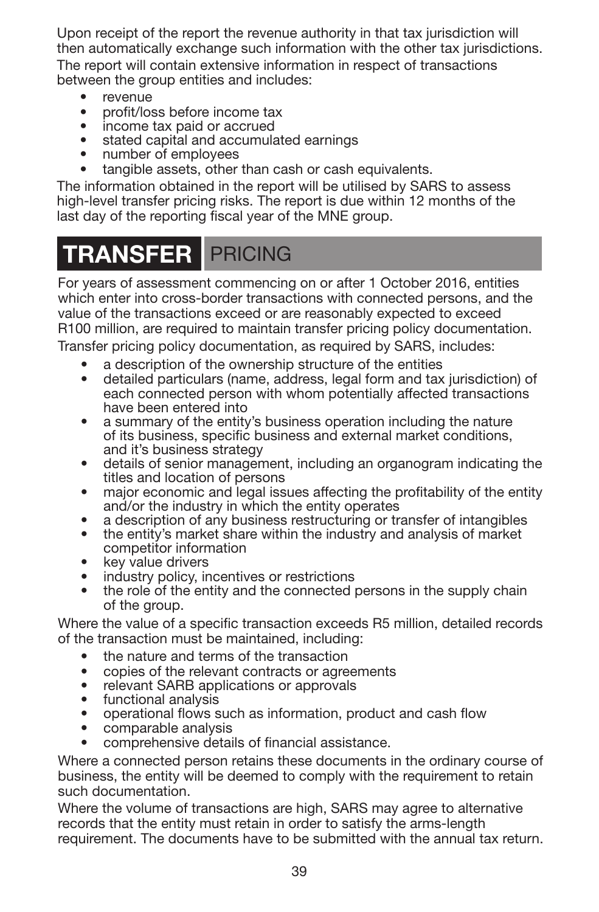Upon receipt of the report the revenue authority in that tax jurisdiction will then automatically exchange such information with the other tax jurisdictions. The report will contain extensive information in respect of transactions between the group entities and includes:

- revenue
- profit/loss before income tax
- income tax paid or accrued
- stated capital and accumulated earnings
- number of employees
- tangible assets, other than cash or cash equivalents.

The information obtained in the report will be utilised by SARS to assess high-level transfer pricing risks. The report is due within 12 months of the last day of the reporting fiscal year of the MNE group.

# TRANSFER PRICING

For years of assessment commencing on or after 1 October 2016, entities which enter into cross-border transactions with connected persons, and the value of the transactions exceed or are reasonably expected to exceed R100 million, are required to maintain transfer pricing policy documentation.

Transfer pricing policy documentation, as required by SARS, includes:

- a description of the ownership structure of the entities
- detailed particulars (name, address, legal form and tax jurisdiction) of each connected person with whom potentially affected transactions have been entered into
- a summary of the entity's business operation including the nature of its business, specific business and external market conditions, and it's business strategy
- details of senior management, including an organogram indicating the titles and location of persons
- major economic and legal issues affecting the profitability of the entity and/or the industry in which the entity operates
- a description of any business restructuring or transfer of intangibles
- the entity's market share within the industry and analysis of market competitor information
- key value drivers
- industry policy, incentives or restrictions
- the role of the entity and the connected persons in the supply chain of the group.

Where the value of a specific transaction exceeds R5 million, detailed records of the transaction must be maintained, including:

- the nature and terms of the transaction
- copies of the relevant contracts or agreements
- relevant SARB applications or approvals
- functional analysis
- operational flows such as information, product and cash flow
- comparable analysis
- comprehensive details of financial assistance.

Where a connected person retains these documents in the ordinary course of business, the entity will be deemed to comply with the requirement to retain such documentation.

Where the volume of transactions are high, SARS may agree to alternative records that the entity must retain in order to satisfy the arms-length requirement. The documents have to be submitted with the annual tax return.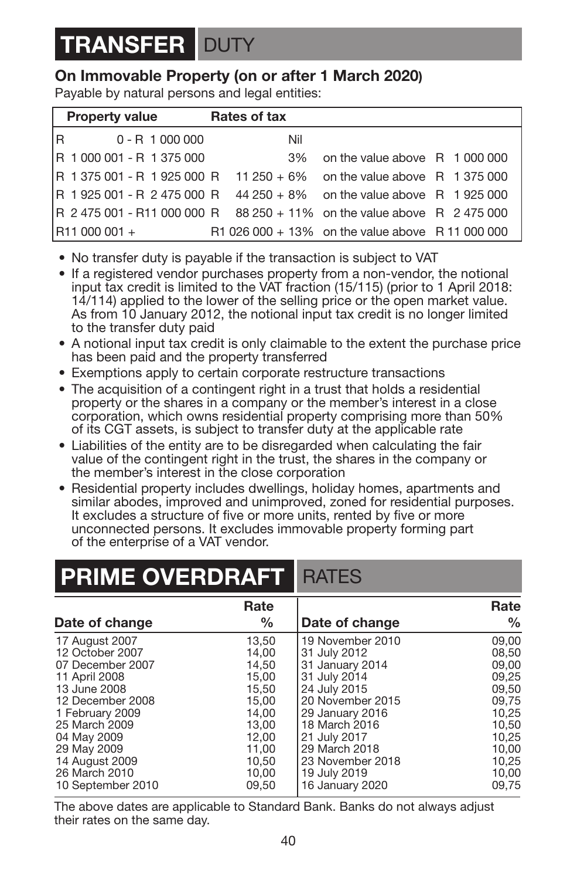# TRANSFER DUTY

## On Immovable Property (on or after 1 March 2020)

Payable by natural persons and legal entities:

| Property value | Rates of tax |
|---|---|
| R 0 - R 1 000 000 | Nil |
| R 1 000 001 - R 1 375 000 | 3% on the value above R 1 000 000 |
| R 1 375 001 - R 1 925 000 | R 11 250 + 6% on the value above R 1 375 000 |
| R 1 925 001 - R 2 475 000 | R 44 250 + 8% on the value above R 1 925 000 |
| R 2 475 001 - R11 000 000 | R 88 250 + 11% on the value above R 2 475 000 |
| R11 000 001 + | R1 026 000 + 13% on the value above R 11 000 000 |

- No transfer duty is payable if the transaction is subject to VAT
- If a registered vendor purchases property from a non-vendor, the notional input tax credit is limited to the VAT fraction (15/115) (prior to 1 April 2018: 14/114) applied to the lower of the selling price or the open market value. As from 10 January 2012, the notional input tax credit is no longer limited to the transfer duty paid
- A notional input tax credit is only claimable to the extent the purchase price has been paid and the property transferred
- Exemptions apply to certain corporate restructure transactions
- The acquisition of a contingent right in a trust that holds a residential property or the shares in a company or the member's interest in a close corporation, which owns residential property comprising more than 50% of its CGT assets, is subject to transfer duty at the applicable rate
- Liabilities of the entity are to be disregarded when calculating the fair value of the contingent right in the trust, the shares in the company or the member's interest in the close corporation
- Residential property includes dwellings, holiday homes, apartments and similar abodes, improved and unimproved, zoned for residential purposes. It excludes a structure of five or more units, rented by five or more unconnected persons. It excludes immovable property forming part of the enterprise of a VAT vendor.

# PRIME OVERDRAFT RATES

| Date of change | Rate % | Date of change | Rate % |
|---|---|---|---|
| 17 August 2007 | 13,50 | 19 November 2010 | 09,00 |
| 12 October 2007 | 14,00 | 31 July 2012 | 08,50 |
| 07 December 2007 | 14,50 | 31 January 2014 | 09,00 |
| 11 April 2008 | 15,00 | 31 July 2014 | 09,25 |
| 13 June 2008 | 15,50 | 24 July 2015 | 09,50 |
| 12 December 2008 | 15,00 | 20 November 2015 | 09,75 |
| 1 February 2009 | 14,00 | 29 January 2016 | 10,25 |
| 25 March 2009 | 13,00 | 18 March 2016 | 10,50 |
| 04 May 2009 | 12,00 | 21 July 2017 | 10,25 |
| 29 May 2009 | 11,00 | 29 March 2018 | 10,00 |
| 14 August 2009 | 10,50 | 23 November 2018 | 10,25 |
| 26 March 2010 | 10,00 | 19 July 2019 | 10,00 |
| 10 September 2010 | 09,50 | 16 January 2020 | 09,75 |

The above dates are applicable to Standard Bank. Banks do not always adjust their rates on the same day.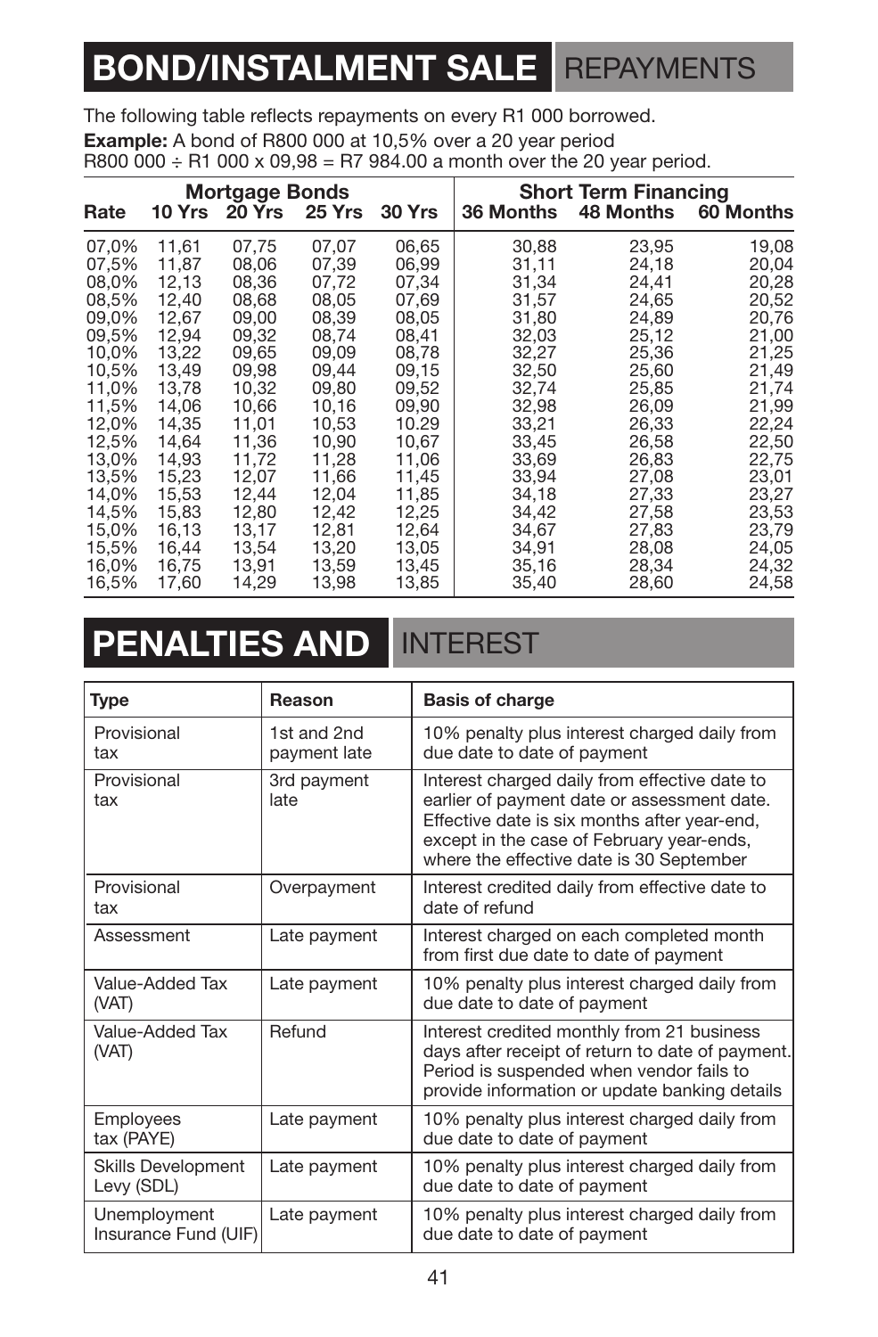# BOND/INSTALMENT SALE REPAYMENTS

The following table reflects repayments on every R1 000 borrowed.

**Example:** A bond of R800 000 at 10,5% over a 20 year period
R800 000 ÷ R1 000 x 09,98 = R7 984.00 a month over the 20 year period.

| | Mortgage Bonds | | | | Short Term Financing | | |
|---|---|---|---|---|---|---|---|
| Rate | 10 Yrs | 20 Yrs | 25 Yrs | 30 Yrs | 36 Months | 48 Months | 60 Months |
| 07,0% | 11,61 | 07,75 | 07,07 | 06,65 | 30,88 | 23,95 | 19,08 |
| 07,5% | 11,87 | 08,06 | 07,39 | 06,99 | 31,11 | 24,18 | 20,04 |
| 08,0% | 12,13 | 08,36 | 07,72 | 07,34 | 31,34 | 24,41 | 20,28 |
| 08,5% | 12,40 | 08,68 | 08,05 | 07,69 | 31,57 | 24,65 | 20,52 |
| 09,0% | 12,67 | 09,00 | 08,39 | 08,05 | 31,80 | 24,89 | 20,76 |
| 09,5% | 12,94 | 09,32 | 08,74 | 08,41 | 32,03 | 25,12 | 21,00 |
| 10,0% | 13,22 | 09,65 | 09,09 | 08,78 | 32,27 | 25,36 | 21,25 |
| 10,5% | 13,49 | 09,98 | 09,44 | 09,15 | 32,50 | 25,60 | 21,49 |
| 11,0% | 13,78 | 10,32 | 09,80 | 09,52 | 32,74 | 25,85 | 21,74 |
| 11,5% | 14,06 | 10,66 | 10,16 | 09,90 | 32,98 | 26,09 | 21,99 |
| 12,0% | 14,35 | 11,01 | 10,53 | 10.29 | 33,21 | 26,33 | 22,24 |
| 12,5% | 14,64 | 11,36 | 10,90 | 10,67 | 33,45 | 26,58 | 22,50 |
| 13,0% | 14,93 | 11,72 | 11,28 | 11,06 | 33,69 | 26,83 | 22,75 |
| 13,5% | 15,23 | 12,07 | 11,66 | 11,45 | 33,94 | 27,08 | 23,01 |
| 14,0% | 15,53 | 12,44 | 12,04 | 11,85 | 34,18 | 27,33 | 23,27 |
| 14,5% | 15,83 | 12,80 | 12,42 | 12,25 | 34,42 | 27,58 | 23,53 |
| 15,0% | 16,13 | 13,17 | 12,81 | 12,64 | 34,67 | 27,83 | 23,79 |
| 15,5% | 16,44 | 13,54 | 13,20 | 13,05 | 34,91 | 28,08 | 24,05 |
| 16,0% | 16,75 | 13,91 | 13,59 | 13,45 | 35,16 | 28,34 | 24,32 |
| 16,5% | 17,60 | 14,29 | 13,98 | 13,85 | 35,40 | 28,60 | 24,58 |

# PENALTIES AND INTEREST

| Type | Reason | Basis of charge |
|---|---|---|
| Provisional tax | 1st and 2nd payment late | 10% penalty plus interest charged daily from due date to date of payment |
| Provisional tax | 3rd payment late | Interest charged daily from effective date to earlier of payment date or assessment date. Effective date is six months after year-end, except in the case of February year-ends, where the effective date is 30 September |
| Provisional tax | Overpayment | Interest credited daily from effective date to date of refund |
| Assessment | Late payment | Interest charged on each completed month from first due date to date of payment |
| Value-Added Tax (VAT) | Late payment | 10% penalty plus interest charged daily from due date to date of payment |
| Value-Added Tax (VAT) | Refund | Interest credited monthly from 21 business days after receipt of return to date of payment. Period is suspended when vendor fails to provide information or update banking details |
| Employees tax (PAYE) | Late payment | 10% penalty plus interest charged daily from due date to date of payment |
| Skills Development Levy (SDL) | Late payment | 10% penalty plus interest charged daily from due date to date of payment |
| Unemployment Insurance Fund (UIF) | Late payment | 10% penalty plus interest charged daily from due date to date of payment |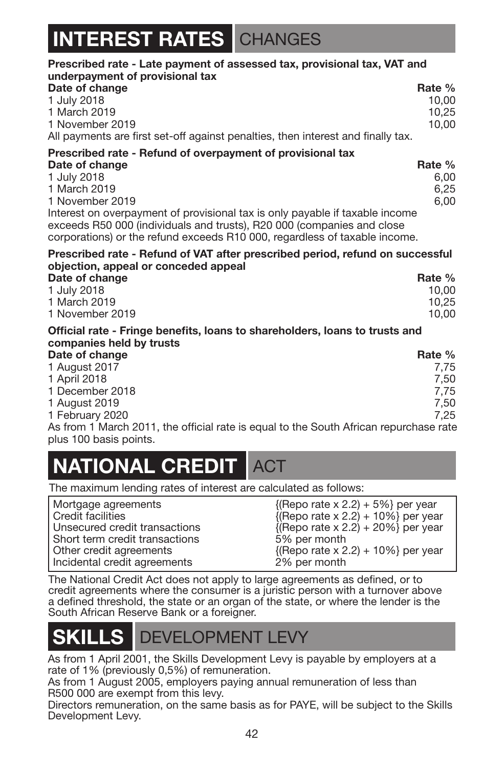# INTEREST RATES CHANGES

**Prescribed rate - Late payment of assessed tax, provisional tax, VAT and underpayment of provisional tax**

| Date of change | Rate % |
|---|---|
| 1 July 2018 | 10,00 |
| 1 March 2019 | 10,25 |
| 1 November 2019 | 10,00 |

All payments are first set-off against penalties, then interest and finally tax.

**Prescribed rate - Refund of overpayment of provisional tax**

| Date of change | Rate % |
|---|---|
| 1 July 2018 | 6,00 |
| 1 March 2019 | 6,25 |
| 1 November 2019 | 6,00 |

Interest on overpayment of provisional tax is only payable if taxable income exceeds R50 000 (individuals and trusts), R20 000 (companies and close corporations) or the refund exceeds R10 000, regardless of taxable income.

**Prescribed rate - Refund of VAT after prescribed period, refund on successful objection, appeal or conceded appeal**

| Date of change | Rate % |
|---|---|
| 1 July 2018 | 10,00 |
| 1 March 2019 | 10,25 |
| 1 November 2019 | 10,00 |

**Official rate - Fringe benefits, loans to shareholders, loans to trusts and companies held by trusts**

| Date of change | Rate % |
|---|---|
| 1 August 2017 | 7,75 |
| 1 April 2018 | 7,50 |
| 1 December 2018 | 7,75 |
| 1 August 2019 | 7,50 |
| 1 February 2020 | 7,25 |

As from 1 March 2011, the official rate is equal to the South African repurchase rate plus 100 basis points.

# NATIONAL CREDIT ACT

The maximum lending rates of interest are calculated as follows:

| | |
|---|---|
| Mortgage agreements | {(Repo rate x 2.2) + 5%} per year |
| Credit facilities | {(Repo rate x 2.2) + 10%} per year |
| Unsecured credit transactions | {(Repo rate x 2.2) + 20%} per year |
| Short term credit transactions | 5% per month |
| Other credit agreements | {(Repo rate x 2.2) + 10%} per year |
| Incidental credit agreements | 2% per month |

The National Credit Act does not apply to large agreements as defined, or to credit agreements where the consumer is a juristic person with a turnover above a defined threshold, the state or an organ of the state, or where the lender is the South African Reserve Bank or a foreigner.

# SKILLS DEVELOPMENT LEVY

As from 1 April 2001, the Skills Development Levy is payable by employers at a rate of 1% (previously 0,5%) of remuneration.

As from 1 August 2005, employers paying annual remuneration of less than R500 000 are exempt from this levy.

Directors remuneration, on the same basis as for PAYE, will be subject to the Skills Development Levy.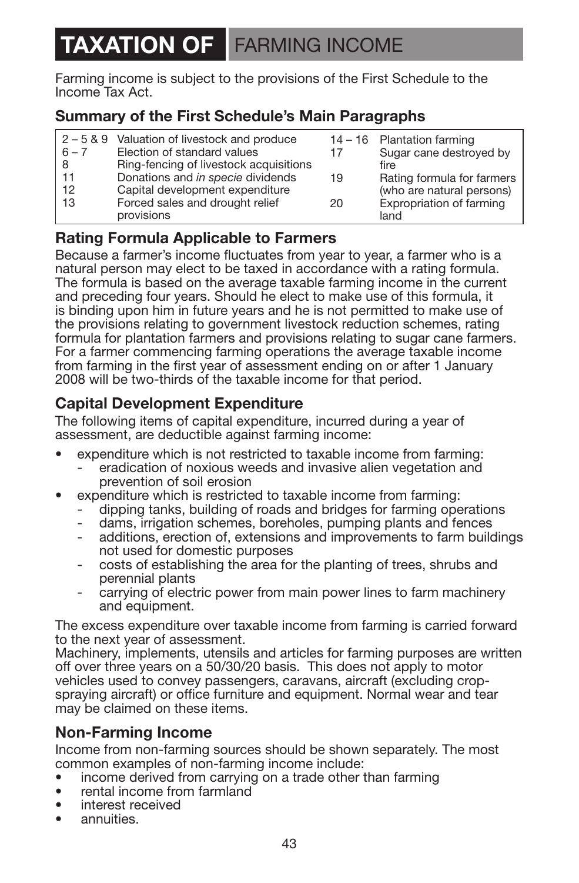# TAXATION OF FARMING INCOME

Farming income is subject to the provisions of the First Schedule to the Income Tax Act.

## Summary of the First Schedule's Main Paragraphs

| Paragraph | Description | Paragraph | Description |
|---|---|---|---|
| 2 – 5 & 9 | Valuation of livestock and produce | 14 – 16 | Plantation farming |
| 6 – 7 | Election of standard values | 17 | Sugar cane destroyed by fire |
| 8 | Ring-fencing of livestock acquisitions | | |
| 11 | Donations and *in specie* dividends | 19 | Rating formula for farmers (who are natural persons) |
| 12 | Capital development expenditure | | |
| 13 | Forced sales and drought relief provisions | 20 | Expropriation of farming land |

## Rating Formula Applicable to Farmers

Because a farmer's income fluctuates from year to year, a farmer who is a natural person may elect to be taxed in accordance with a rating formula. The formula is based on the average taxable farming income in the current and preceding four years. Should he elect to make use of this formula, it is binding upon him in future years and he is not permitted to make use of the provisions relating to government livestock reduction schemes, rating formula for plantation farmers and provisions relating to sugar cane farmers. For a farmer commencing farming operations the average taxable income from farming in the first year of assessment ending on or after 1 January 2008 will be two-thirds of the taxable income for that period.

## Capital Development Expenditure

The following items of capital expenditure, incurred during a year of assessment, are deductible against farming income:

- expenditure which is not restricted to taxable income from farming:
  - eradication of noxious weeds and invasive alien vegetation and prevention of soil erosion
- expenditure which is restricted to taxable income from farming:
  - dipping tanks, building of roads and bridges for farming operations
  - dams, irrigation schemes, boreholes, pumping plants and fences
  - additions, erection of, extensions and improvements to farm buildings not used for domestic purposes
  - costs of establishing the area for the planting of trees, shrubs and perennial plants
  - carrying of electric power from main power lines to farm machinery and equipment.

The excess expenditure over taxable income from farming is carried forward to the next year of assessment.
Machinery, implements, utensils and articles for farming purposes are written off over three years on a 50/30/20 basis. This does not apply to motor vehicles used to convey passengers, caravans, aircraft (excluding crop-spraying aircraft) or office furniture and equipment. Normal wear and tear may be claimed on these items.

## Non-Farming Income

Income from non-farming sources should be shown separately. The most common examples of non-farming income include:

- income derived from carrying on a trade other than farming
- rental income from farmland
- interest received
- annuities.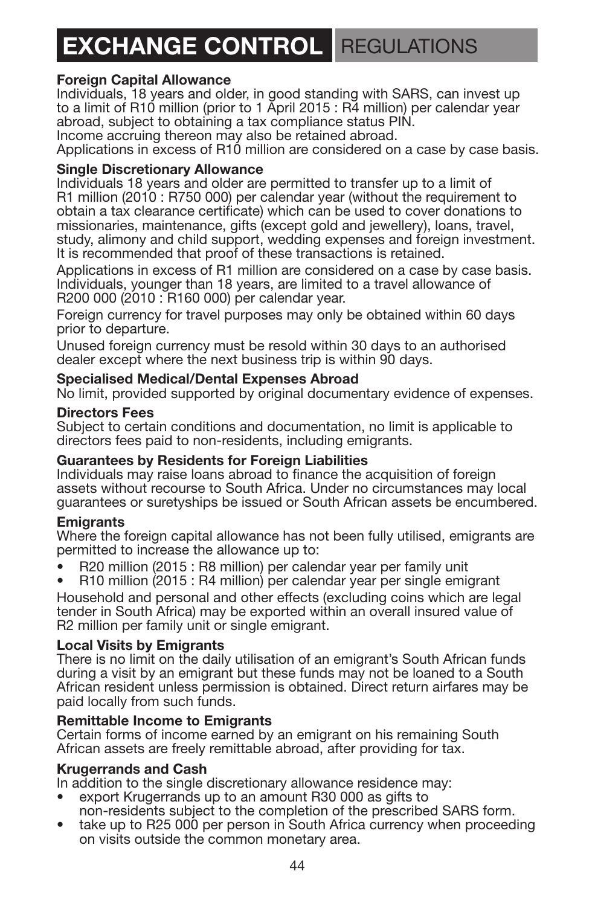# EXCHANGE CONTROL REGULATIONS

**Foreign Capital Allowance**
Individuals, 18 years and older, in good standing with SARS, can invest up to a limit of R10 million (prior to 1 April 2015 : R4 million) per calendar year abroad, subject to obtaining a tax compliance status PIN.
Income accruing thereon may also be retained abroad.
Applications in excess of R10 million are considered on a case by case basis.

**Single Discretionary Allowance**
Individuals 18 years and older are permitted to transfer up to a limit of R1 million (2010 : R750 000) per calendar year (without the requirement to obtain a tax clearance certificate) which can be used to cover donations to missionaries, maintenance, gifts (except gold and jewellery), loans, travel, study, alimony and child support, wedding expenses and foreign investment. It is recommended that proof of these transactions is retained.

Applications in excess of R1 million are considered on a case by case basis. Individuals, younger than 18 years, are limited to a travel allowance of R200 000 (2010 : R160 000) per calendar year.

Foreign currency for travel purposes may only be obtained within 60 days prior to departure.

Unused foreign currency must be resold within 30 days to an authorised dealer except where the next business trip is within 90 days.

**Specialised Medical/Dental Expenses Abroad**
No limit, provided supported by original documentary evidence of expenses.

**Directors Fees**
Subject to certain conditions and documentation, no limit is applicable to directors fees paid to non-residents, including emigrants.

**Guarantees by Residents for Foreign Liabilities**
Individuals may raise loans abroad to finance the acquisition of foreign assets without recourse to South Africa. Under no circumstances may local guarantees or suretyships be issued or South African assets be encumbered.

**Emigrants**
Where the foreign capital allowance has not been fully utilised, emigrants are permitted to increase the allowance up to:

- R20 million (2015 : R8 million) per calendar year per family unit
- R10 million (2015 : R4 million) per calendar year per single emigrant

Household and personal and other effects (excluding coins which are legal tender in South Africa) may be exported within an overall insured value of R2 million per family unit or single emigrant.

**Local Visits by Emigrants**
There is no limit on the daily utilisation of an emigrant's South African funds during a visit by an emigrant but these funds may not be loaned to a South African resident unless permission is obtained. Direct return airfares may be paid locally from such funds.

**Remittable Income to Emigrants**
Certain forms of income earned by an emigrant on his remaining South African assets are freely remittable abroad, after providing for tax.

**Krugerrands and Cash**
In addition to the single discretionary allowance residence may:

- export Krugerrands up to an amount R30 000 as gifts to non-residents subject to the completion of the prescribed SARS form.
- take up to R25 000 per person in South Africa currency when proceeding on visits outside the common monetary area.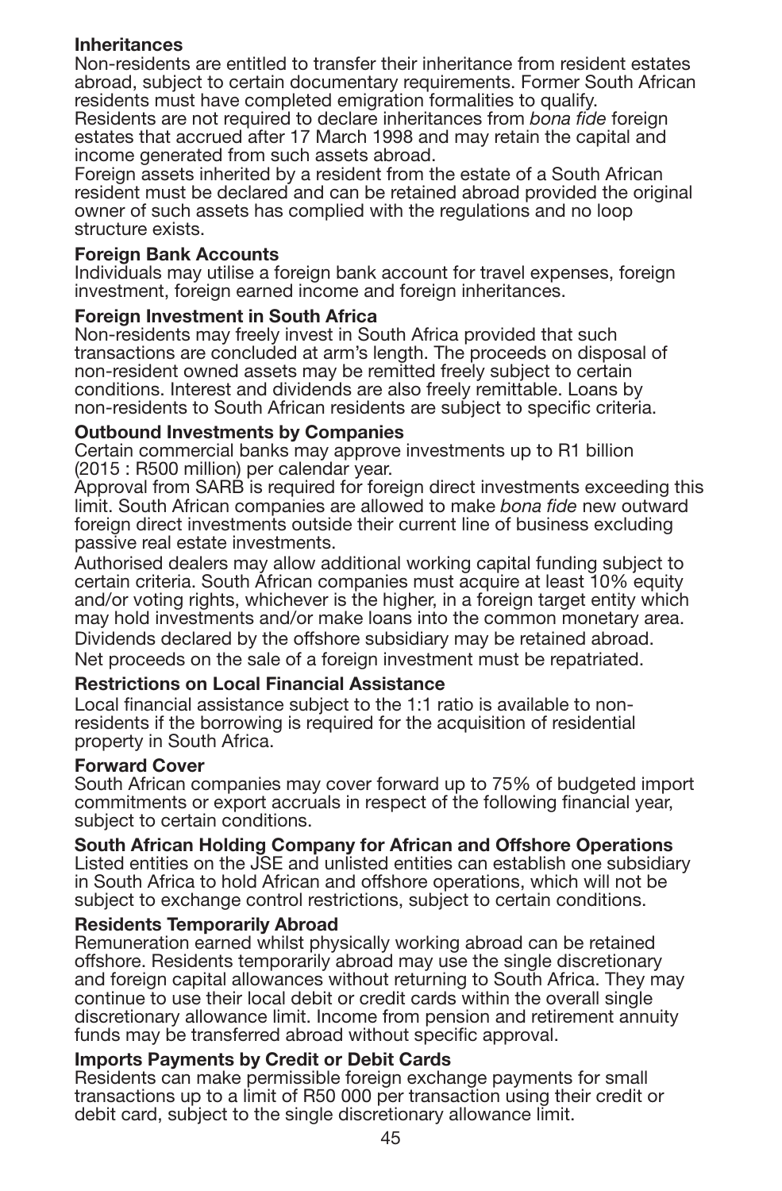**Inheritances**

Non-residents are entitled to transfer their inheritance from resident estates abroad, subject to certain documentary requirements. Former South African residents must have completed emigration formalities to qualify.

Residents are not required to declare inheritances from *bona fide* foreign estates that accrued after 17 March 1998 and may retain the capital and income generated from such assets abroad.

Foreign assets inherited by a resident from the estate of a South African resident must be declared and can be retained abroad provided the original owner of such assets has complied with the regulations and no loop structure exists.

**Foreign Bank Accounts**

Individuals may utilise a foreign bank account for travel expenses, foreign investment, foreign earned income and foreign inheritances.

**Foreign Investment in South Africa**

Non-residents may freely invest in South Africa provided that such transactions are concluded at arm's length. The proceeds on disposal of non-resident owned assets may be remitted freely subject to certain conditions. Interest and dividends are also freely remittable. Loans by non-residents to South African residents are subject to specific criteria.

**Outbound Investments by Companies**

Certain commercial banks may approve investments up to R1 billion (2015 : R500 million) per calendar year.

Approval from SARB is required for foreign direct investments exceeding this limit. South African companies are allowed to make *bona fide* new outward foreign direct investments outside their current line of business excluding passive real estate investments.

Authorised dealers may allow additional working capital funding subject to certain criteria. South African companies must acquire at least 10% equity and/or voting rights, whichever is the higher, in a foreign target entity which may hold investments and/or make loans into the common monetary area.

Dividends declared by the offshore subsidiary may be retained abroad.

Net proceeds on the sale of a foreign investment must be repatriated.

**Restrictions on Local Financial Assistance**

Local financial assistance subject to the 1:1 ratio is available to non-residents if the borrowing is required for the acquisition of residential property in South Africa.

**Forward Cover**

South African companies may cover forward up to 75% of budgeted import commitments or export accruals in respect of the following financial year, subject to certain conditions.

**South African Holding Company for African and Offshore Operations**

Listed entities on the JSE and unlisted entities can establish one subsidiary in South Africa to hold African and offshore operations, which will not be subject to exchange control restrictions, subject to certain conditions.

**Residents Temporarily Abroad**

Remuneration earned whilst physically working abroad can be retained offshore. Residents temporarily abroad may use the single discretionary and foreign capital allowances without returning to South Africa. They may continue to use their local debit or credit cards within the overall single discretionary allowance limit. Income from pension and retirement annuity funds may be transferred abroad without specific approval.

**Imports Payments by Credit or Debit Cards**

Residents can make permissible foreign exchange payments for small transactions up to a limit of R50 000 per transaction using their credit or debit card, subject to the single discretionary allowance limit.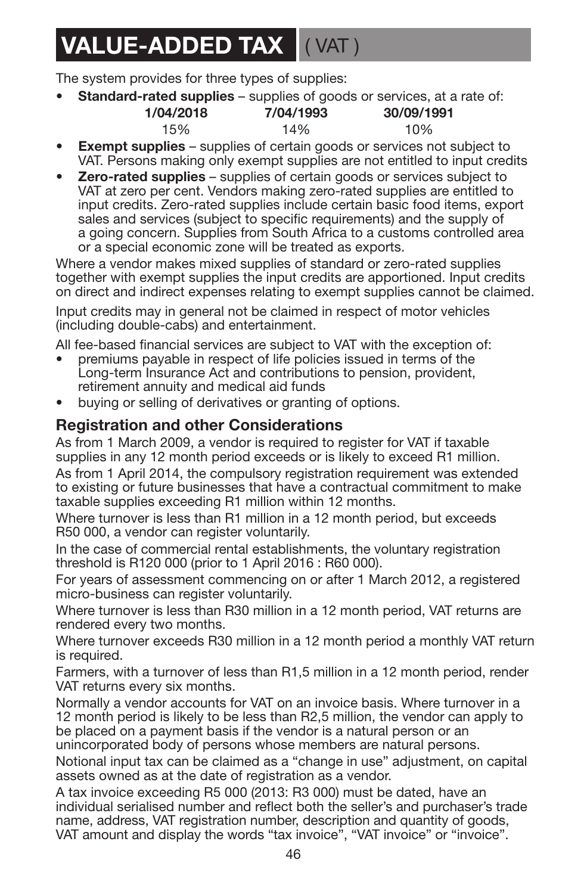# VALUE-ADDED TAX ( VAT )

The system provides for three types of supplies:

- **Standard-rated supplies** – supplies of goods or services, at a rate of:

| 1/04/2018 | 7/04/1993 | 30/09/1991 |
|---|---|---|
| 15% | 14% | 10% |

- **Exempt supplies** – supplies of certain goods or services not subject to VAT. Persons making only exempt supplies are not entitled to input credits
- **Zero-rated supplies** – supplies of certain goods or services subject to VAT at zero per cent. Vendors making zero-rated supplies are entitled to input credits. Zero-rated supplies include certain basic food items, export sales and services (subject to specific requirements) and the supply of a going concern. Supplies from South Africa to a customs controlled area or a special economic zone will be treated as exports.

Where a vendor makes mixed supplies of standard or zero-rated supplies together with exempt supplies the input credits are apportioned. Input credits on direct and indirect expenses relating to exempt supplies cannot be claimed.

Input credits may in general not be claimed in respect of motor vehicles (including double-cabs) and entertainment.

All fee-based financial services are subject to VAT with the exception of:

- premiums payable in respect of life policies issued in terms of the Long-term Insurance Act and contributions to pension, provident, retirement annuity and medical aid funds
- buying or selling of derivatives or granting of options.

## Registration and other Considerations

As from 1 March 2009, a vendor is required to register for VAT if taxable supplies in any 12 month period exceeds or is likely to exceed R1 million.

As from 1 April 2014, the compulsory registration requirement was extended to existing or future businesses that have a contractual commitment to make taxable supplies exceeding R1 million within 12 months.

Where turnover is less than R1 million in a 12 month period, but exceeds R50 000, a vendor can register voluntarily.

In the case of commercial rental establishments, the voluntary registration threshold is R120 000 (prior to 1 April 2016 : R60 000).

For years of assessment commencing on or after 1 March 2012, a registered micro-business can register voluntarily.

Where turnover is less than R30 million in a 12 month period, VAT returns are rendered every two months.

Where turnover exceeds R30 million in a 12 month period a monthly VAT return is required.

Farmers, with a turnover of less than R1,5 million in a 12 month period, render VAT returns every six months.

Normally a vendor accounts for VAT on an invoice basis. Where turnover in a 12 month period is likely to be less than R2,5 million, the vendor can apply to be placed on a payment basis if the vendor is a natural person or an unincorporated body of persons whose members are natural persons.

Notional input tax can be claimed as a "change in use" adjustment, on capital assets owned as at the date of registration as a vendor.

A tax invoice exceeding R5 000 (2013: R3 000) must be dated, have an individual serialised number and reflect both the seller's and purchaser's trade name, address, VAT registration number, description and quantity of goods, VAT amount and display the words "tax invoice", "VAT invoice" or "invoice".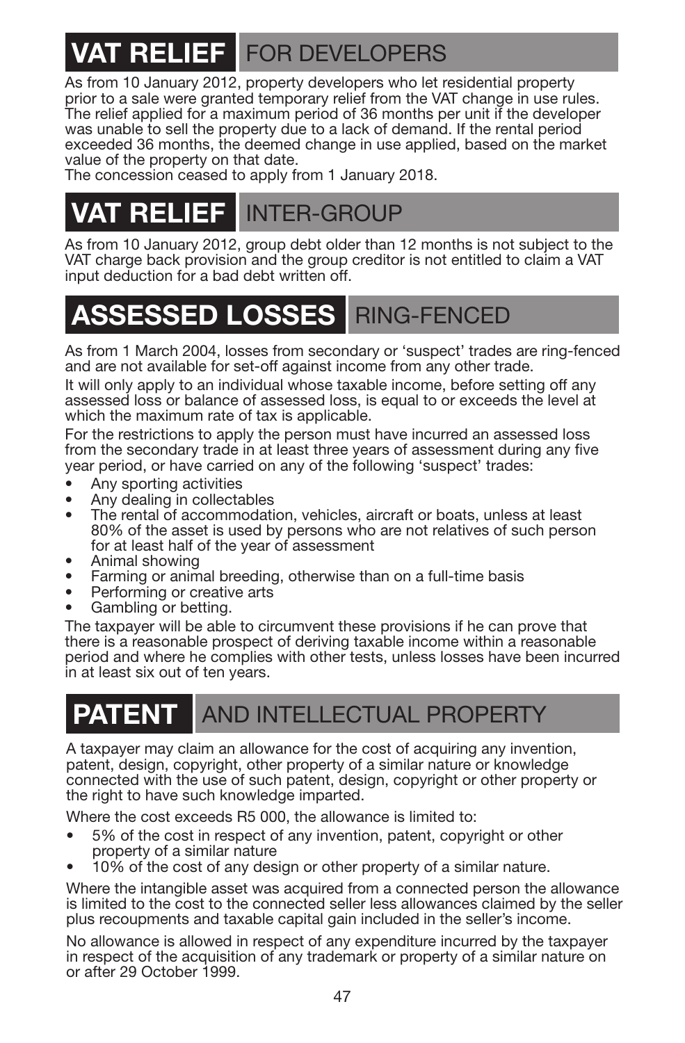## VAT RELIEF FOR DEVELOPERS

As from 10 January 2012, property developers who let residential property prior to a sale were granted temporary relief from the VAT change in use rules. The relief applied for a maximum period of 36 months per unit if the developer was unable to sell the property due to a lack of demand. If the rental period exceeded 36 months, the deemed change in use applied, based on the market value of the property on that date.
The concession ceased to apply from 1 January 2018.

## VAT RELIEF INTER-GROUP

As from 10 January 2012, group debt older than 12 months is not subject to the VAT charge back provision and the group creditor is not entitled to claim a VAT input deduction for a bad debt written off.

## ASSESSED LOSSES RING-FENCED

As from 1 March 2004, losses from secondary or 'suspect' trades are ring-fenced and are not available for set-off against income from any other trade.

It will only apply to an individual whose taxable income, before setting off any assessed loss or balance of assessed loss, is equal to or exceeds the level at which the maximum rate of tax is applicable.

For the restrictions to apply the person must have incurred an assessed loss from the secondary trade in at least three years of assessment during any five year period, or have carried on any of the following 'suspect' trades:

- Any sporting activities
- Any dealing in collectables
- The rental of accommodation, vehicles, aircraft or boats, unless at least 80% of the asset is used by persons who are not relatives of such person for at least half of the year of assessment
- Animal showing
- Farming or animal breeding, otherwise than on a full-time basis
- Performing or creative arts
- Gambling or betting.

The taxpayer will be able to circumvent these provisions if he can prove that there is a reasonable prospect of deriving taxable income within a reasonable period and where he complies with other tests, unless losses have been incurred in at least six out of ten years.

## PATENT AND INTELLECTUAL PROPERTY

A taxpayer may claim an allowance for the cost of acquiring any invention, patent, design, copyright, other property of a similar nature or knowledge connected with the use of such patent, design, copyright or other property or the right to have such knowledge imparted.

Where the cost exceeds R5 000, the allowance is limited to:

- 5% of the cost in respect of any invention, patent, copyright or other property of a similar nature
- 10% of the cost of any design or other property of a similar nature.

Where the intangible asset was acquired from a connected person the allowance is limited to the cost to the connected seller less allowances claimed by the seller plus recoupments and taxable capital gain included in the seller's income.

No allowance is allowed in respect of any expenditure incurred by the taxpayer in respect of the acquisition of any trademark or property of a similar nature on or after 29 October 1999.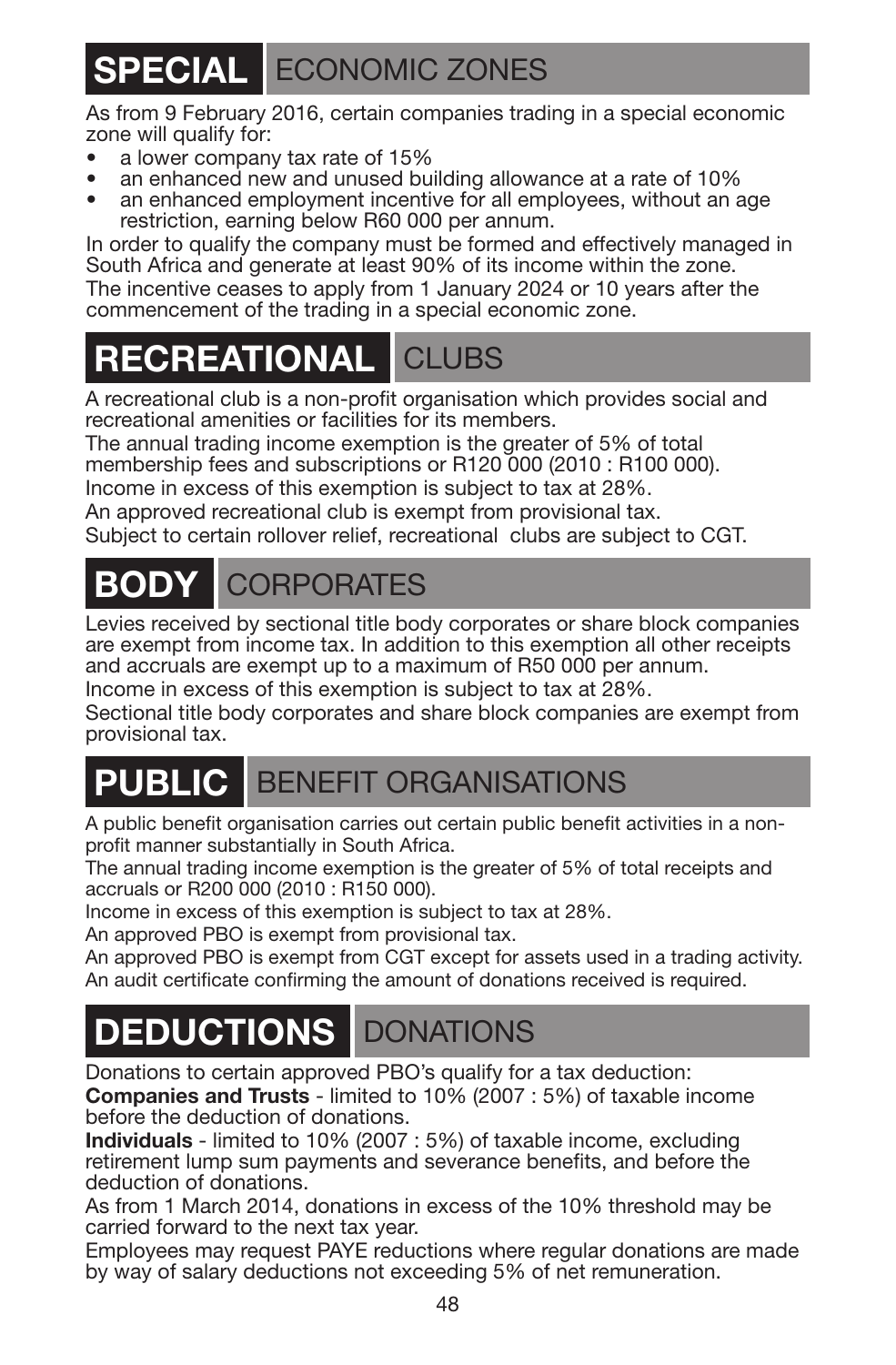## SPECIAL ECONOMIC ZONES

As from 9 February 2016, certain companies trading in a special economic zone will qualify for:

- a lower company tax rate of 15%
- an enhanced new and unused building allowance at a rate of 10%
- an enhanced employment incentive for all employees, without an age restriction, earning below R60 000 per annum.

In order to qualify the company must be formed and effectively managed in South Africa and generate at least 90% of its income within the zone.

The incentive ceases to apply from 1 January 2024 or 10 years after the commencement of the trading in a special economic zone.

## RECREATIONAL CLUBS

A recreational club is a non-profit organisation which provides social and recreational amenities or facilities for its members.

The annual trading income exemption is the greater of 5% of total membership fees and subscriptions or R120 000 (2010 : R100 000).

Income in excess of this exemption is subject to tax at 28%.

An approved recreational club is exempt from provisional tax.

Subject to certain rollover relief, recreational clubs are subject to CGT.

## BODY CORPORATES

Levies received by sectional title body corporates or share block companies are exempt from income tax. In addition to this exemption all other receipts and accruals are exempt up to a maximum of R50 000 per annum.

Income in excess of this exemption is subject to tax at 28%.

Sectional title body corporates and share block companies are exempt from provisional tax.

## PUBLIC BENEFIT ORGANISATIONS

A public benefit organisation carries out certain public benefit activities in a non-profit manner substantially in South Africa.

The annual trading income exemption is the greater of 5% of total receipts and accruals or R200 000 (2010 : R150 000).

Income in excess of this exemption is subject to tax at 28%.

An approved PBO is exempt from provisional tax.

An approved PBO is exempt from CGT except for assets used in a trading activity.

An audit certificate confirming the amount of donations received is required.

## DEDUCTIONS DONATIONS

Donations to certain approved PBO's qualify for a tax deduction:

**Companies and Trusts** - limited to 10% (2007 : 5%) of taxable income before the deduction of donations.

**Individuals** - limited to 10% (2007 : 5%) of taxable income, excluding retirement lump sum payments and severance benefits, and before the deduction of donations.

As from 1 March 2014, donations in excess of the 10% threshold may be carried forward to the next tax year.

Employees may request PAYE reductions where regular donations are made by way of salary deductions not exceeding 5% of net remuneration.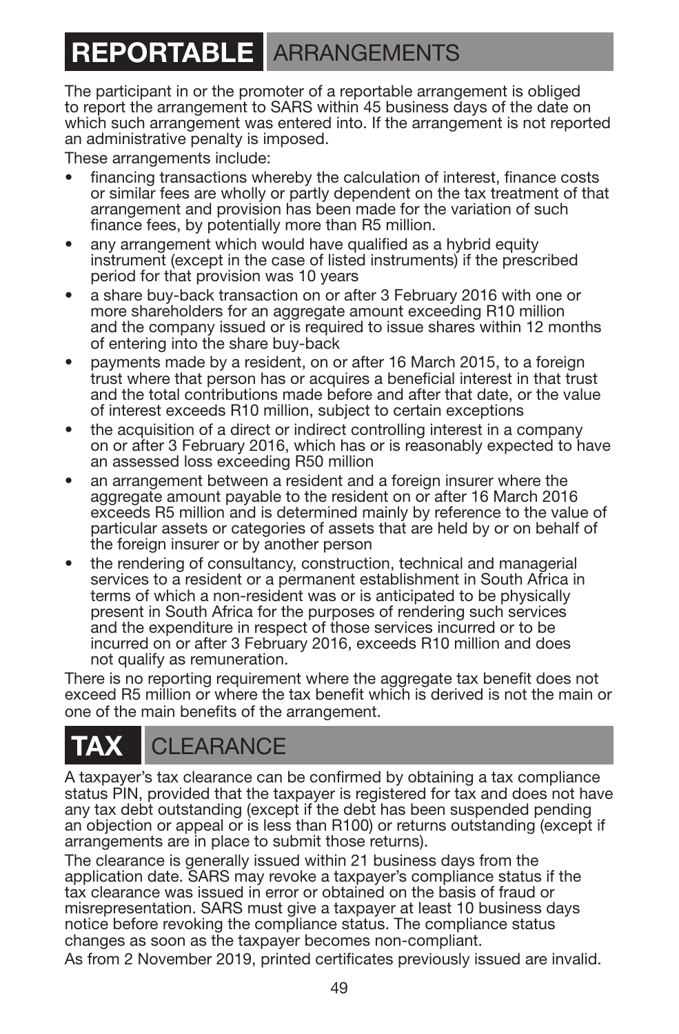# REPORTABLE ARRANGEMENTS

The participant in or the promoter of a reportable arrangement is obliged to report the arrangement to SARS within 45 business days of the date on which such arrangement was entered into. If the arrangement is not reported an administrative penalty is imposed.

These arrangements include:

- financing transactions whereby the calculation of interest, finance costs or similar fees are wholly or partly dependent on the tax treatment of that arrangement and provision has been made for the variation of such finance fees, by potentially more than R5 million.
- any arrangement which would have qualified as a hybrid equity instrument (except in the case of listed instruments) if the prescribed period for that provision was 10 years
- a share buy-back transaction on or after 3 February 2016 with one or more shareholders for an aggregate amount exceeding R10 million and the company issued or is required to issue shares within 12 months of entering into the share buy-back
- payments made by a resident, on or after 16 March 2015, to a foreign trust where that person has or acquires a beneficial interest in that trust and the total contributions made before and after that date, or the value of interest exceeds R10 million, subject to certain exceptions
- the acquisition of a direct or indirect controlling interest in a company on or after 3 February 2016, which has or is reasonably expected to have an assessed loss exceeding R50 million
- an arrangement between a resident and a foreign insurer where the aggregate amount payable to the resident on or after 16 March 2016 exceeds R5 million and is determined mainly by reference to the value of particular assets or categories of assets that are held by or on behalf of the foreign insurer or by another person
- the rendering of consultancy, construction, technical and managerial services to a resident or a permanent establishment in South Africa in terms of which a non-resident was or is anticipated to be physically present in South Africa for the purposes of rendering such services and the expenditure in respect of those services incurred or to be incurred on or after 3 February 2016, exceeds R10 million and does not qualify as remuneration.

There is no reporting requirement where the aggregate tax benefit does not exceed R5 million or where the tax benefit which is derived is not the main or one of the main benefits of the arrangement.

# TAX CLEARANCE

A taxpayer's tax clearance can be confirmed by obtaining a tax compliance status PIN, provided that the taxpayer is registered for tax and does not have any tax debt outstanding (except if the debt has been suspended pending an objection or appeal or is less than R100) or returns outstanding (except if arrangements are in place to submit those returns).

The clearance is generally issued within 21 business days from the application date. SARS may revoke a taxpayer's compliance status if the tax clearance was issued in error or obtained on the basis of fraud or misrepresentation. SARS must give a taxpayer at least 10 business days notice before revoking the compliance status. The compliance status changes as soon as the taxpayer becomes non-compliant.

As from 2 November 2019, printed certificates previously issued are invalid.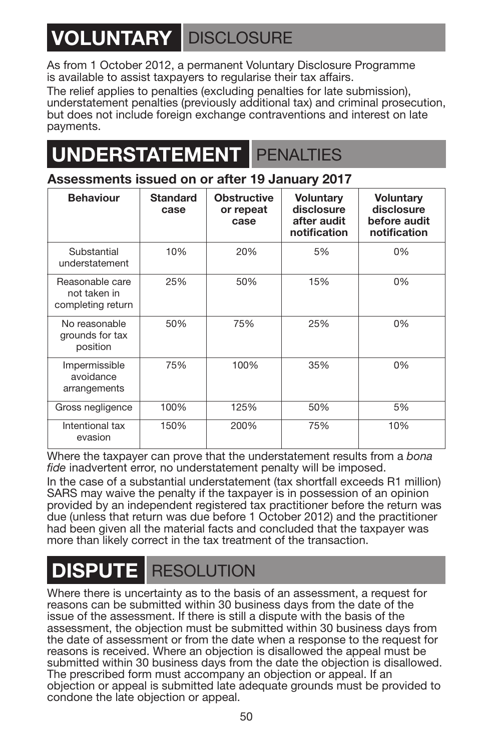# VOLUNTARY DISCLOSURE

As from 1 October 2012, a permanent Voluntary Disclosure Programme is available to assist taxpayers to regularise their tax affairs.

The relief applies to penalties (excluding penalties for late submission), understatement penalties (previously additional tax) and criminal prosecution, but does not include foreign exchange contraventions and interest on late payments.

# UNDERSTATEMENT PENALTIES

### Assessments issued on or after 19 January 2017

| Behaviour | Standard case | Obstructive or repeat case | Voluntary disclosure after audit notification | Voluntary disclosure before audit notification |
|---|---|---|---|---|
| Substantial understatement | 10% | 20% | 5% | 0% |
| Reasonable care not taken in completing return | 25% | 50% | 15% | 0% |
| No reasonable grounds for tax position | 50% | 75% | 25% | 0% |
| Impermissible avoidance arrangements | 75% | 100% | 35% | 0% |
| Gross negligence | 100% | 125% | 50% | 5% |
| Intentional tax evasion | 150% | 200% | 75% | 10% |

Where the taxpayer can prove that the understatement results from a *bona fide* inadvertent error, no understatement penalty will be imposed.

In the case of a substantial understatement (tax shortfall exceeds R1 million) SARS may waive the penalty if the taxpayer is in possession of an opinion provided by an independent registered tax practitioner before the return was due (unless that return was due before 1 October 2012) and the practitioner had been given all the material facts and concluded that the taxpayer was more than likely correct in the tax treatment of the transaction.

# DISPUTE RESOLUTION

Where there is uncertainty as to the basis of an assessment, a request for reasons can be submitted within 30 business days from the date of the issue of the assessment. If there is still a dispute with the basis of the assessment, the objection must be submitted within 30 business days from the date of assessment or from the date when a response to the request for reasons is received. Where an objection is disallowed the appeal must be submitted within 30 business days from the date the objection is disallowed. The prescribed form must accompany an objection or appeal. If an objection or appeal is submitted late adequate grounds must be provided to condone the late objection or appeal.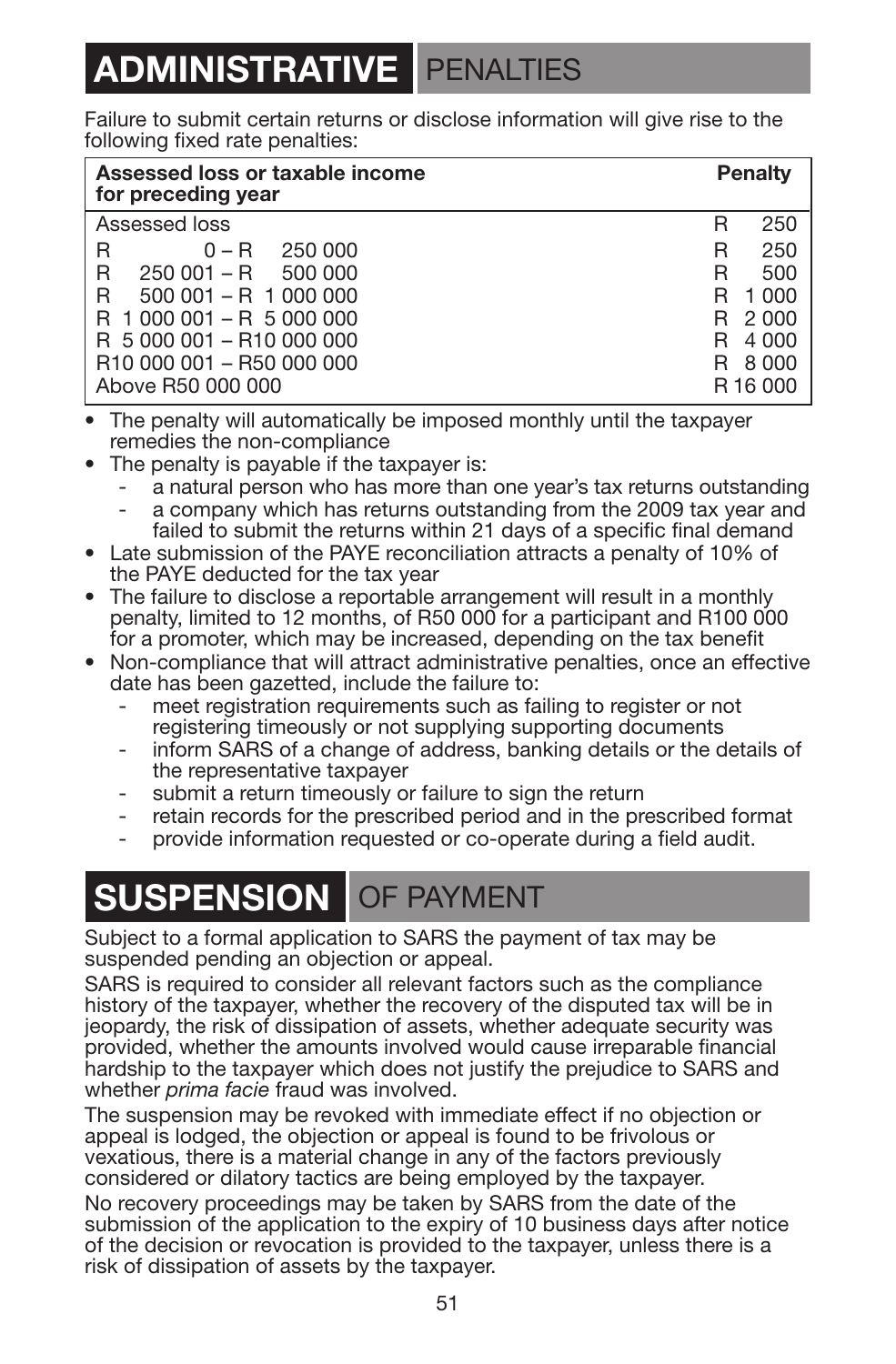# ADMINISTRATIVE PENALTIES

Failure to submit certain returns or disclose information will give rise to the following fixed rate penalties:

| Assessed loss or taxable income for preceding year | Penalty |
|---|---|
| Assessed loss | R 250 |
| R 0 – R 250 000 | R 250 |
| R 250 001 – R 500 000 | R 500 |
| R 500 001 – R 1 000 000 | R 1 000 |
| R 1 000 001 – R 5 000 000 | R 2 000 |
| R 5 000 001 – R10 000 000 | R 4 000 |
| R10 000 001 – R50 000 000 | R 8 000 |
| Above R50 000 000 | R 16 000 |

- The penalty will automatically be imposed monthly until the taxpayer remedies the non-compliance
- The penalty is payable if the taxpayer is:
  - a natural person who has more than one year's tax returns outstanding
  - a company which has returns outstanding from the 2009 tax year and failed to submit the returns within 21 days of a specific final demand
- Late submission of the PAYE reconciliation attracts a penalty of 10% of the PAYE deducted for the tax year
- The failure to disclose a reportable arrangement will result in a monthly penalty, limited to 12 months, of R50 000 for a participant and R100 000 for a promoter, which may be increased, depending on the tax benefit
- Non-compliance that will attract administrative penalties, once an effective date has been gazetted, include the failure to:
  - meet registration requirements such as failing to register or not registering timeously or not supplying supporting documents
  - inform SARS of a change of address, banking details or the details of the representative taxpayer
  - submit a return timeously or failure to sign the return
  - retain records for the prescribed period and in the prescribed format
  - provide information requested or co-operate during a field audit.

# SUSPENSION OF PAYMENT

Subject to a formal application to SARS the payment of tax may be suspended pending an objection or appeal.

SARS is required to consider all relevant factors such as the compliance history of the taxpayer, whether the recovery of the disputed tax will be in jeopardy, the risk of dissipation of assets, whether adequate security was provided, whether the amounts involved would cause irreparable financial hardship to the taxpayer which does not justify the prejudice to SARS and whether *prima facie* fraud was involved.

The suspension may be revoked with immediate effect if no objection or appeal is lodged, the objection or appeal is found to be frivolous or vexatious, there is a material change in any of the factors previously considered or dilatory tactics are being employed by the taxpayer.

No recovery proceedings may be taken by SARS from the date of the submission of the application to the expiry of 10 business days after notice of the decision or revocation is provided to the taxpayer, unless there is a risk of dissipation of assets by the taxpayer.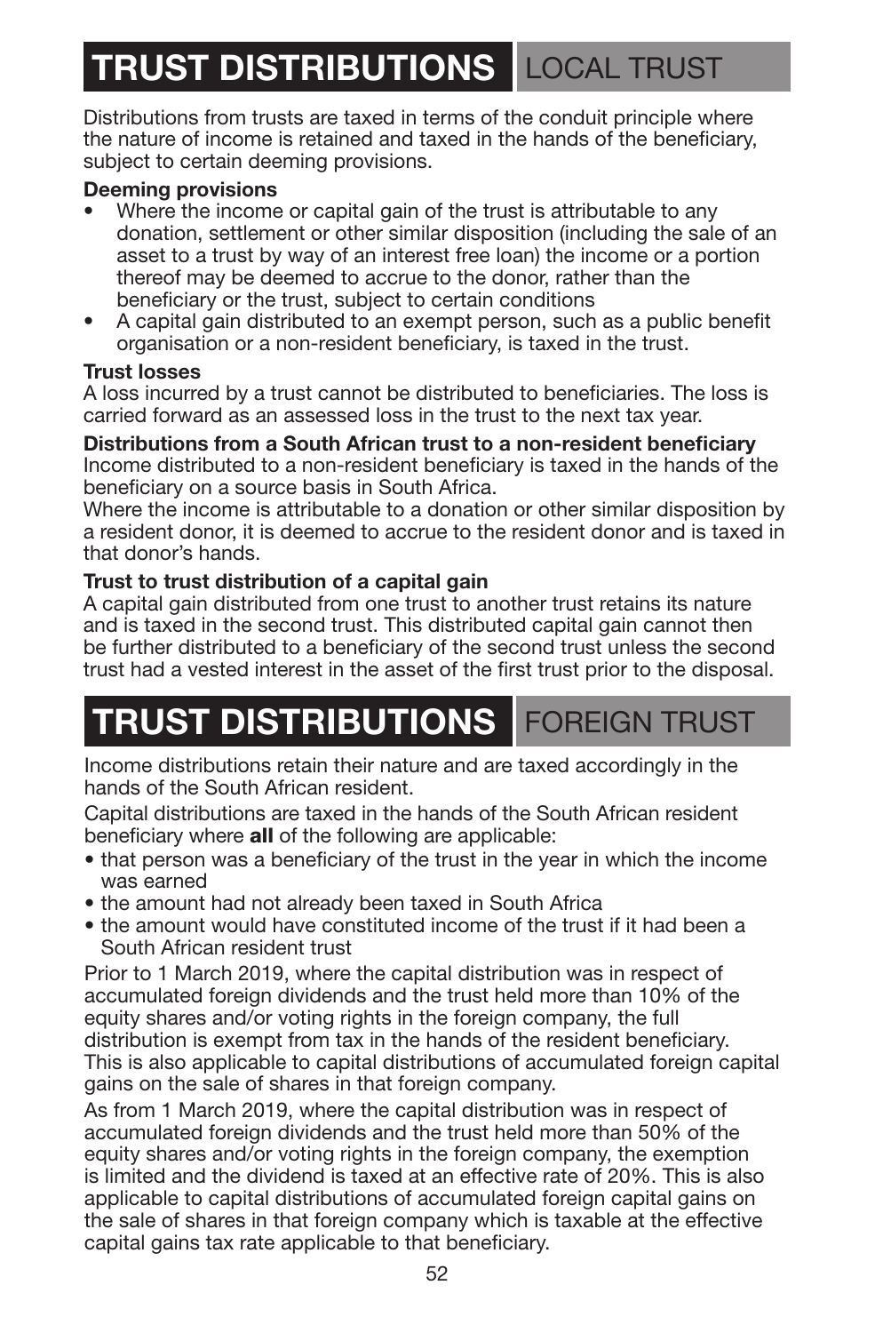# TRUST DISTRIBUTIONS LOCAL TRUST

Distributions from trusts are taxed in terms of the conduit principle where the nature of income is retained and taxed in the hands of the beneficiary, subject to certain deeming provisions.

**Deeming provisions**

- Where the income or capital gain of the trust is attributable to any donation, settlement or other similar disposition (including the sale of an asset to a trust by way of an interest free loan) the income or a portion thereof may be deemed to accrue to the donor, rather than the beneficiary or the trust, subject to certain conditions
- A capital gain distributed to an exempt person, such as a public benefit organisation or a non-resident beneficiary, is taxed in the trust.

**Trust losses**

A loss incurred by a trust cannot be distributed to beneficiaries. The loss is carried forward as an assessed loss in the trust to the next tax year.

**Distributions from a South African trust to a non-resident beneficiary**

Income distributed to a non-resident beneficiary is taxed in the hands of the beneficiary on a source basis in South Africa.

Where the income is attributable to a donation or other similar disposition by a resident donor, it is deemed to accrue to the resident donor and is taxed in that donor's hands.

**Trust to trust distribution of a capital gain**

A capital gain distributed from one trust to another trust retains its nature and is taxed in the second trust. This distributed capital gain cannot then be further distributed to a beneficiary of the second trust unless the second trust had a vested interest in the asset of the first trust prior to the disposal.

# TRUST DISTRIBUTIONS FOREIGN TRUST

Income distributions retain their nature and are taxed accordingly in the hands of the South African resident.

Capital distributions are taxed in the hands of the South African resident beneficiary where **all** of the following are applicable:

- that person was a beneficiary of the trust in the year in which the income was earned
- the amount had not already been taxed in South Africa
- the amount would have constituted income of the trust if it had been a South African resident trust

Prior to 1 March 2019, where the capital distribution was in respect of accumulated foreign dividends and the trust held more than 10% of the equity shares and/or voting rights in the foreign company, the full distribution is exempt from tax in the hands of the resident beneficiary. This is also applicable to capital distributions of accumulated foreign capital gains on the sale of shares in that foreign company.

As from 1 March 2019, where the capital distribution was in respect of accumulated foreign dividends and the trust held more than 50% of the equity shares and/or voting rights in the foreign company, the exemption is limited and the dividend is taxed at an effective rate of 20%. This is also applicable to capital distributions of accumulated foreign capital gains on the sale of shares in that foreign company which is taxable at the effective capital gains tax rate applicable to that beneficiary.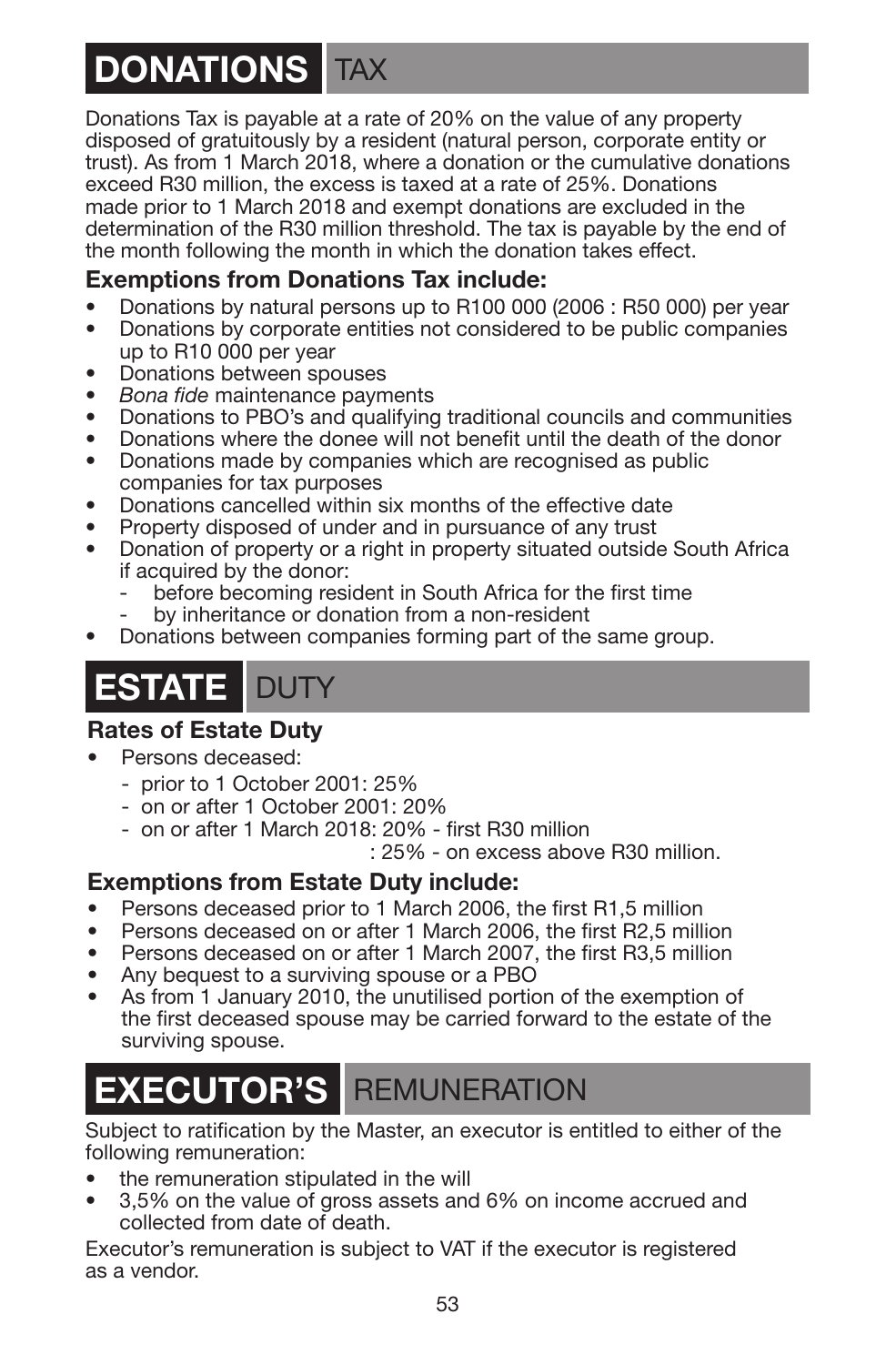# DONATIONS TAX

Donations Tax is payable at a rate of 20% on the value of any property disposed of gratuitously by a resident (natural person, corporate entity or trust). As from 1 March 2018, where a donation or the cumulative donations exceed R30 million, the excess is taxed at a rate of 25%. Donations made prior to 1 March 2018 and exempt donations are excluded in the determination of the R30 million threshold. The tax is payable by the end of the month following the month in which the donation takes effect.

### Exemptions from Donations Tax include:

- Donations by natural persons up to R100 000 (2006 : R50 000) per year
- Donations by corporate entities not considered to be public companies up to R10 000 per year
- Donations between spouses
- *Bona fide* maintenance payments
- Donations to PBO's and qualifying traditional councils and communities
- Donations where the donee will not benefit until the death of the donor
- Donations made by companies which are recognised as public companies for tax purposes
- Donations cancelled within six months of the effective date
- Property disposed of under and in pursuance of any trust
- Donation of property or a right in property situated outside South Africa if acquired by the donor:
  - before becoming resident in South Africa for the first time
  - by inheritance or donation from a non-resident
- Donations between companies forming part of the same group.

# ESTATE DUTY

### Rates of Estate Duty

- Persons deceased:
  - prior to 1 October 2001: 25%
  - on or after 1 October 2001: 20%
  - on or after 1 March 2018: 20% - first R30 million
    : 25% - on excess above R30 million.

### Exemptions from Estate Duty include:

- Persons deceased prior to 1 March 2006, the first R1,5 million
- Persons deceased on or after 1 March 2006, the first R2,5 million
- Persons deceased on or after 1 March 2007, the first R3,5 million
- Any bequest to a surviving spouse or a PBO
- As from 1 January 2010, the unutilised portion of the exemption of the first deceased spouse may be carried forward to the estate of the surviving spouse.

# EXECUTOR'S REMUNERATION

Subject to ratification by the Master, an executor is entitled to either of the following remuneration:

- the remuneration stipulated in the will
- 3,5% on the value of gross assets and 6% on income accrued and collected from date of death.

Executor's remuneration is subject to VAT if the executor is registered as a vendor.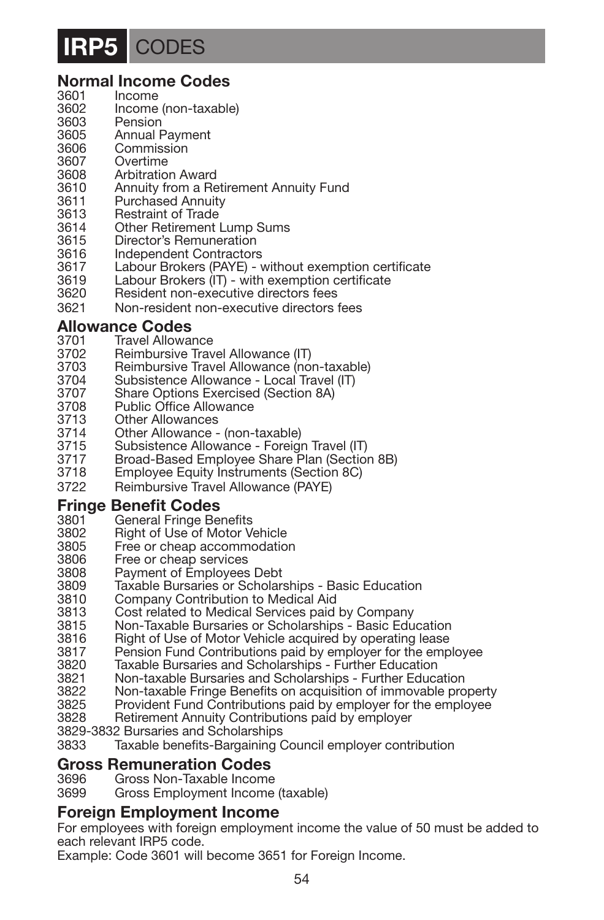# IRP5 CODES

## Normal Income Codes

3601 Income
3602 Income (non-taxable)
3603 Pension
3605 Annual Payment
3606 Commission
3607 Overtime
3608 Arbitration Award
3610 Annuity from a Retirement Annuity Fund
3611 Purchased Annuity
3613 Restraint of Trade
3614 Other Retirement Lump Sums
3615 Director's Remuneration
3616 Independent Contractors
3617 Labour Brokers (PAYE) - without exemption certificate
3619 Labour Brokers (IT) - with exemption certificate
3620 Resident non-executive directors fees
3621 Non-resident non-executive directors fees

## Allowance Codes

3701 Travel Allowance
3702 Reimbursive Travel Allowance (IT)
3703 Reimbursive Travel Allowance (non-taxable)
3704 Subsistence Allowance - Local Travel (IT)
3707 Share Options Exercised (Section 8A)
3708 Public Office Allowance
3713 Other Allowances
3714 Other Allowance - (non-taxable)
3715 Subsistence Allowance - Foreign Travel (IT)
3717 Broad-Based Employee Share Plan (Section 8B)
3718 Employee Equity Instruments (Section 8C)
3722 Reimbursive Travel Allowance (PAYE)

## Fringe Benefit Codes

3801 General Fringe Benefits
3802 Right of Use of Motor Vehicle
3805 Free or cheap accommodation
3806 Free or cheap services
3808 Payment of Employees Debt
3809 Taxable Bursaries or Scholarships - Basic Education
3810 Company Contribution to Medical Aid
3813 Cost related to Medical Services paid by Company
3815 Non-Taxable Bursaries or Scholarships - Basic Education
3816 Right of Use of Motor Vehicle acquired by operating lease
3817 Pension Fund Contributions paid by employer for the employee
3820 Taxable Bursaries and Scholarships - Further Education
3821 Non-taxable Bursaries and Scholarships - Further Education
3822 Non-taxable Fringe Benefits on acquisition of immovable property
3825 Provident Fund Contributions paid by employer for the employee
3828 Retirement Annuity Contributions paid by employer
3829-3832 Bursaries and Scholarships
3833 Taxable benefits-Bargaining Council employer contribution

## Gross Remuneration Codes

3696 Gross Non-Taxable Income
3699 Gross Employment Income (taxable)

## Foreign Employment Income

For employees with foreign employment income the value of 50 must be added to each relevant IRP5 code.
Example: Code 3601 will become 3651 for Foreign Income.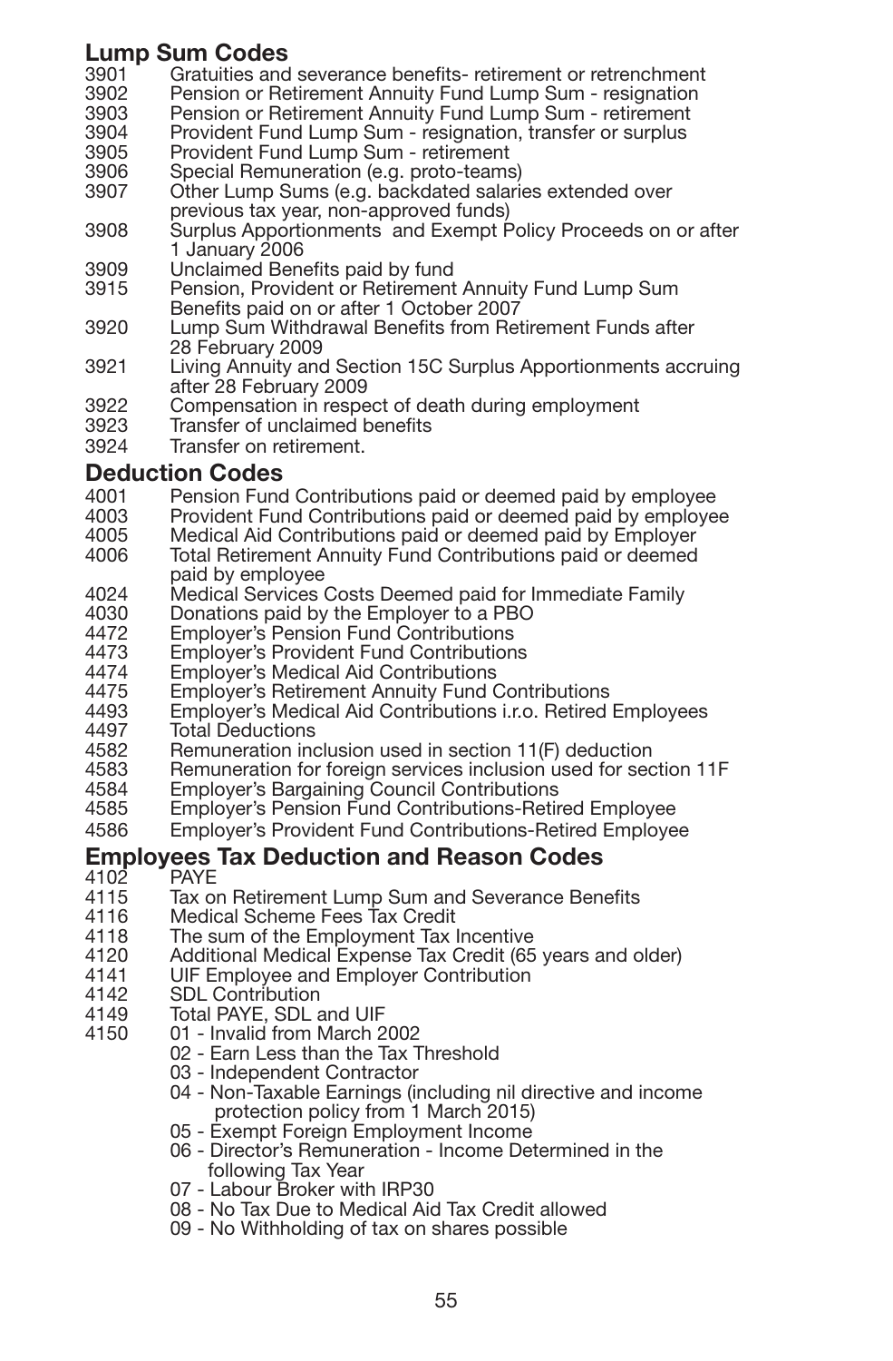## Lump Sum Codes

3901 Gratuities and severance benefits- retirement or retrenchment
3902 Pension or Retirement Annuity Fund Lump Sum - resignation
3903 Pension or Retirement Annuity Fund Lump Sum - retirement
3904 Provident Fund Lump Sum - resignation, transfer or surplus
3905 Provident Fund Lump Sum - retirement
3906 Special Remuneration (e.g. proto-teams)
3907 Other Lump Sums (e.g. backdated salaries extended over previous tax year, non-approved funds)
3908 Surplus Apportionments and Exempt Policy Proceeds on or after 1 January 2006
3909 Unclaimed Benefits paid by fund
3915 Pension, Provident or Retirement Annuity Fund Lump Sum Benefits paid on or after 1 October 2007
3920 Lump Sum Withdrawal Benefits from Retirement Funds after 28 February 2009
3921 Living Annuity and Section 15C Surplus Apportionments accruing after 28 February 2009
3922 Compensation in respect of death during employment
3923 Transfer of unclaimed benefits
3924 Transfer on retirement.

## Deduction Codes

4001 Pension Fund Contributions paid or deemed paid by employee
4003 Provident Fund Contributions paid or deemed paid by employee
4005 Medical Aid Contributions paid or deemed paid by Employer
4006 Total Retirement Annuity Fund Contributions paid or deemed paid by employee
4024 Medical Services Costs Deemed paid for Immediate Family
4030 Donations paid by the Employer to a PBO
4472 Employer's Pension Fund Contributions
4473 Employer's Provident Fund Contributions
4474 Employer's Medical Aid Contributions
4475 Employer's Retirement Annuity Fund Contributions
4493 Employer's Medical Aid Contributions i.r.o. Retired Employees
4497 Total Deductions
4582 Remuneration inclusion used in section 11(F) deduction
4583 Remuneration for foreign services inclusion used for section 11F
4584 Employer's Bargaining Council Contributions
4585 Employer's Pension Fund Contributions-Retired Employee
4586 Employer's Provident Fund Contributions-Retired Employee

## Employees Tax Deduction and Reason Codes

4102 PAYE
4115 Tax on Retirement Lump Sum and Severance Benefits
4116 Medical Scheme Fees Tax Credit
4118 The sum of the Employment Tax Incentive
4120 Additional Medical Expense Tax Credit (65 years and older)
4141 UIF Employee and Employer Contribution
4142 SDL Contribution
4149 Total PAYE, SDL and UIF
4150 01 - Invalid from March 2002
- 02 - Earn Less than the Tax Threshold
- 03 - Independent Contractor
- 04 - Non-Taxable Earnings (including nil directive and income protection policy from 1 March 2015)
- 05 - Exempt Foreign Employment Income
- 06 - Director's Remuneration - Income Determined in the following Tax Year
- 07 - Labour Broker with IRP30
- 08 - No Tax Due to Medical Aid Tax Credit allowed
- 09 - No Withholding of tax on shares possible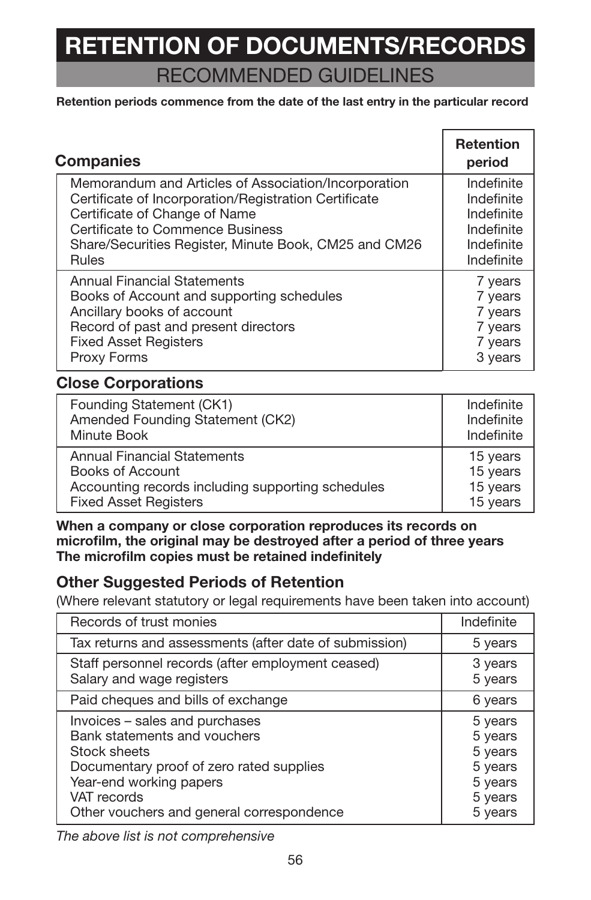# RETENTION OF DOCUMENTS/RECORDS

## RECOMMENDED GUIDELINES

**Retention periods commence from the date of the last entry in the particular record**

| Companies | Retention period |
|---|---|
| Memorandum and Articles of Association/Incorporation | Indefinite |
| Certificate of Incorporation/Registration Certificate | Indefinite |
| Certificate of Change of Name | Indefinite |
| Certificate to Commence Business | Indefinite |
| Share/Securities Register, Minute Book, CM25 and CM26 | Indefinite |
| Rules | Indefinite |
| Annual Financial Statements | 7 years |
| Books of Account and supporting schedules | 7 years |
| Ancillary books of account | 7 years |
| Record of past and present directors | 7 years |
| Fixed Asset Registers | 7 years |
| Proxy Forms | 3 years |

### Close Corporations

| | |
|---|---|
| Founding Statement (CK1) | Indefinite |
| Amended Founding Statement (CK2) | Indefinite |
| Minute Book | Indefinite |
| Annual Financial Statements | 15 years |
| Books of Account | 15 years |
| Accounting records including supporting schedules | 15 years |
| Fixed Asset Registers | 15 years |

**When a company or close corporation reproduces its records on microfilm, the original may be destroyed after a period of three years
The microfilm copies must be retained indefinitely**

### Other Suggested Periods of Retention

(Where relevant statutory or legal requirements have been taken into account)

| | |
|---|---|
| Records of trust monies | Indefinite |
| Tax returns and assessments (after date of submission) | 5 years |
| Staff personnel records (after employment ceased) | 3 years |
| Salary and wage registers | 5 years |
| Paid cheques and bills of exchange | 6 years |
| Invoices – sales and purchases | 5 years |
| Bank statements and vouchers | 5 years |
| Stock sheets | 5 years |
| Documentary proof of zero rated supplies | 5 years |
| Year-end working papers | 5 years |
| VAT records | 5 years |
| Other vouchers and general correspondence | 5 years |

*The above list is not comprehensive*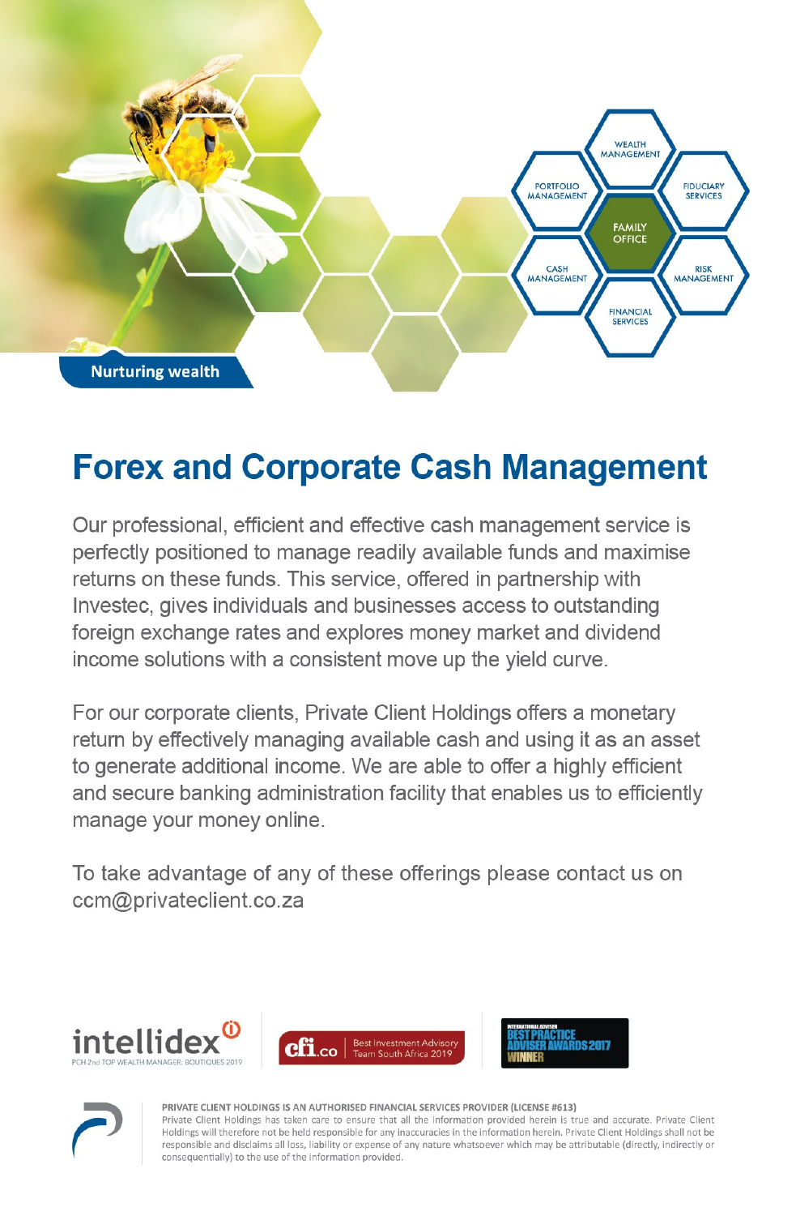WEALTH MANAGEMENT

PORTFOLIO MANAGEMENT

FIDUCIARY SERVICES

FAMILY OFFICE

CASH MANAGEMENT

RISK MANAGEMENT

FINANCIAL SERVICES

**Nurturing wealth**

# Forex and Corporate Cash Management

Our professional, efficient and effective cash management service is perfectly positioned to manage readily available funds and maximise returns on these funds. This service, offered in partnership with Investec, gives individuals and businesses access to outstanding foreign exchange rates and explores money market and dividend income solutions with a consistent move up the yield curve.

For our corporate clients, Private Client Holdings offers a monetary return by effectively managing available cash and using it as an asset to generate additional income. We are able to offer a highly efficient and secure banking administration facility that enables us to efficiently manage your money online.

To take advantage of any of these offerings please contact us on ccm@privateclient.co.za

intellidex PCH 2nd TOP WEALTH MANAGER: BOUTIQUES 2019

cfi.co Best Investment Advisory Team South Africa 2019

INTERNATIONAL ADVISER BEST PRACTICE ADVISER AWARDS 2017 WINNER

**PRIVATE CLIENT HOLDINGS IS AN AUTHORISED FINANCIAL SERVICES PROVIDER (LICENSE #613)**

Private Client Holdings has taken care to ensure that all the information provided herein is true and accurate. Private Client Holdings will therefore not be held responsible for any inaccuracies in the information herein. Private Client Holdings shall not be responsible and disclaims all loss, liability or expense of any nature whatsoever which may be attributable (directly, indirectly or consequentially) to the use of the information provided.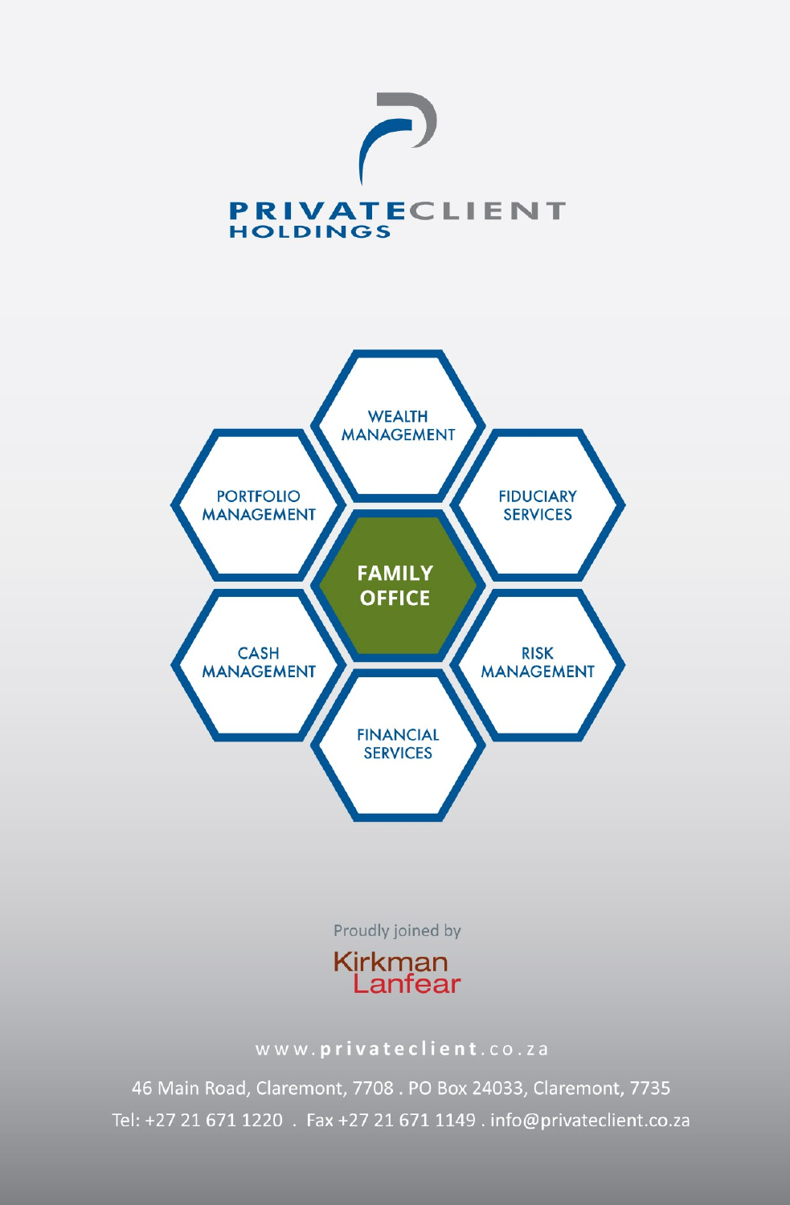PRIVATECLIENT
HOLDINGS

WEALTH MANAGEMENT

PORTFOLIO MANAGEMENT

FIDUCIARY SERVICES

FAMILY OFFICE

CASH MANAGEMENT

RISK MANAGEMENT

FINANCIAL SERVICES

Proudly joined by

Kirkman Lanfear

www.privateclient.co.za

46 Main Road, Claremont, 7708 . PO Box 24033, Claremont, 7735

Tel: +27 21 671 1220 . Fax +27 21 671 1149 . info@privateclient.co.za